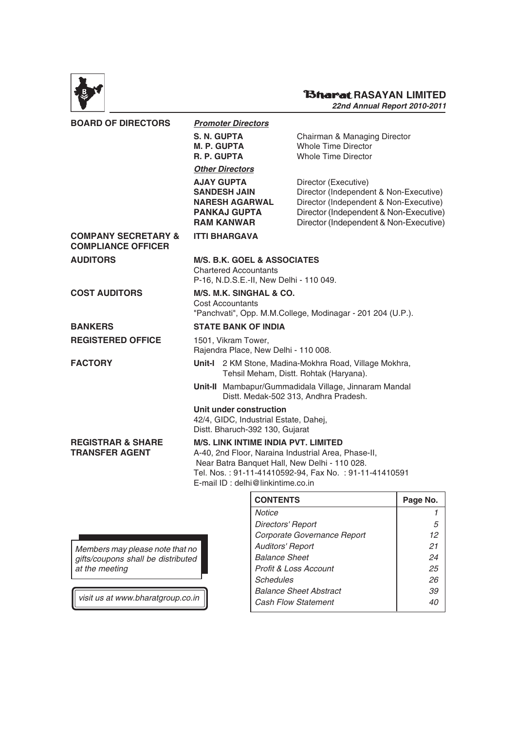# Bharat RASAYAN LIMITED

*22nd Annual Report 2010-2011*

**BOARD OF DIRECTORS**

***Promoter Directors***

| | |
|---|---|
| **S. N. GUPTA** | Chairman & Managing Director |
| **M. P. GUPTA** | Whole Time Director |
| **R. P. GUPTA** | Whole Time Director |

***Other Directors***

| | |
|---|---|
| **AJAY GUPTA** | Director (Executive) |
| **SANDESH JAIN** | Director (Independent & Non-Executive) |
| **NARESH AGARWAL** | Director (Independent & Non-Executive) |
| **PANKAJ GUPTA** | Director (Independent & Non-Executive) |
| **RAM KANWAR** | Director (Independent & Non-Executive) |

**COMPANY SECRETARY & COMPLIANCE OFFICER**

**ITTI BHARGAVA**

**AUDITORS**

**M/S. B.K. GOEL & ASSOCIATES**
Chartered Accountants
P-16, N.D.S.E.-II, New Delhi - 110 049.

**COST AUDITORS**

**M/S. M.K. SINGHAL & CO.**
Cost Accountants
"Panchvati", Opp. M.M.College, Modinagar - 201 204 (U.P.).

**BANKERS**

**STATE BANK OF INDIA**

**REGISTERED OFFICE**

1501, Vikram Tower,
Rajendra Place, New Delhi - 110 008.

**FACTORY**

**Unit-I** 2 KM Stone, Madina-Mokhra Road, Village Mokhra, Tehsil Meham, Distt. Rohtak (Haryana).

**Unit-II** Mambapur/Gummadidala Village, Jinnaram Mandal Distt. Medak-502 313, Andhra Pradesh.

**Unit under construction**
42/4, GIDC, Industrial Estate, Dahej,
Distt. Bharuch-392 130, Gujarat

**REGISTRAR & SHARE TRANSFER AGENT**

**M/S. LINK INTIME INDIA PVT. LIMITED**
A-40, 2nd Floor, Naraina Industrial Area, Phase-II,
Near Batra Banquet Hall, New Delhi - 110 028.
Tel. Nos. : 91-11-41410592-94, Fax No. : 91-11-41410591
E-mail ID : delhi@linkintime.co.in

*Members may please note that no gifts/coupons shall be distributed at the meeting*

*visit us at www.bharatgroup.co.in*

| CONTENTS | Page No. |
|---|---|
| *Notice* | *1* |
| *Directors' Report* | *5* |
| *Corporate Governance Report* | *12* |
| *Auditors' Report* | *21* |
| *Balance Sheet* | *24* |
| *Profit & Loss Account* | *25* |
| *Schedules* | *26* |
| *Balance Sheet Abstract* | *39* |
| *Cash Flow Statement* | *40* |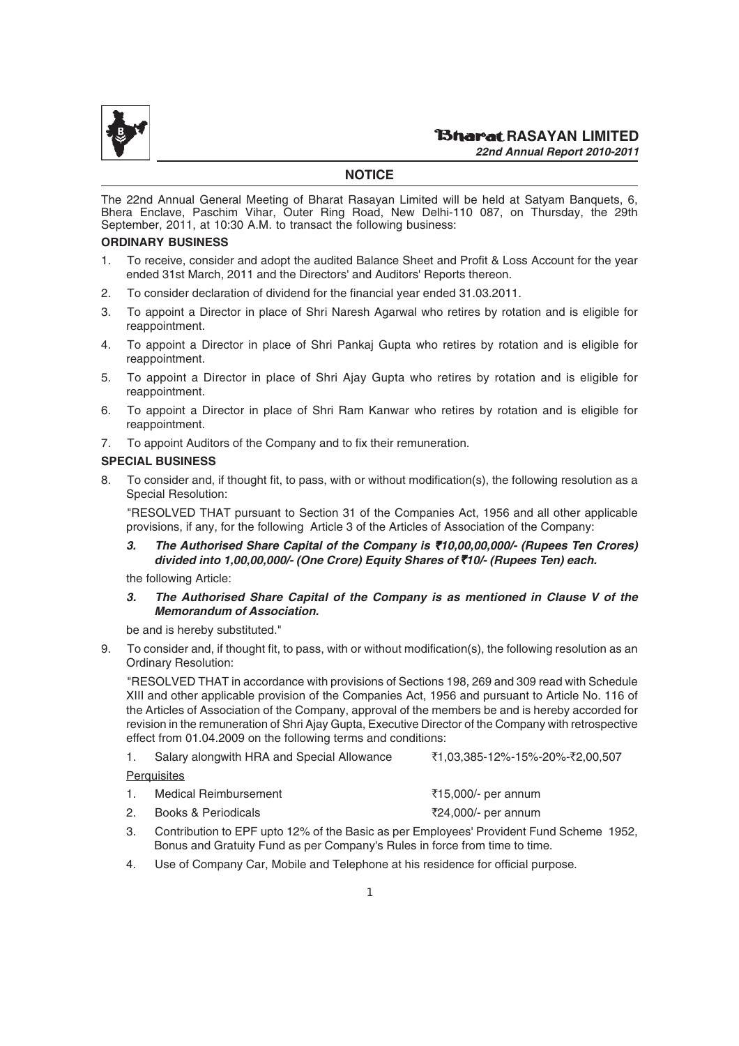## NOTICE

The 22nd Annual General Meeting of Bharat Rasayan Limited will be held at Satyam Banquets, 6, Bhera Enclave, Paschim Vihar, Outer Ring Road, New Delhi-110 087, on Thursday, the 29th September, 2011, at 10:30 A.M. to transact the following business:

### ORDINARY BUSINESS

1. To receive, consider and adopt the audited Balance Sheet and Profit & Loss Account for the year ended 31st March, 2011 and the Directors' and Auditors' Reports thereon.
2. To consider declaration of dividend for the financial year ended 31.03.2011.
3. To appoint a Director in place of Shri Naresh Agarwal who retires by rotation and is eligible for reappointment.
4. To appoint a Director in place of Shri Pankaj Gupta who retires by rotation and is eligible for reappointment.
5. To appoint a Director in place of Shri Ajay Gupta who retires by rotation and is eligible for reappointment.
6. To appoint a Director in place of Shri Ram Kanwar who retires by rotation and is eligible for reappointment.
7. To appoint Auditors of the Company and to fix their remuneration.

### SPECIAL BUSINESS

8. To consider and, if thought fit, to pass, with or without modification(s), the following resolution as a Special Resolution:

   "RESOLVED THAT pursuant to Section 31 of the Companies Act, 1956 and all other applicable provisions, if any, for the following Article 3 of the Articles of Association of the Company:

   ***3. The Authorised Share Capital of the Company is ₹10,00,00,000/- (Rupees Ten Crores) divided into 1,00,00,000/- (One Crore) Equity Shares of ₹10/- (Rupees Ten) each.***

   the following Article:

   ***3. The Authorised Share Capital of the Company is as mentioned in Clause V of the Memorandum of Association.***

   be and is hereby substituted."

9. To consider and, if thought fit, to pass, with or without modification(s), the following resolution as an Ordinary Resolution:

   "RESOLVED THAT in accordance with provisions of Sections 198, 269 and 309 read with Schedule XIII and other applicable provision of the Companies Act, 1956 and pursuant to Article No. 116 of the Articles of Association of the Company, approval of the members be and is hereby accorded for revision in the remuneration of Shri Ajay Gupta, Executive Director of the Company with retrospective effect from 01.04.2009 on the following terms and conditions:

   1. Salary alongwith HRA and Special Allowance ₹1,03,385-12%-15%-20%-₹2,00,507

   Perquisites

   1. Medical Reimbursement ₹15,000/- per annum
   2. Books & Periodicals ₹24,000/- per annum
   3. Contribution to EPF upto 12% of the Basic as per Employees' Provident Fund Scheme 1952, Bonus and Gratuity Fund as per Company's Rules in force from time to time.
   4. Use of Company Car, Mobile and Telephone at his residence for official purpose.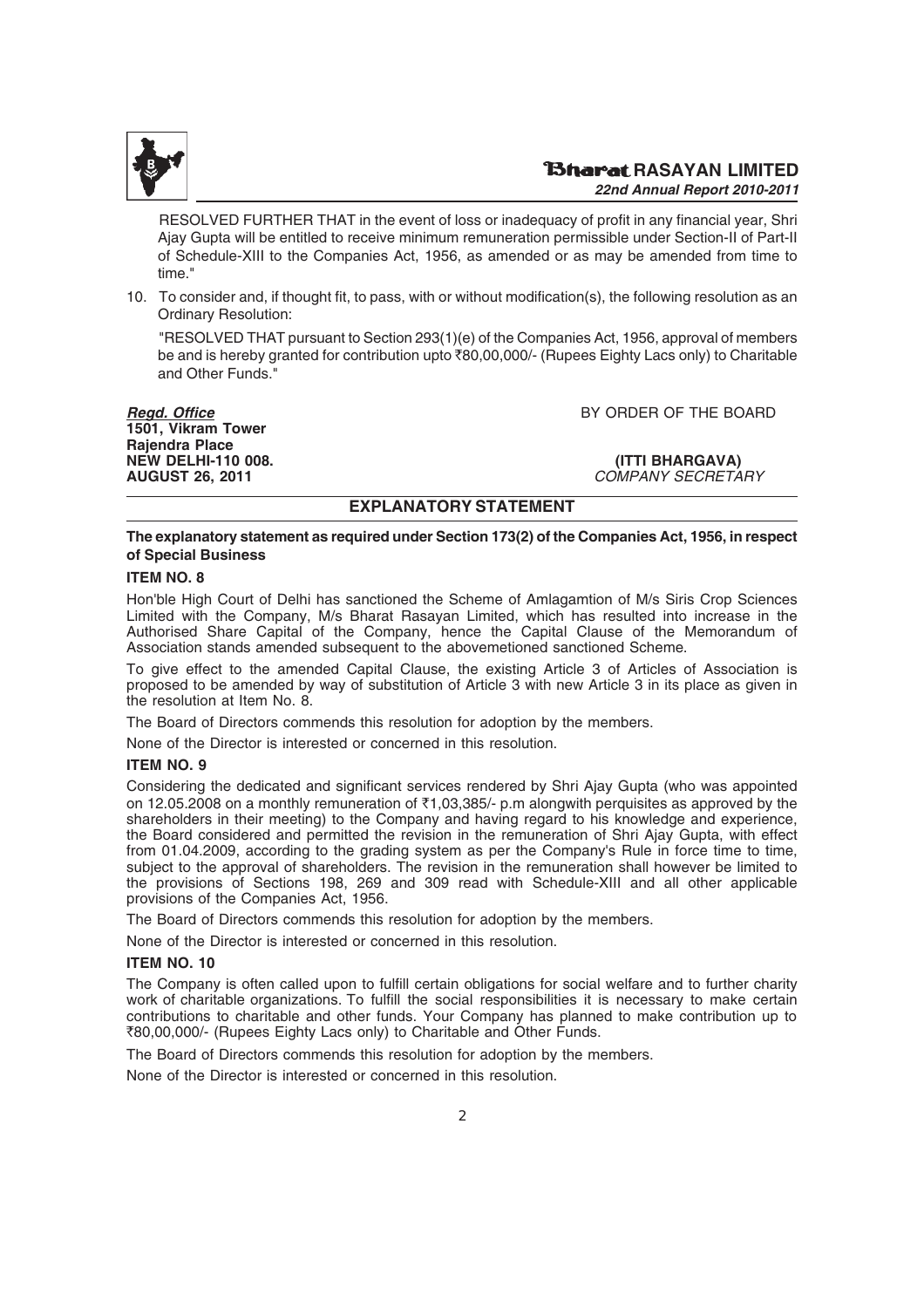RESOLVED FURTHER THAT in the event of loss or inadequacy of profit in any financial year, Shri Ajay Gupta will be entitled to receive minimum remuneration permissible under Section-II of Part-II of Schedule-XIII to the Companies Act, 1956, as amended or as may be amended from time to time."

10. To consider and, if thought fit, to pass, with or without modification(s), the following resolution as an Ordinary Resolution:

"RESOLVED THAT pursuant to Section 293(1)(e) of the Companies Act, 1956, approval of members be and is hereby granted for contribution upto ₹80,00,000/- (Rupees Eighty Lacs only) to Charitable and Other Funds."

***Regd. Office***
**1501, Vikram Tower**
**Rajendra Place**
**NEW DELHI-110 008.**
**AUGUST 26, 2011**

BY ORDER OF THE BOARD

**(ITTI BHARGAVA)**
*COMPANY SECRETARY*

## EXPLANATORY STATEMENT

**The explanatory statement as required under Section 173(2) of the Companies Act, 1956, in respect of Special Business**

### ITEM NO. 8

Hon'ble High Court of Delhi has sanctioned the Scheme of Amlagamtion of M/s Siris Crop Sciences Limited with the Company, M/s Bharat Rasayan Limited, which has resulted into increase in the Authorised Share Capital of the Company, hence the Capital Clause of the Memorandum of Association stands amended subsequent to the abovemetioned sanctioned Scheme.

To give effect to the amended Capital Clause, the existing Article 3 of Articles of Association is proposed to be amended by way of substitution of Article 3 with new Article 3 in its place as given in the resolution at Item No. 8.

The Board of Directors commends this resolution for adoption by the members.

None of the Director is interested or concerned in this resolution.

### ITEM NO. 9

Considering the dedicated and significant services rendered by Shri Ajay Gupta (who was appointed on 12.05.2008 on a monthly remuneration of ₹1,03,385/- p.m alongwith perquisites as approved by the shareholders in their meeting) to the Company and having regard to his knowledge and experience, the Board considered and permitted the revision in the remuneration of Shri Ajay Gupta, with effect from 01.04.2009, according to the grading system as per the Company's Rule in force time to time, subject to the approval of shareholders. The revision in the remuneration shall however be limited to the provisions of Sections 198, 269 and 309 read with Schedule-XIII and all other applicable provisions of the Companies Act, 1956.

The Board of Directors commends this resolution for adoption by the members.

None of the Director is interested or concerned in this resolution.

### ITEM NO. 10

The Company is often called upon to fulfill certain obligations for social welfare and to further charity work of charitable organizations. To fulfill the social responsibilities it is necessary to make certain contributions to charitable and other funds. Your Company has planned to make contribution up to ₹80,00,000/- (Rupees Eighty Lacs only) to Charitable and Other Funds.

The Board of Directors commends this resolution for adoption by the members.

None of the Director is interested or concerned in this resolution.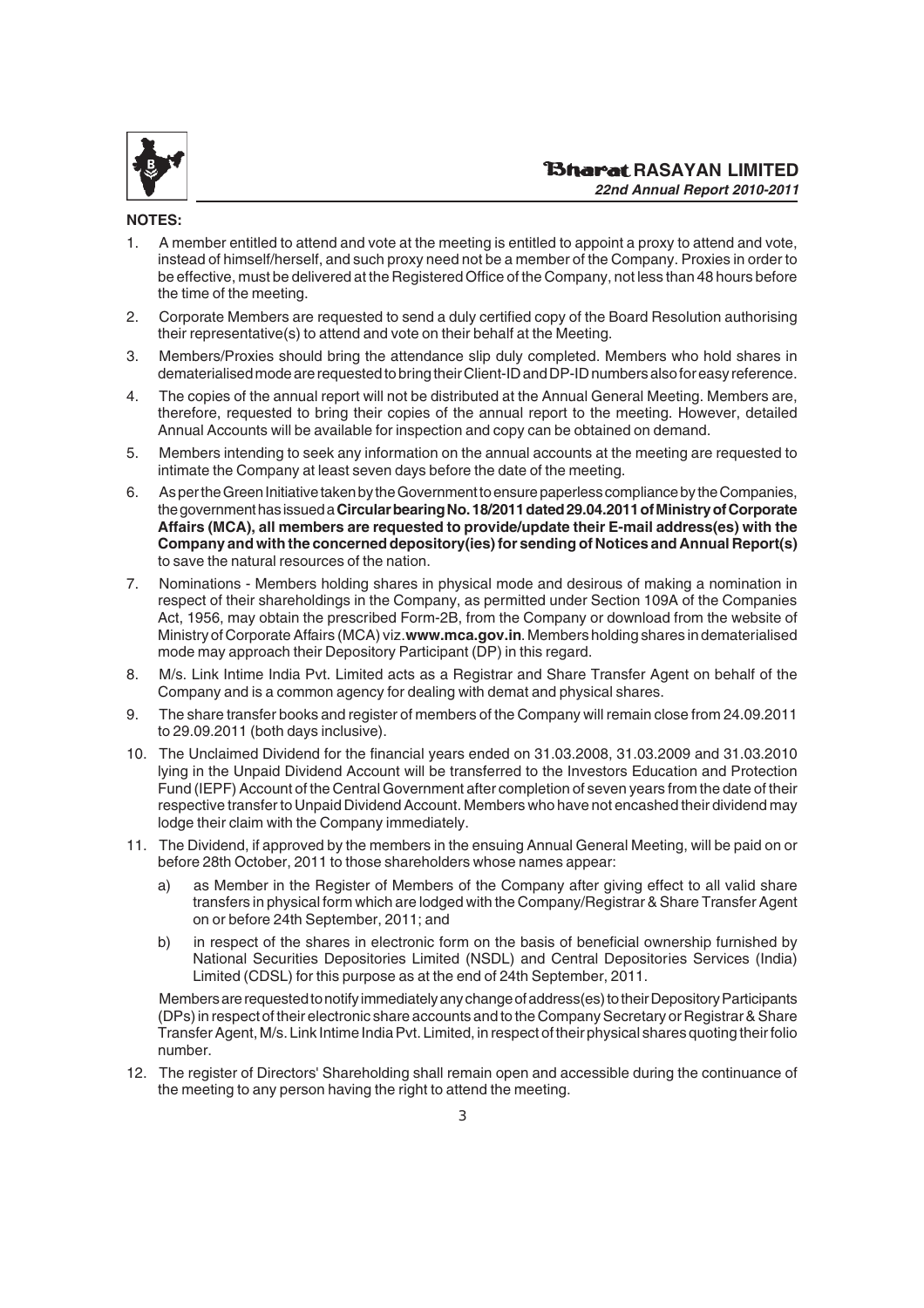**NOTES:**

1. A member entitled to attend and vote at the meeting is entitled to appoint a proxy to attend and vote, instead of himself/herself, and such proxy need not be a member of the Company. Proxies in order to be effective, must be delivered at the Registered Office of the Company, not less than 48 hours before the time of the meeting.
2. Corporate Members are requested to send a duly certified copy of the Board Resolution authorising their representative(s) to attend and vote on their behalf at the Meeting.
3. Members/Proxies should bring the attendance slip duly completed. Members who hold shares in dematerialised mode are requested to bring their Client-ID and DP-ID numbers also for easy reference.
4. The copies of the annual report will not be distributed at the Annual General Meeting. Members are, therefore, requested to bring their copies of the annual report to the meeting. However, detailed Annual Accounts will be available for inspection and copy can be obtained on demand.
5. Members intending to seek any information on the annual accounts at the meeting are requested to intimate the Company at least seven days before the date of the meeting.
6. As per the Green Initiative taken by the Government to ensure paperless compliance by the Companies, the government has issued a **Circular bearing No. 18/2011 dated 29.04.2011 of Ministry of Corporate Affairs (MCA), all members are requested to provide/update their E-mail address(es) with the Company and with the concerned depository(ies) for sending of Notices and Annual Report(s)** to save the natural resources of the nation.
7. Nominations - Members holding shares in physical mode and desirous of making a nomination in respect of their shareholdings in the Company, as permitted under Section 109A of the Companies Act, 1956, may obtain the prescribed Form-2B, from the Company or download from the website of Ministry of Corporate Affairs (MCA) viz.**www.mca.gov.in**. Members holding shares in dematerialised mode may approach their Depository Participant (DP) in this regard.
8. M/s. Link Intime India Pvt. Limited acts as a Registrar and Share Transfer Agent on behalf of the Company and is a common agency for dealing with demat and physical shares.
9. The share transfer books and register of members of the Company will remain close from 24.09.2011 to 29.09.2011 (both days inclusive).
10. The Unclaimed Dividend for the financial years ended on 31.03.2008, 31.03.2009 and 31.03.2010 lying in the Unpaid Dividend Account will be transferred to the Investors Education and Protection Fund (IEPF) Account of the Central Government after completion of seven years from the date of their respective transfer to Unpaid Dividend Account. Members who have not encashed their dividend may lodge their claim with the Company immediately.
11. The Dividend, if approved by the members in the ensuing Annual General Meeting, will be paid on or before 28th October, 2011 to those shareholders whose names appear:
   a) as Member in the Register of Members of the Company after giving effect to all valid share transfers in physical form which are lodged with the Company/Registrar & Share Transfer Agent on or before 24th September, 2011; and
   b) in respect of the shares in electronic form on the basis of beneficial ownership furnished by National Securities Depositories Limited (NSDL) and Central Depositories Services (India) Limited (CDSL) for this purpose as at the end of 24th September, 2011.

   Members are requested to notify immediately any change of address(es) to their Depository Participants (DPs) in respect of their electronic share accounts and to the Company Secretary or Registrar & Share Transfer Agent, M/s. Link Intime India Pvt. Limited, in respect of their physical shares quoting their folio number.
12. The register of Directors' Shareholding shall remain open and accessible during the continuance of the meeting to any person having the right to attend the meeting.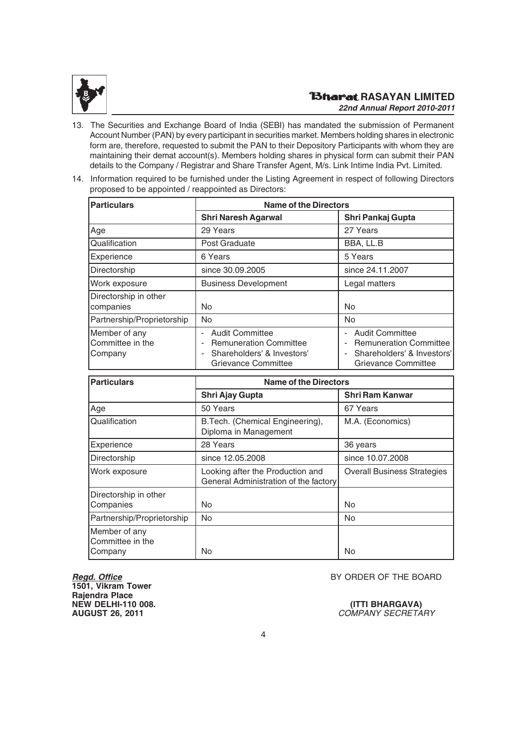13. The Securities and Exchange Board of India (SEBI) has mandated the submission of Permanent Account Number (PAN) by every participant in securities market. Members holding shares in electronic form are, therefore, requested to submit the PAN to their Depository Participants with whom they are maintaining their demat account(s). Members holding shares in physical form can submit their PAN details to the Company / Registrar and Share Transfer Agent, M/s. Link Intime India Pvt. Limited.

14. Information required to be furnished under the Listing Agreement in respect of following Directors proposed to be appointed / reappointed as Directors:

| Particulars | Name of the Directors | |
|---|---|---|
| | **Shri Naresh Agarwal** | **Shri Pankaj Gupta** |
| Age | 29 Years | 27 Years |
| Qualification | Post Graduate | BBA, LL.B |
| Experience | 6 Years | 5 Years |
| Directorship | since 30.09.2005 | since 24.11.2007 |
| Work exposure | Business Development | Legal matters |
| Directorship in other companies | No | No |
| Partnership/Proprietorship | No | No |
| Member of any Committee in the Company | - Audit Committee<br>- Remuneration Committee<br>- Shareholders' & Investors' Grievance Committee | - Audit Committee<br>- Remuneration Committee<br>- Shareholders' & Investors' Grievance Committee |

| Particulars | Name of the Directors | |
|---|---|---|
| | **Shri Ajay Gupta** | **Shri Ram Kanwar** |
| Age | 50 Years | 67 Years |
| Qualification | B.Tech. (Chemical Engineering), Diploma in Management | M.A. (Economics) |
| Experience | 28 Years | 36 years |
| Directorship | since 12.05.2008 | since 10.07.2008 |
| Work exposure | Looking after the Production and General Administration of the factory | Overall Business Strategies |
| Directorship in other Companies | No | No |
| Partnership/Proprietorship | No | No |
| Member of any Committee in the Company | No | No |

***Regd. Office***
**1501, Vikram Tower**
**Rajendra Place**
**NEW DELHI-110 008.**
**AUGUST 26, 2011**

BY ORDER OF THE BOARD

**(ITTI BHARGAVA)**
*COMPANY SECRETARY*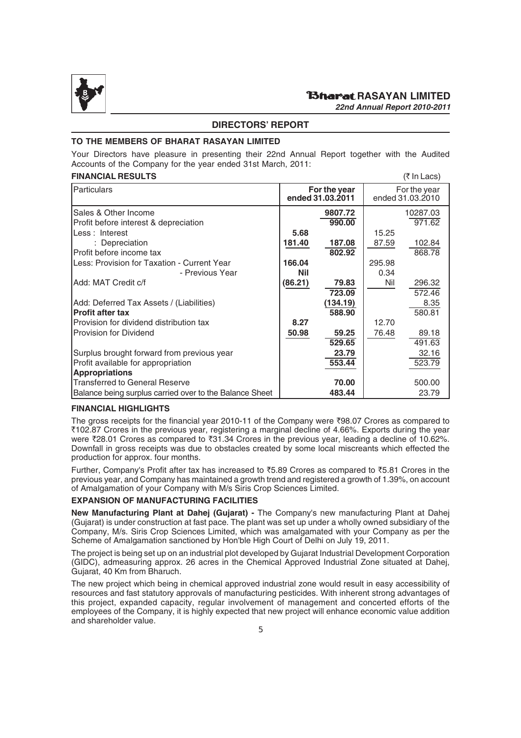## DIRECTORS' REPORT

### TO THE MEMBERS OF BHARAT RASAYAN LIMITED

Your Directors have pleasure in presenting their 22nd Annual Report together with the Audited Accounts of the Company for the year ended 31st March, 2011:

### FINANCIAL RESULTS

(₹ In Lacs)

| Particulars | For the year ended 31.03.2011 | | For the year ended 31.03.2010 | |
|---|---|---|---|---|
| Sales & Other Income | | **9807.72** | | 10287.03 |
| Profit before interest & depreciation | | **990.00** | | 971.62 |
| Less : Interest | **5.68** | | 15.25 | |
| : Depreciation | **181.40** | **187.08** | 87.59 | 102.84 |
| Profit before income tax | | **802.92** | | 868.78 |
| Less: Provision for Taxation - Current Year | **166.04** | | 295.98 | |
| - Previous Year | **Nil** | | 0.34 | |
| Add: MAT Credit c/f | **(86.21)** | **79.83** | Nil | 296.32 |
| | | **723.09** | | 572.46 |
| Add: Deferred Tax Assets / (Liabilities) | | **(134.19)** | | 8.35 |
| **Profit after tax** | | **588.90** | | 580.81 |
| Provision for dividend distribution tax | **8.27** | | 12.70 | |
| Provision for Dividend | **50.98** | **59.25** | 76.48 | 89.18 |
| | | **529.65** | | 491.63 |
| Surplus brought forward from previous year | | **23.79** | | 32.16 |
| Profit available for appropriation | | **553.44** | | 523.79 |
| **Appropriations** | | | | |
| Transferred to General Reserve | | **70.00** | | 500.00 |
| Balance being surplus carried over to the Balance Sheet | | **483.44** | | 23.79 |

### FINANCIAL HIGHLIGHTS

The gross receipts for the financial year 2010-11 of the Company were ₹98.07 Crores as compared to ₹102.87 Crores in the previous year, registering a marginal decline of 4.66%. Exports during the year were ₹28.01 Crores as compared to ₹31.34 Crores in the previous year, leading a decline of 10.62%. Downfall in gross receipts was due to obstacles created by some local miscreants which effected the production for approx. four months.

Further, Company's Profit after tax has increased to ₹5.89 Crores as compared to ₹5.81 Crores in the previous year, and Company has maintained a growth trend and registered a growth of 1.39%, on account of Amalgamation of your Company with M/s Siris Crop Sciences Limited.

### EXPANSION OF MANUFACTURING FACILITIES

**New Manufacturing Plant at Dahej (Gujarat) -** The Company's new manufacturing Plant at Dahej (Gujarat) is under construction at fast pace. The plant was set up under a wholly owned subsidiary of the Company, M/s. Siris Crop Sciences Limited, which was amalgamated with your Company as per the Scheme of Amalgamation sanctioned by Hon'ble High Court of Delhi on July 19, 2011.

The project is being set up on an industrial plot developed by Gujarat Industrial Development Corporation (GIDC), admeasuring approx. 26 acres in the Chemical Approved Industrial Zone situated at Dahej, Gujarat, 40 Km from Bharuch.

The new project which being in chemical approved industrial zone would result in easy accessibility of resources and fast statutory approvals of manufacturing pesticides. With inherent strong advantages of this project, expanded capacity, regular involvement of management and concerted efforts of the employees of the Company, it is highly expected that new project will enhance economic value addition and shareholder value.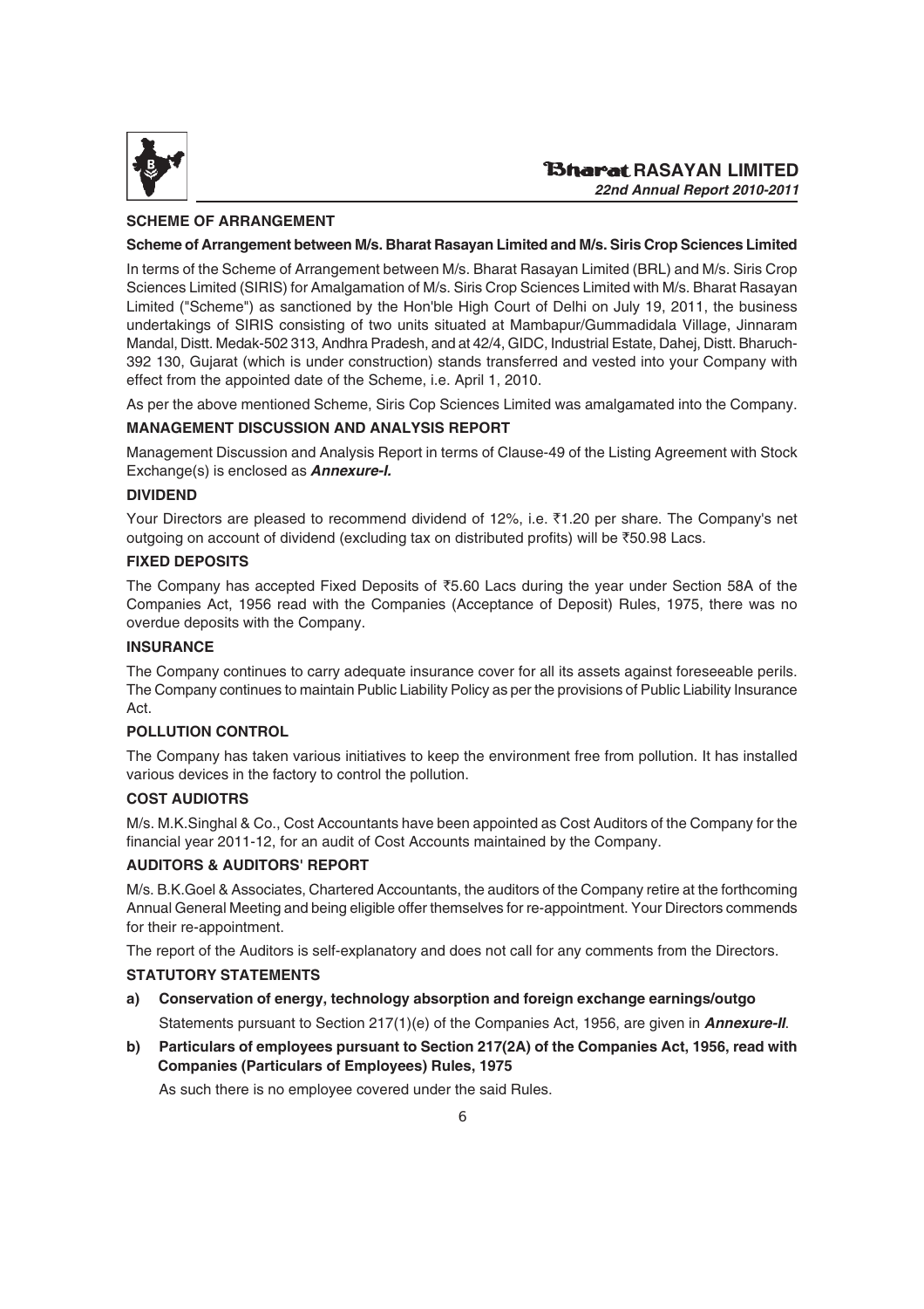## SCHEME OF ARRANGEMENT

### Scheme of Arrangement between M/s. Bharat Rasayan Limited and M/s. Siris Crop Sciences Limited

In terms of the Scheme of Arrangement between M/s. Bharat Rasayan Limited (BRL) and M/s. Siris Crop Sciences Limited (SIRIS) for Amalgamation of M/s. Siris Crop Sciences Limited with M/s. Bharat Rasayan Limited ("Scheme") as sanctioned by the Hon'ble High Court of Delhi on July 19, 2011, the business undertakings of SIRIS consisting of two units situated at Mambapur/Gummadidala Village, Jinnaram Mandal, Distt. Medak-502 313, Andhra Pradesh, and at 42/4, GIDC, Industrial Estate, Dahej, Distt. Bharuch-392 130, Gujarat (which is under construction) stands transferred and vested into your Company with effect from the appointed date of the Scheme, i.e. April 1, 2010.

As per the above mentioned Scheme, Siris Cop Sciences Limited was amalgamated into the Company.

## MANAGEMENT DISCUSSION AND ANALYSIS REPORT

Management Discussion and Analysis Report in terms of Clause-49 of the Listing Agreement with Stock Exchange(s) is enclosed as ***Annexure-I.***

## DIVIDEND

Your Directors are pleased to recommend dividend of 12%, i.e. ₹1.20 per share. The Company's net outgoing on account of dividend (excluding tax on distributed profits) will be ₹50.98 Lacs.

## FIXED DEPOSITS

The Company has accepted Fixed Deposits of ₹5.60 Lacs during the year under Section 58A of the Companies Act, 1956 read with the Companies (Acceptance of Deposit) Rules, 1975, there was no overdue deposits with the Company.

## INSURANCE

The Company continues to carry adequate insurance cover for all its assets against foreseeable perils. The Company continues to maintain Public Liability Policy as per the provisions of Public Liability Insurance Act.

## POLLUTION CONTROL

The Company has taken various initiatives to keep the environment free from pollution. It has installed various devices in the factory to control the pollution.

## COST AUDIOTRS

M/s. M.K.Singhal & Co., Cost Accountants have been appointed as Cost Auditors of the Company for the financial year 2011-12, for an audit of Cost Accounts maintained by the Company.

## AUDITORS & AUDITORS' REPORT

M/s. B.K.Goel & Associates, Chartered Accountants, the auditors of the Company retire at the forthcoming Annual General Meeting and being eligible offer themselves for re-appointment. Your Directors commends for their re-appointment.

The report of the Auditors is self-explanatory and does not call for any comments from the Directors.

## STATUTORY STATEMENTS

**a) Conservation of energy, technology absorption and foreign exchange earnings/outgo**

Statements pursuant to Section 217(1)(e) of the Companies Act, 1956, are given in ***Annexure-II***.

**b) Particulars of employees pursuant to Section 217(2A) of the Companies Act, 1956, read with Companies (Particulars of Employees) Rules, 1975**

As such there is no employee covered under the said Rules.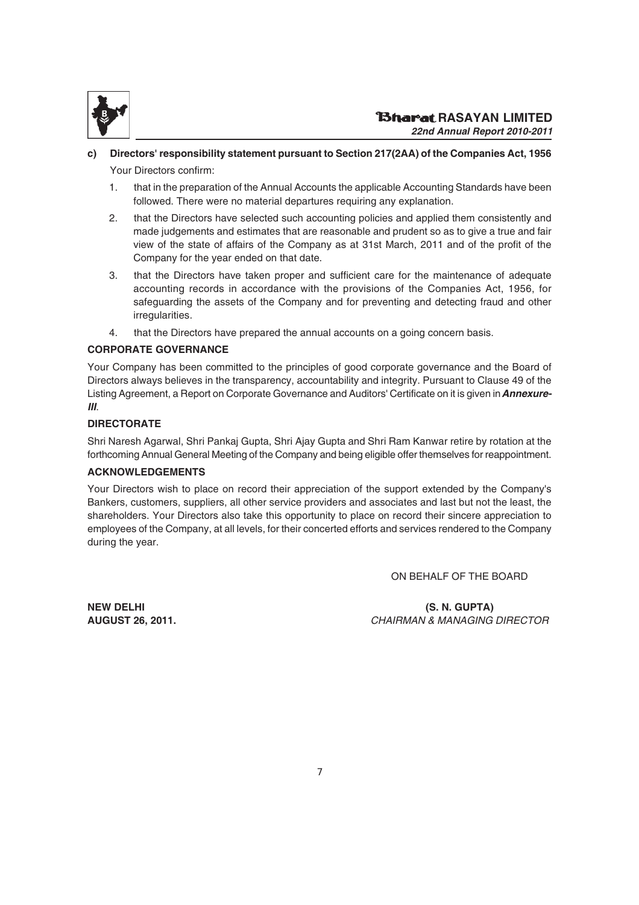**c) Directors' responsibility statement pursuant to Section 217(2AA) of the Companies Act, 1956**

Your Directors confirm:

1. that in the preparation of the Annual Accounts the applicable Accounting Standards have been followed. There were no material departures requiring any explanation.
2. that the Directors have selected such accounting policies and applied them consistently and made judgements and estimates that are reasonable and prudent so as to give a true and fair view of the state of affairs of the Company as at 31st March, 2011 and of the profit of the Company for the year ended on that date.
3. that the Directors have taken proper and sufficient care for the maintenance of adequate accounting records in accordance with the provisions of the Companies Act, 1956, for safeguarding the assets of the Company and for preventing and detecting fraud and other irregularities.
4. that the Directors have prepared the annual accounts on a going concern basis.

## CORPORATE GOVERNANCE

Your Company has been committed to the principles of good corporate governance and the Board of Directors always believes in the transparency, accountability and integrity. Pursuant to Clause 49 of the Listing Agreement, a Report on Corporate Governance and Auditors' Certificate on it is given in ***Annexure-III***.

## DIRECTORATE

Shri Naresh Agarwal, Shri Pankaj Gupta, Shri Ajay Gupta and Shri Ram Kanwar retire by rotation at the forthcoming Annual General Meeting of the Company and being eligible offer themselves for reappointment.

## ACKNOWLEDGEMENTS

Your Directors wish to place on record their appreciation of the support extended by the Company's Bankers, customers, suppliers, all other service providers and associates and last but not the least, the shareholders. Your Directors also take this opportunity to place on record their sincere appreciation to employees of the Company, at all levels, for their concerted efforts and services rendered to the Company during the year.

ON BEHALF OF THE BOARD

**NEW DELHI**
**AUGUST 26, 2011.**

**(S. N. GUPTA)**
*CHAIRMAN & MANAGING DIRECTOR*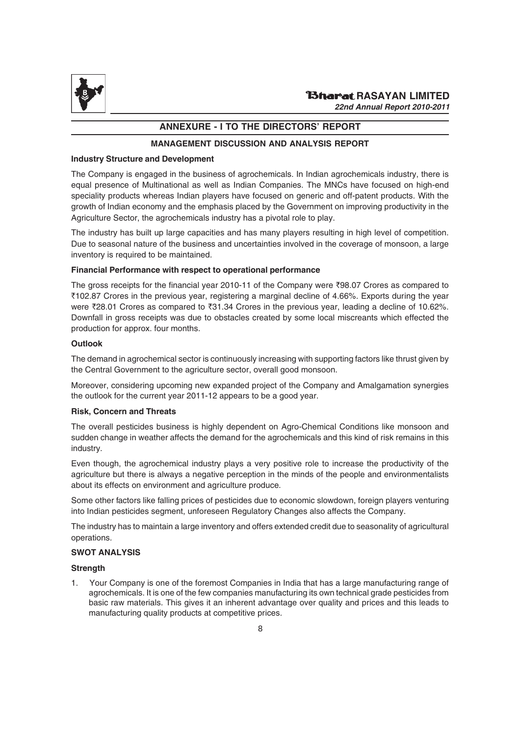## ANNEXURE - I TO THE DIRECTORS' REPORT

### MANAGEMENT DISCUSSION AND ANALYSIS REPORT

**Industry Structure and Development**

The Company is engaged in the business of agrochemicals. In Indian agrochemicals industry, there is equal presence of Multinational as well as Indian Companies. The MNCs have focused on high-end speciality products whereas Indian players have focused on generic and off-patent products. With the growth of Indian economy and the emphasis placed by the Government on improving productivity in the Agriculture Sector, the agrochemicals industry has a pivotal role to play.

The industry has built up large capacities and has many players resulting in high level of competition. Due to seasonal nature of the business and uncertainties involved in the coverage of monsoon, a large inventory is required to be maintained.

**Financial Performance with respect to operational performance**

The gross receipts for the financial year 2010-11 of the Company were ₹98.07 Crores as compared to ₹102.87 Crores in the previous year, registering a marginal decline of 4.66%. Exports during the year were ₹28.01 Crores as compared to ₹31.34 Crores in the previous year, leading a decline of 10.62%. Downfall in gross receipts was due to obstacles created by some local miscreants which effected the production for approx. four months.

**Outlook**

The demand in agrochemical sector is continuously increasing with supporting factors like thrust given by the Central Government to the agriculture sector, overall good monsoon.

Moreover, considering upcoming new expanded project of the Company and Amalgamation synergies the outlook for the current year 2011-12 appears to be a good year.

**Risk, Concern and Threats**

The overall pesticides business is highly dependent on Agro-Chemical Conditions like monsoon and sudden change in weather affects the demand for the agrochemicals and this kind of risk remains in this industry.

Even though, the agrochemical industry plays a very positive role to increase the productivity of the agriculture but there is always a negative perception in the minds of the people and environmentalists about its effects on environment and agriculture produce.

Some other factors like falling prices of pesticides due to economic slowdown, foreign players venturing into Indian pesticides segment, unforeseen Regulatory Changes also affects the Company.

The industry has to maintain a large inventory and offers extended credit due to seasonality of agricultural operations.

**SWOT ANALYSIS**

**Strength**

1. Your Company is one of the foremost Companies in India that has a large manufacturing range of agrochemicals. It is one of the few companies manufacturing its own technical grade pesticides from basic raw materials. This gives it an inherent advantage over quality and prices and this leads to manufacturing quality products at competitive prices.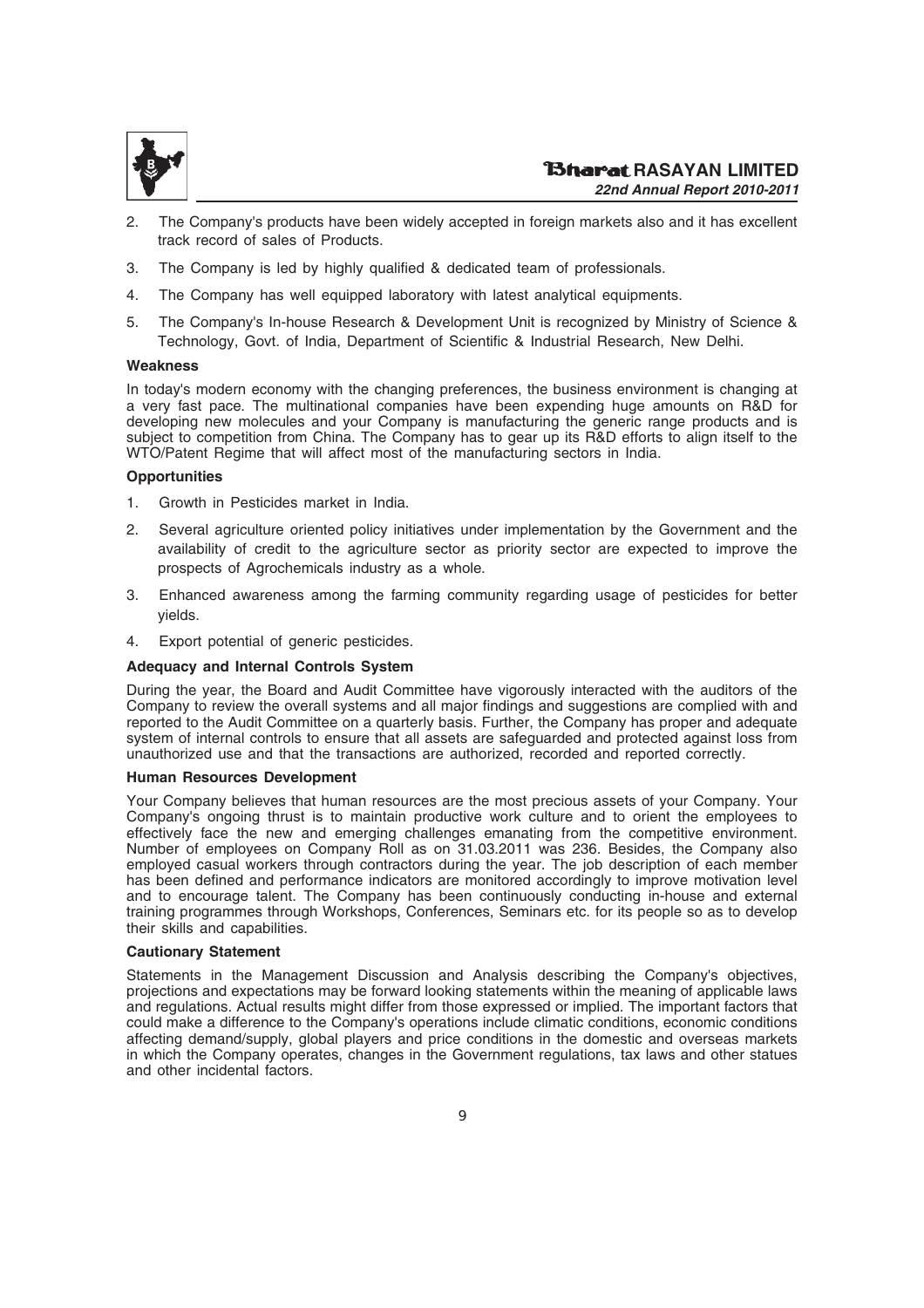2. The Company's products have been widely accepted in foreign markets also and it has excellent track record of sales of Products.

3. The Company is led by highly qualified & dedicated team of professionals.

4. The Company has well equipped laboratory with latest analytical equipments.

5. The Company's In-house Research & Development Unit is recognized by Ministry of Science & Technology, Govt. of India, Department of Scientific & Industrial Research, New Delhi.

**Weakness**

In today's modern economy with the changing preferences, the business environment is changing at a very fast pace. The multinational companies have been expending huge amounts on R&D for developing new molecules and your Company is manufacturing the generic range products and is subject to competition from China. The Company has to gear up its R&D efforts to align itself to the WTO/Patent Regime that will affect most of the manufacturing sectors in India.

**Opportunities**

1. Growth in Pesticides market in India.

2. Several agriculture oriented policy initiatives under implementation by the Government and the availability of credit to the agriculture sector as priority sector are expected to improve the prospects of Agrochemicals industry as a whole.

3. Enhanced awareness among the farming community regarding usage of pesticides for better yields.

4. Export potential of generic pesticides.

**Adequacy and Internal Controls System**

During the year, the Board and Audit Committee have vigorously interacted with the auditors of the Company to review the overall systems and all major findings and suggestions are complied with and reported to the Audit Committee on a quarterly basis. Further, the Company has proper and adequate system of internal controls to ensure that all assets are safeguarded and protected against loss from unauthorized use and that the transactions are authorized, recorded and reported correctly.

**Human Resources Development**

Your Company believes that human resources are the most precious assets of your Company. Your Company's ongoing thrust is to maintain productive work culture and to orient the employees to effectively face the new and emerging challenges emanating from the competitive environment. Number of employees on Company Roll as on 31.03.2011 was 236. Besides, the Company also employed casual workers through contractors during the year. The job description of each member has been defined and performance indicators are monitored accordingly to improve motivation level and to encourage talent. The Company has been continuously conducting in-house and external training programmes through Workshops, Conferences, Seminars etc. for its people so as to develop their skills and capabilities.

**Cautionary Statement**

Statements in the Management Discussion and Analysis describing the Company's objectives, projections and expectations may be forward looking statements within the meaning of applicable laws and regulations. Actual results might differ from those expressed or implied. The important factors that could make a difference to the Company's operations include climatic conditions, economic conditions affecting demand/supply, global players and price conditions in the domestic and overseas markets in which the Company operates, changes in the Government regulations, tax laws and other statues and other incidental factors.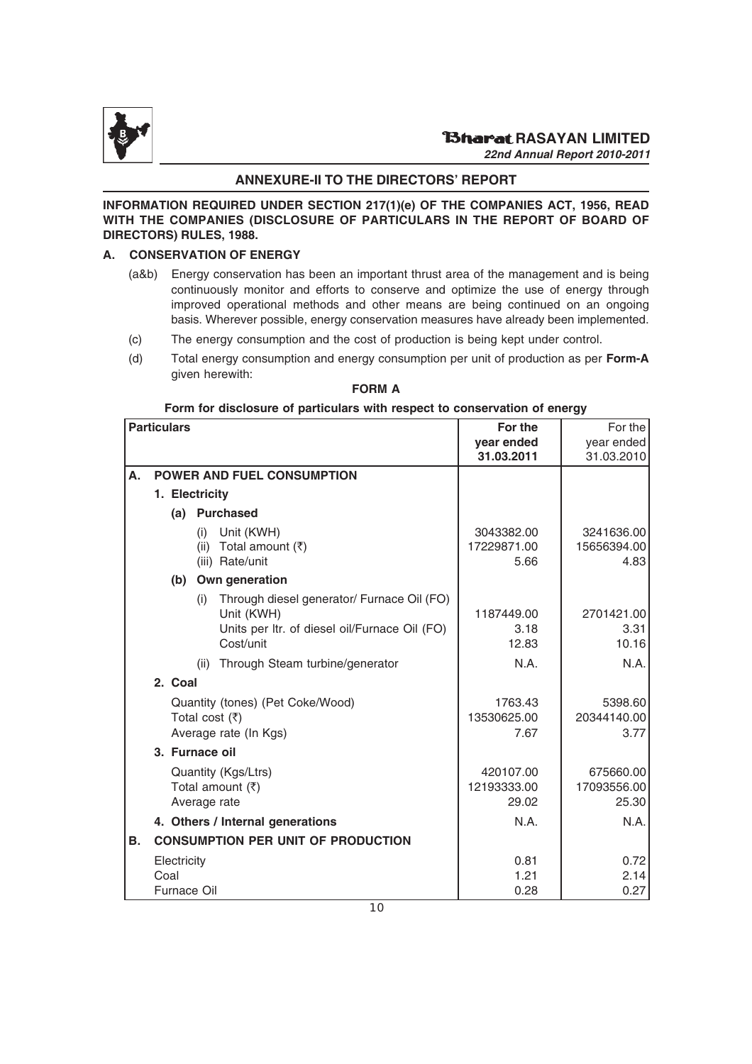## ANNEXURE-II TO THE DIRECTORS' REPORT

**INFORMATION REQUIRED UNDER SECTION 217(1)(e) OF THE COMPANIES ACT, 1956, READ WITH THE COMPANIES (DISCLOSURE OF PARTICULARS IN THE REPORT OF BOARD OF DIRECTORS) RULES, 1988.**

### A. CONSERVATION OF ENERGY

(a&b) Energy conservation has been an important thrust area of the management and is being continuously monitor and efforts to conserve and optimize the use of energy through improved operational methods and other means are being continued on an ongoing basis. Wherever possible, energy conservation measures have already been implemented.

(c) The energy consumption and the cost of production is being kept under control.

(d) Total energy consumption and energy consumption per unit of production as per **Form-A** given herewith:

**FORM A**

**Form for disclosure of particulars with respect to conservation of energy**

| Particulars | For the year ended 31.03.2011 | For the year ended 31.03.2010 |
|---|---|---|
| **A. POWER AND FUEL CONSUMPTION** | | |
| **1. Electricity** | | |
| **(a) Purchased** | | |
| (i) Unit (KWH) | 3043382.00 | 3241636.00 |
| (ii) Total amount (₹) | 17229871.00 | 15656394.00 |
| (iii) Rate/unit | 5.66 | 4.83 |
| **(b) Own generation** | | |
| (i) Through diesel generator/ Furnace Oil (FO) | | |
| Unit (KWH) | 1187449.00 | 2701421.00 |
| Units per ltr. of diesel oil/Furnace Oil (FO) | 3.18 | 3.31 |
| Cost/unit | 12.83 | 10.16 |
| (ii) Through Steam turbine/generator | N.A. | N.A. |
| **2. Coal** | | |
| Quantity (tones) (Pet Coke/Wood) | 1763.43 | 5398.60 |
| Total cost (₹) | 13530625.00 | 20344140.00 |
| Average rate (In Kgs) | 7.67 | 3.77 |
| **3. Furnace oil** | | |
| Quantity (Kgs/Ltrs) | 420107.00 | 675660.00 |
| Total amount (₹) | 12193333.00 | 17093556.00 |
| Average rate | 29.02 | 25.30 |
| **4. Others / Internal generations** | N.A. | N.A. |
| **B. CONSUMPTION PER UNIT OF PRODUCTION** | | |
| Electricity | 0.81 | 0.72 |
| Coal | 1.21 | 2.14 |
| Furnace Oil | 0.28 | 0.27 |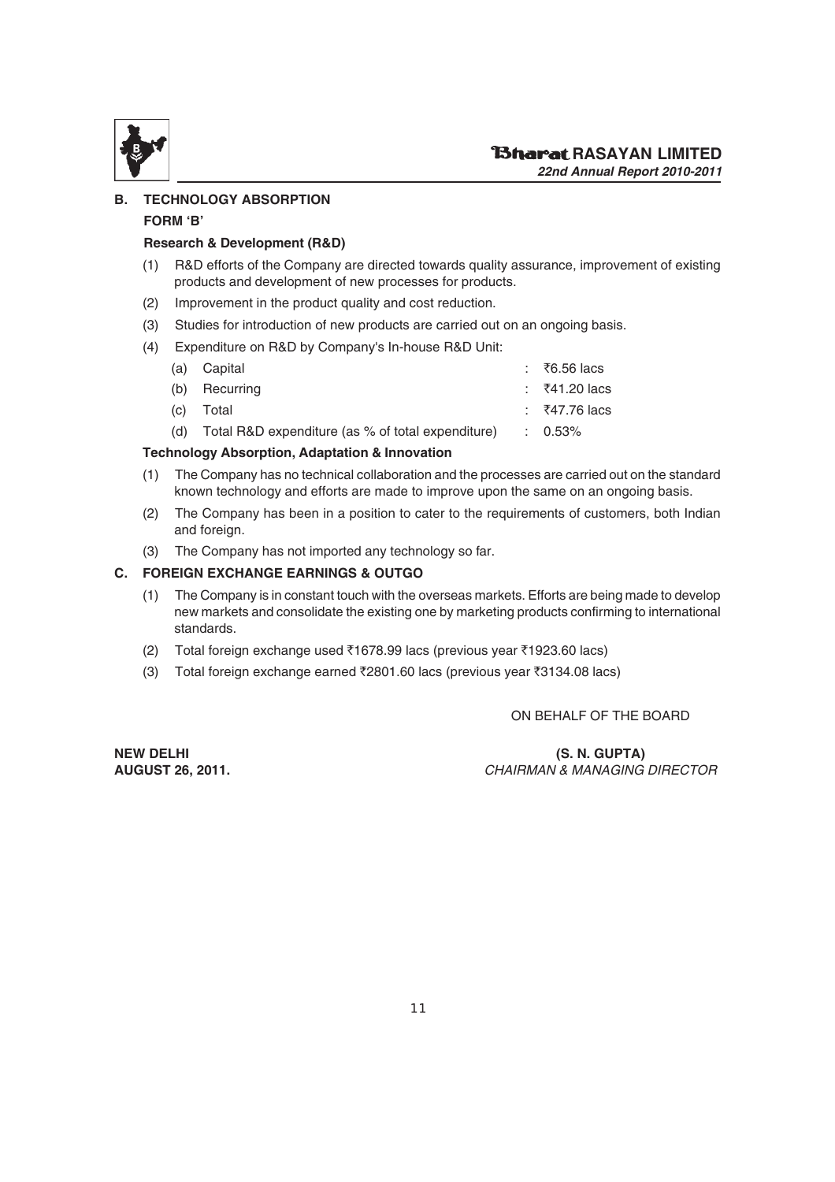## B. TECHNOLOGY ABSORPTION

### FORM 'B'

**Research & Development (R&D)**

(1) R&D efforts of the Company are directed towards quality assurance, improvement of existing products and development of new processes for products.

(2) Improvement in the product quality and cost reduction.

(3) Studies for introduction of new products are carried out on an ongoing basis.

(4) Expenditure on R&D by Company's In-house R&D Unit:

| | | | |
|---|---|---|---|
| (a) | Capital | : | ₹6.56 lacs |
| (b) | Recurring | : | ₹41.20 lacs |
| (c) | Total | : | ₹47.76 lacs |
| (d) | Total R&D expenditure (as % of total expenditure) | : | 0.53% |

**Technology Absorption, Adaptation & Innovation**

(1) The Company has no technical collaboration and the processes are carried out on the standard known technology and efforts are made to improve upon the same on an ongoing basis.

(2) The Company has been in a position to cater to the requirements of customers, both Indian and foreign.

(3) The Company has not imported any technology so far.

## C. FOREIGN EXCHANGE EARNINGS & OUTGO

(1) The Company is in constant touch with the overseas markets. Efforts are being made to develop new markets and consolidate the existing one by marketing products confirming to international standards.

(2) Total foreign exchange used ₹1678.99 lacs (previous year ₹1923.60 lacs)

(3) Total foreign exchange earned ₹2801.60 lacs (previous year ₹3134.08 lacs)

ON BEHALF OF THE BOARD

**NEW DELHI**
**AUGUST 26, 2011.**

**(S. N. GUPTA)**
*CHAIRMAN & MANAGING DIRECTOR*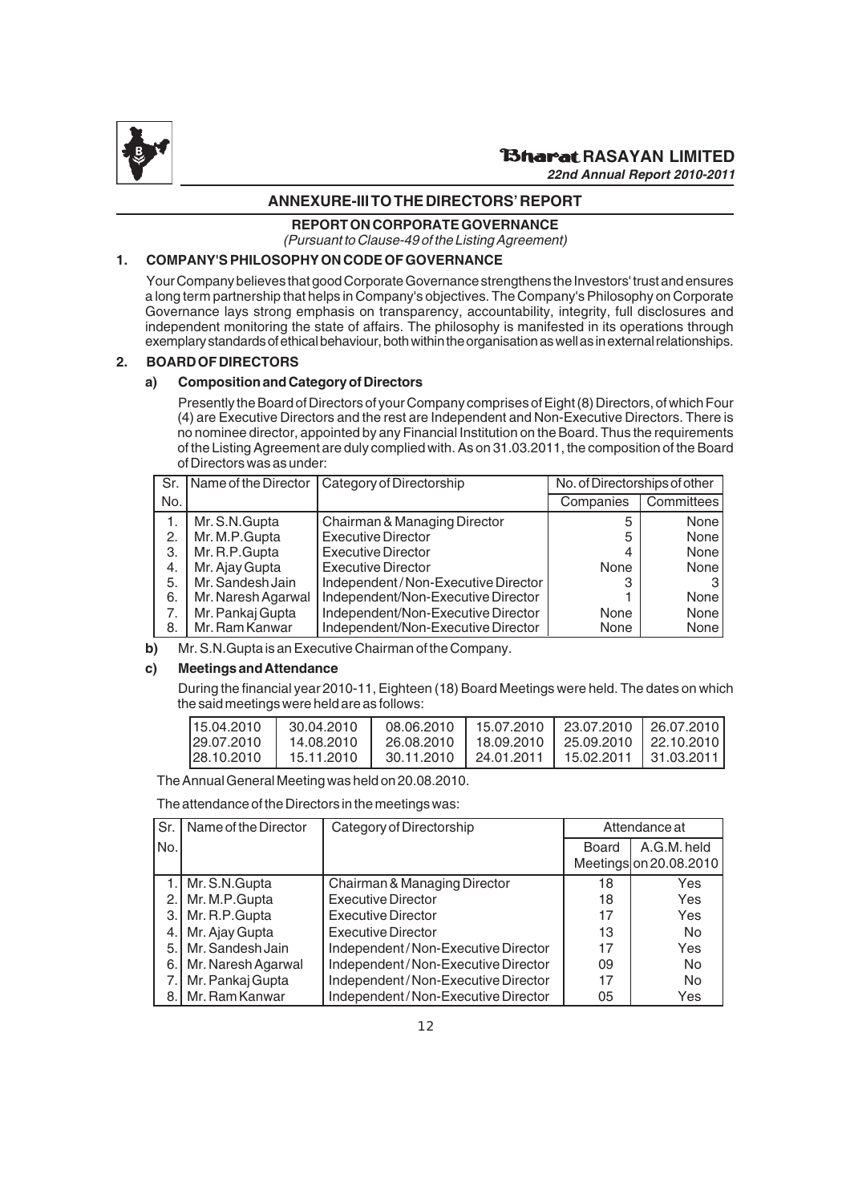## ANNEXURE-III TO THE DIRECTORS' REPORT

### REPORT ON CORPORATE GOVERNANCE

*(Pursuant to Clause-49 of the Listing Agreement)*

### 1. COMPANY'S PHILOSOPHY ON CODE OF GOVERNANCE

Your Company believes that good Corporate Governance strengthens the Investors' trust and ensures a long term partnership that helps in Company's objectives. The Company's Philosophy on Corporate Governance lays strong emphasis on transparency, accountability, integrity, full disclosures and independent monitoring the state of affairs. The philosophy is manifested in its operations through exemplary standards of ethical behaviour, both within the organisation as well as in external relationships.

### 2. BOARD OF DIRECTORS

**a) Composition and Category of Directors**

Presently the Board of Directors of your Company comprises of Eight (8) Directors, of which Four (4) are Executive Directors and the rest are Independent and Non-Executive Directors. There is no nominee director, appointed by any Financial Institution on the Board. Thus the requirements of the Listing Agreement are duly complied with. As on 31.03.2011, the composition of the Board of Directors was as under:

| Sr. No. | Name of the Director | Category of Directorship | No. of Directorships of other | |
|---|---|---|---|---|
| | | | Companies | Committees |
| 1. | Mr. S.N.Gupta | Chairman & Managing Director | 5 | None |
| 2. | Mr. M.P.Gupta | Executive Director | 5 | None |
| 3. | Mr. R.P.Gupta | Executive Director | 4 | None |
| 4. | Mr. Ajay Gupta | Executive Director | None | None |
| 5. | Mr. Sandesh Jain | Independent / Non-Executive Director | 3 | 3 |
| 6. | Mr. Naresh Agarwal | Independent/Non-Executive Director | 1 | None |
| 7. | Mr. Pankaj Gupta | Independent/Non-Executive Director | None | None |
| 8. | Mr. Ram Kanwar | Independent/Non-Executive Director | None | None |

**b)** Mr. S.N.Gupta is an Executive Chairman of the Company.

**c) Meetings and Attendance**

During the financial year 2010-11, Eighteen (18) Board Meetings were held. The dates on which the said meetings were held are as follows:

| | | | | | |
|---|---|---|---|---|---|
| 15.04.2010 | 30.04.2010 | 08.06.2010 | 15.07.2010 | 23.07.2010 | 26.07.2010 |
| 29.07.2010 | 14.08.2010 | 26.08.2010 | 18.09.2010 | 25.09.2010 | 22.10.2010 |
| 28.10.2010 | 15.11.2010 | 30.11.2010 | 24.01.2011 | 15.02.2011 | 31.03.2011 |

The Annual General Meeting was held on 20.08.2010.

The attendance of the Directors in the meetings was:

| Sr. No. | Name of the Director | Category of Directorship | Attendance at | |
|---|---|---|---|---|
| | | | Board Meetings | A.G.M. held on 20.08.2010 |
| 1. | Mr. S.N.Gupta | Chairman & Managing Director | 18 | Yes |
| 2. | Mr. M.P.Gupta | Executive Director | 18 | Yes |
| 3. | Mr. R.P.Gupta | Executive Director | 17 | Yes |
| 4. | Mr. Ajay Gupta | Executive Director | 13 | No |
| 5. | Mr. Sandesh Jain | Independent / Non-Executive Director | 17 | Yes |
| 6. | Mr. Naresh Agarwal | Independent / Non-Executive Director | 09 | No |
| 7. | Mr. Pankaj Gupta | Independent / Non-Executive Director | 17 | No |
| 8. | Mr. Ram Kanwar | Independent / Non-Executive Director | 05 | Yes |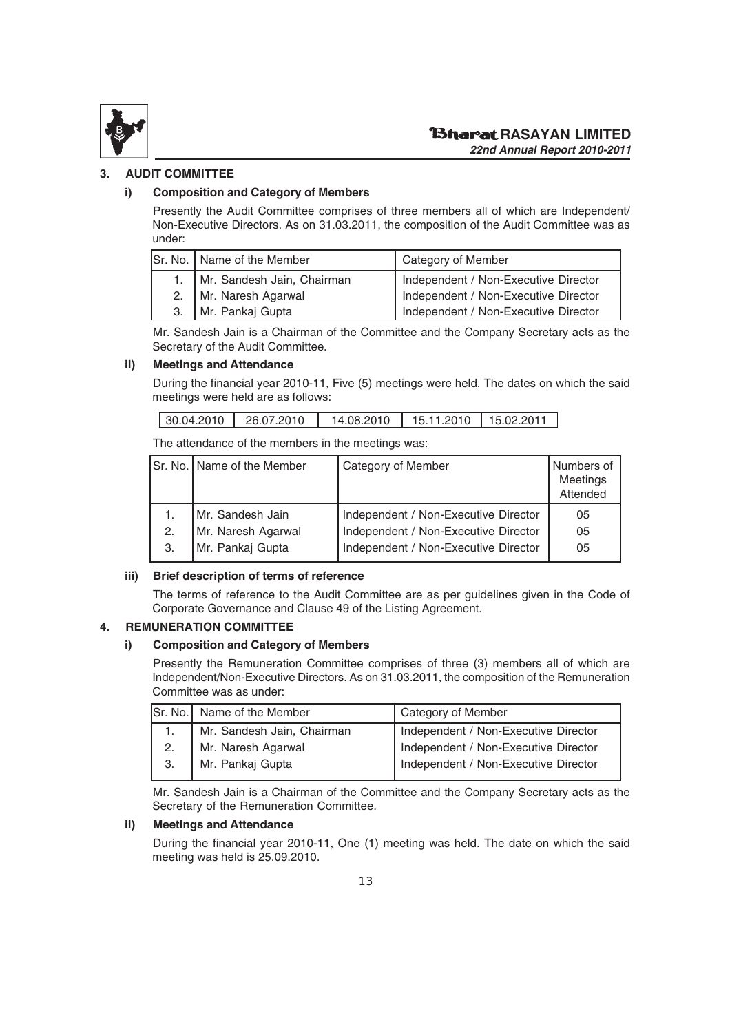## 3. AUDIT COMMITTEE

### i) Composition and Category of Members

Presently the Audit Committee comprises of three members all of which are Independent/ Non-Executive Directors. As on 31.03.2011, the composition of the Audit Committee was as under:

| Sr. No. | Name of the Member | Category of Member |
|---|---|---|
| 1. | Mr. Sandesh Jain, Chairman | Independent / Non-Executive Director |
| 2. | Mr. Naresh Agarwal | Independent / Non-Executive Director |
| 3. | Mr. Pankaj Gupta | Independent / Non-Executive Director |

Mr. Sandesh Jain is a Chairman of the Committee and the Company Secretary acts as the Secretary of the Audit Committee.

### ii) Meetings and Attendance

During the financial year 2010-11, Five (5) meetings were held. The dates on which the said meetings were held are as follows:

| 30.04.2010 | 26.07.2010 | 14.08.2010 | 15.11.2010 | 15.02.2011 |
|---|---|---|---|---|

The attendance of the members in the meetings was:

| Sr. No. | Name of the Member | Category of Member | Numbers of Meetings Attended |
|---|---|---|---|
| 1. | Mr. Sandesh Jain | Independent / Non-Executive Director | 05 |
| 2. | Mr. Naresh Agarwal | Independent / Non-Executive Director | 05 |
| 3. | Mr. Pankaj Gupta | Independent / Non-Executive Director | 05 |

### iii) Brief description of terms of reference

The terms of reference to the Audit Committee are as per guidelines given in the Code of Corporate Governance and Clause 49 of the Listing Agreement.

## 4. REMUNERATION COMMITTEE

### i) Composition and Category of Members

Presently the Remuneration Committee comprises of three (3) members all of which are Independent/Non-Executive Directors. As on 31.03.2011, the composition of the Remuneration Committee was as under:

| Sr. No. | Name of the Member | Category of Member |
|---|---|---|
| 1. | Mr. Sandesh Jain, Chairman | Independent / Non-Executive Director |
| 2. | Mr. Naresh Agarwal | Independent / Non-Executive Director |
| 3. | Mr. Pankaj Gupta | Independent / Non-Executive Director |

Mr. Sandesh Jain is a Chairman of the Committee and the Company Secretary acts as the Secretary of the Remuneration Committee.

### ii) Meetings and Attendance

During the financial year 2010-11, One (1) meeting was held. The date on which the said meeting was held is 25.09.2010.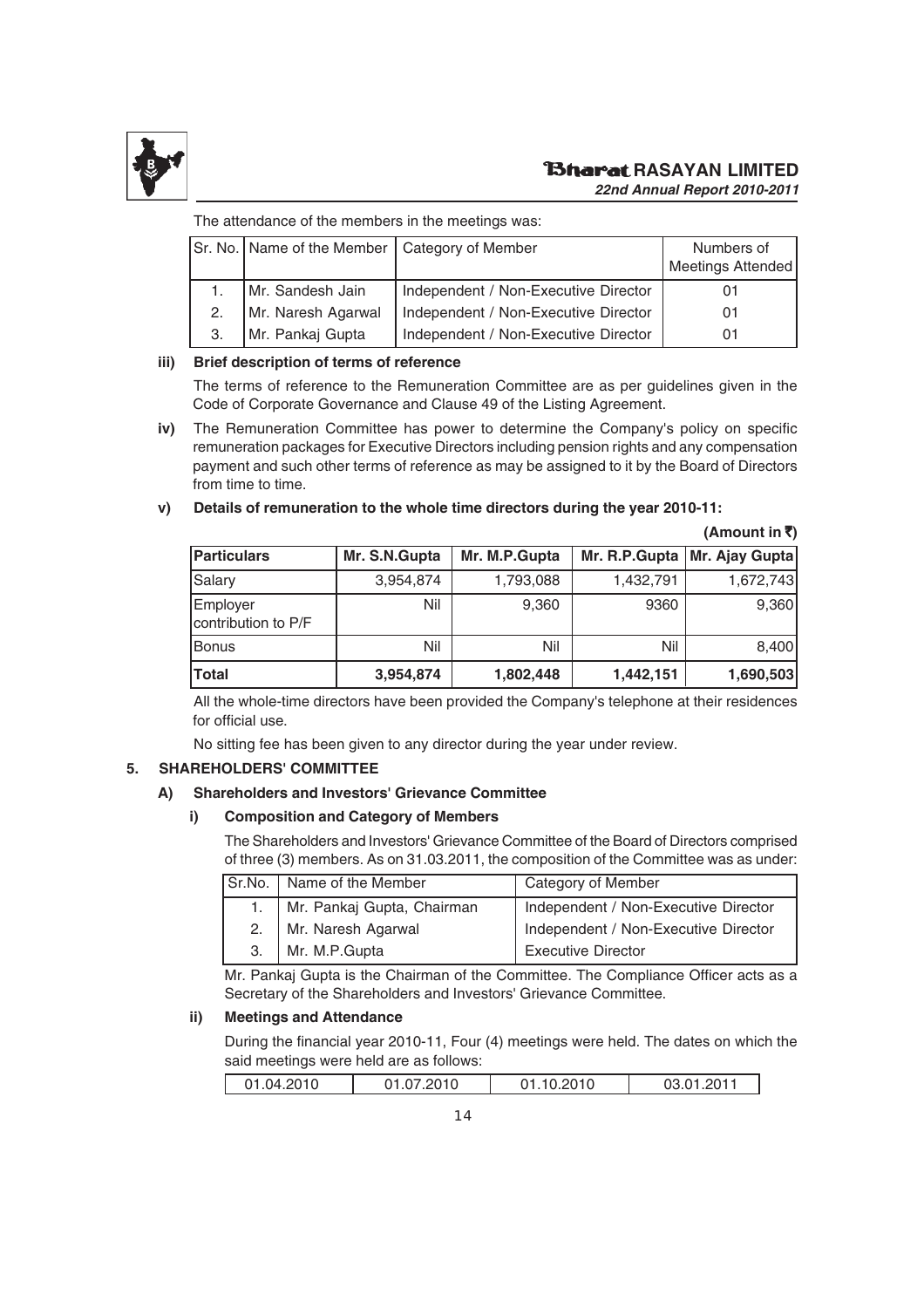The attendance of the members in the meetings was:

| Sr. No. | Name of the Member | Category of Member | Numbers of Meetings Attended |
|---|---|---|---|
| 1. | Mr. Sandesh Jain | Independent / Non-Executive Director | 01 |
| 2. | Mr. Naresh Agarwal | Independent / Non-Executive Director | 01 |
| 3. | Mr. Pankaj Gupta | Independent / Non-Executive Director | 01 |

**iii) Brief description of terms of reference**

The terms of reference to the Remuneration Committee are as per guidelines given in the Code of Corporate Governance and Clause 49 of the Listing Agreement.

**iv)** The Remuneration Committee has power to determine the Company's policy on specific remuneration packages for Executive Directors including pension rights and any compensation payment and such other terms of reference as may be assigned to it by the Board of Directors from time to time.

**v) Details of remuneration to the whole time directors during the year 2010-11:**

**(Amount in ₹)**

| Particulars | Mr. S.N.Gupta | Mr. M.P.Gupta | Mr. R.P.Gupta | Mr. Ajay Gupta |
|---|---|---|---|---|
| Salary | 3,954,874 | 1,793,088 | 1,432,791 | 1,672,743 |
| Employer contribution to P/F | Nil | 9,360 | 9360 | 9,360 |
| Bonus | Nil | Nil | Nil | 8,400 |
| **Total** | **3,954,874** | **1,802,448** | **1,442,151** | **1,690,503** |

All the whole-time directors have been provided the Company's telephone at their residences for official use.

No sitting fee has been given to any director during the year under review.

## 5. SHAREHOLDERS' COMMITTEE

### A) Shareholders and Investors' Grievance Committee

**i) Composition and Category of Members**

The Shareholders and Investors' Grievance Committee of the Board of Directors comprised of three (3) members. As on 31.03.2011, the composition of the Committee was as under:

| Sr.No. | Name of the Member | Category of Member |
|---|---|---|
| 1. | Mr. Pankaj Gupta, Chairman | Independent / Non-Executive Director |
| 2. | Mr. Naresh Agarwal | Independent / Non-Executive Director |
| 3. | Mr. M.P.Gupta | Executive Director |

Mr. Pankaj Gupta is the Chairman of the Committee. The Compliance Officer acts as a Secretary of the Shareholders and Investors' Grievance Committee.

**ii) Meetings and Attendance**

During the financial year 2010-11, Four (4) meetings were held. The dates on which the said meetings were held are as follows:

| 01.04.2010 | 01.07.2010 | 01.10.2010 | 03.01.2011 |
|---|---|---|---|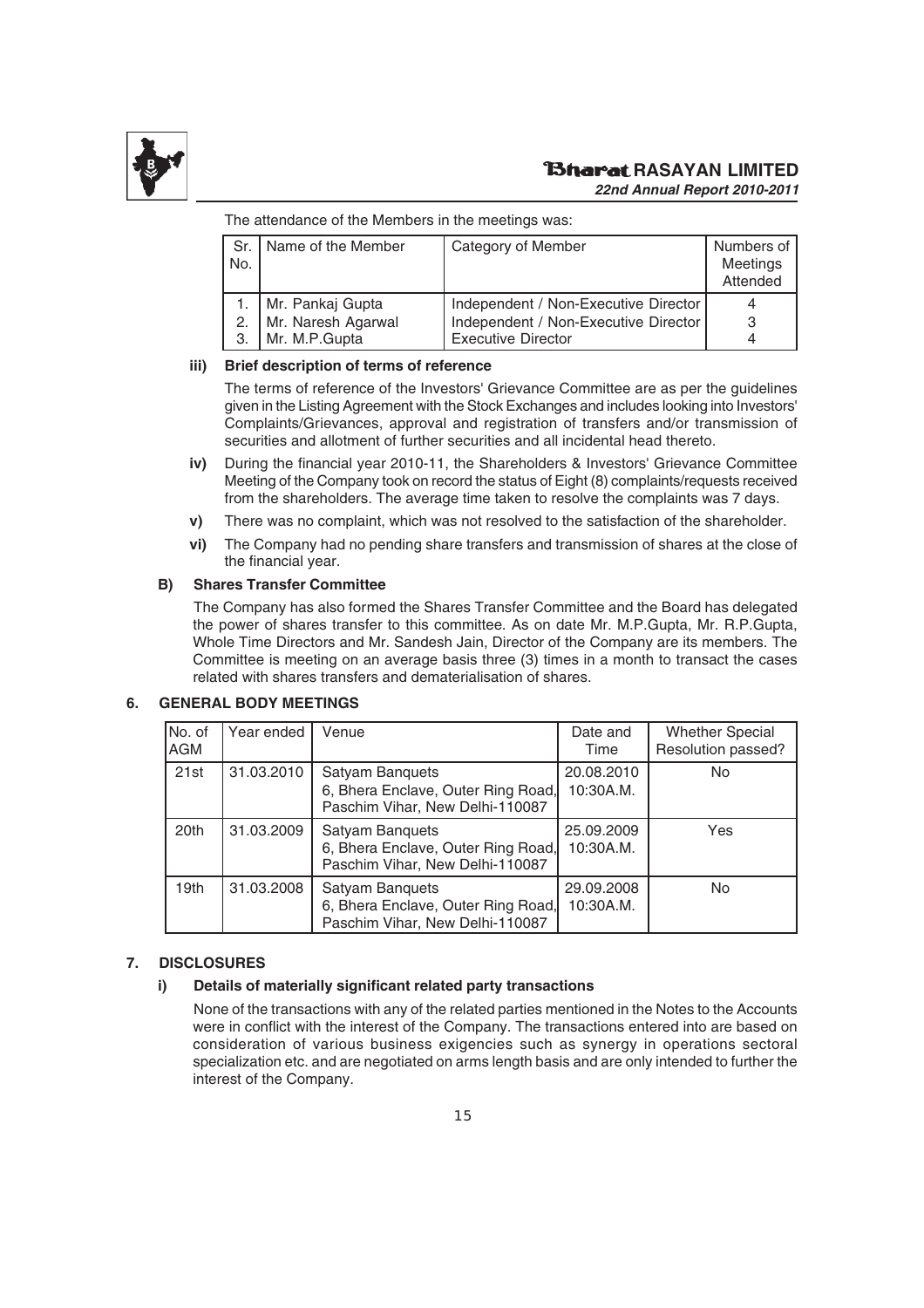The attendance of the Members in the meetings was:

| Sr. No. | Name of the Member | Category of Member | Numbers of Meetings Attended |
|---|---|---|---|
| 1. | Mr. Pankaj Gupta | Independent / Non-Executive Director | 4 |
| 2. | Mr. Naresh Agarwal | Independent / Non-Executive Director | 3 |
| 3. | Mr. M.P.Gupta | Executive Director | 4 |

**iii) Brief description of terms of reference**

The terms of reference of the Investors' Grievance Committee are as per the guidelines given in the Listing Agreement with the Stock Exchanges and includes looking into Investors' Complaints/Grievances, approval and registration of transfers and/or transmission of securities and allotment of further securities and all incidental head thereto.

**iv)** During the financial year 2010-11, the Shareholders & Investors' Grievance Committee Meeting of the Company took on record the status of Eight (8) complaints/requests received from the shareholders. The average time taken to resolve the complaints was 7 days.

**v)** There was no complaint, which was not resolved to the satisfaction of the shareholder.

**vi)** The Company had no pending share transfers and transmission of shares at the close of the financial year.

**B) Shares Transfer Committee**

The Company has also formed the Shares Transfer Committee and the Board has delegated the power of shares transfer to this committee. As on date Mr. M.P.Gupta, Mr. R.P.Gupta, Whole Time Directors and Mr. Sandesh Jain, Director of the Company are its members. The Committee is meeting on an average basis three (3) times in a month to transact the cases related with shares transfers and dematerialisation of shares.

## 6. GENERAL BODY MEETINGS

| No. of AGM | Year ended | Venue | Date and Time | Whether Special Resolution passed? |
|---|---|---|---|---|
| 21st | 31.03.2010 | Satyam Banquets 6, Bhera Enclave, Outer Ring Road, Paschim Vihar, New Delhi-110087 | 20.08.2010 10:30A.M. | No |
| 20th | 31.03.2009 | Satyam Banquets 6, Bhera Enclave, Outer Ring Road, Paschim Vihar, New Delhi-110087 | 25.09.2009 10:30A.M. | Yes |
| 19th | 31.03.2008 | Satyam Banquets 6, Bhera Enclave, Outer Ring Road, Paschim Vihar, New Delhi-110087 | 29.09.2008 10:30A.M. | No |

## 7. DISCLOSURES

**i) Details of materially significant related party transactions**

None of the transactions with any of the related parties mentioned in the Notes to the Accounts were in conflict with the interest of the Company. The transactions entered into are based on consideration of various business exigencies such as synergy in operations sectoral specialization etc. and are negotiated on arms length basis and are only intended to further the interest of the Company.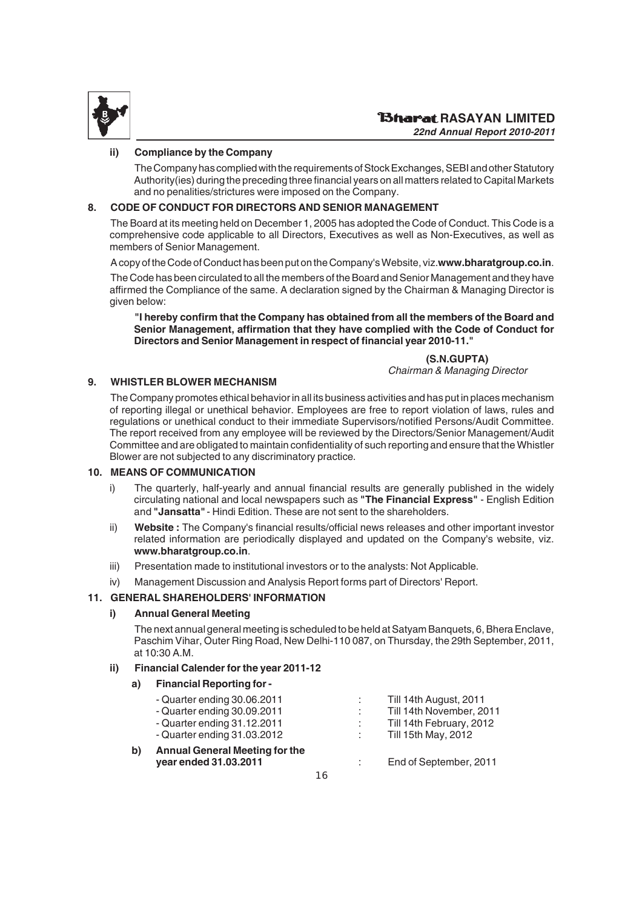#### ii) Compliance by the Company

The Company has complied with the requirements of Stock Exchanges, SEBI and other Statutory Authority(ies) during the preceding three financial years on all matters related to Capital Markets and no penalities/strictures were imposed on the Company.

## 8. CODE OF CONDUCT FOR DIRECTORS AND SENIOR MANAGEMENT

The Board at its meeting held on December 1, 2005 has adopted the Code of Conduct. This Code is a comprehensive code applicable to all Directors, Executives as well as Non-Executives, as well as members of Senior Management.

A copy of the Code of Conduct has been put on the Company's Website, viz.**www.bharatgroup.co.in**.

The Code has been circulated to all the members of the Board and Senior Management and they have affirmed the Compliance of the same. A declaration signed by the Chairman & Managing Director is given below:

> **"I hereby confirm that the Company has obtained from all the members of the Board and Senior Management, affirmation that they have complied with the Code of Conduct for Directors and Senior Management in respect of financial year 2010-11."**

**(S.N.GUPTA)**
*Chairman & Managing Director*

## 9. WHISTLER BLOWER MECHANISM

The Company promotes ethical behavior in all its business activities and has put in places mechanism of reporting illegal or unethical behavior. Employees are free to report violation of laws, rules and regulations or unethical conduct to their immediate Supervisors/notified Persons/Audit Committee. The report received from any employee will be reviewed by the Directors/Senior Management/Audit Committee and are obligated to maintain confidentiality of such reporting and ensure that the Whistler Blower are not subjected to any discriminatory practice.

## 10. MEANS OF COMMUNICATION

i) The quarterly, half-yearly and annual financial results are generally published in the widely circulating national and local newspapers such as **"The Financial Express"** - English Edition and **"Jansatta"** - Hindi Edition. These are not sent to the shareholders.

ii) **Website :** The Company's financial results/official news releases and other important investor related information are periodically displayed and updated on the Company's website, viz. **www.bharatgroup.co.in**.

iii) Presentation made to institutional investors or to the analysts: Not Applicable.

iv) Management Discussion and Analysis Report forms part of Directors' Report.

## 11. GENERAL SHAREHOLDERS' INFORMATION

#### i) Annual General Meeting

The next annual general meeting is scheduled to be held at Satyam Banquets, 6, Bhera Enclave, Paschim Vihar, Outer Ring Road, New Delhi-110 087, on Thursday, the 29th September, 2011, at 10:30 A.M.

#### ii) Financial Calender for the year 2011-12

**a) Financial Reporting for -**

| | | |
|---|---|---|
| - Quarter ending 30.06.2011 | : | Till 14th August, 2011 |
| - Quarter ending 30.09.2011 | : | Till 14th November, 2011 |
| - Quarter ending 31.12.2011 | : | Till 14th February, 2012 |
| - Quarter ending 31.03.2012 | : | Till 15th May, 2012 |
| **b) Annual General Meeting for the year ended 31.03.2011** | : | End of September, 2011 |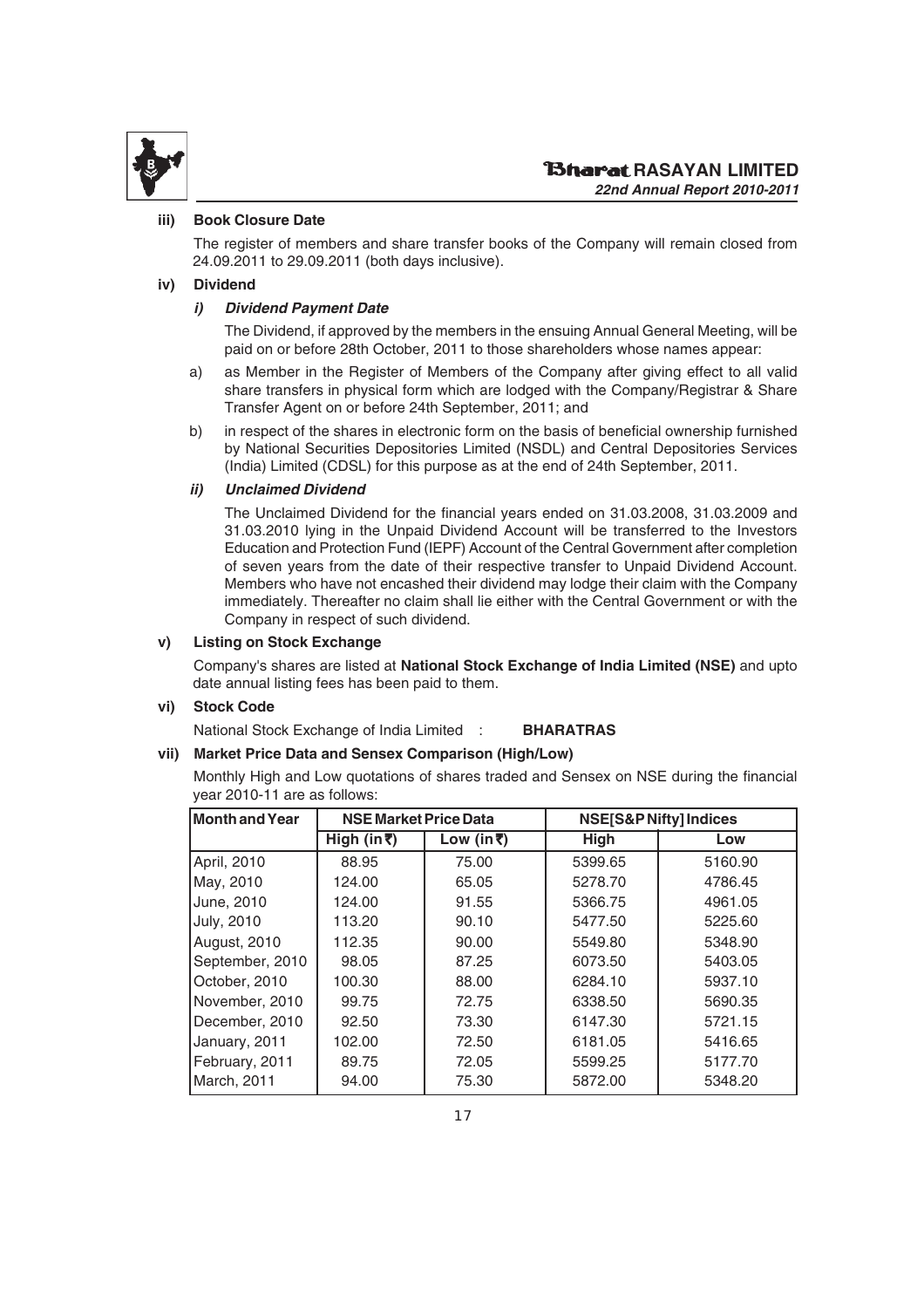### iii) Book Closure Date

The register of members and share transfer books of the Company will remain closed from 24.09.2011 to 29.09.2011 (both days inclusive).

### iv) Dividend

#### *i) Dividend Payment Date*

The Dividend, if approved by the members in the ensuing Annual General Meeting, will be paid on or before 28th October, 2011 to those shareholders whose names appear:

a) as Member in the Register of Members of the Company after giving effect to all valid share transfers in physical form which are lodged with the Company/Registrar & Share Transfer Agent on or before 24th September, 2011; and

b) in respect of the shares in electronic form on the basis of beneficial ownership furnished by National Securities Depositories Limited (NSDL) and Central Depositories Services (India) Limited (CDSL) for this purpose as at the end of 24th September, 2011.

#### *ii) Unclaimed Dividend*

The Unclaimed Dividend for the financial years ended on 31.03.2008, 31.03.2009 and 31.03.2010 lying in the Unpaid Dividend Account will be transferred to the Investors Education and Protection Fund (IEPF) Account of the Central Government after completion of seven years from the date of their respective transfer to Unpaid Dividend Account. Members who have not encashed their dividend may lodge their claim with the Company immediately. Thereafter no claim shall lie either with the Central Government or with the Company in respect of such dividend.

### v) Listing on Stock Exchange

Company's shares are listed at **National Stock Exchange of India Limited (NSE)** and upto date annual listing fees has been paid to them.

### vi) Stock Code

National Stock Exchange of India Limited : **BHARATRAS**

### vii) Market Price Data and Sensex Comparison (High/Low)

Monthly High and Low quotations of shares traded and Sensex on NSE during the financial year 2010-11 are as follows:

| Month and Year | NSE Market Price Data | | NSE[S&P Nifty] Indices | |
|---|---|---|---|---|
| | High (in ₹) | Low (in ₹) | High | Low |
| April, 2010 | 88.95 | 75.00 | 5399.65 | 5160.90 |
| May, 2010 | 124.00 | 65.05 | 5278.70 | 4786.45 |
| June, 2010 | 124.00 | 91.55 | 5366.75 | 4961.05 |
| July, 2010 | 113.20 | 90.10 | 5477.50 | 5225.60 |
| August, 2010 | 112.35 | 90.00 | 5549.80 | 5348.90 |
| September, 2010 | 98.05 | 87.25 | 6073.50 | 5403.05 |
| October, 2010 | 100.30 | 88.00 | 6284.10 | 5937.10 |
| November, 2010 | 99.75 | 72.75 | 6338.50 | 5690.35 |
| December, 2010 | 92.50 | 73.30 | 6147.30 | 5721.15 |
| January, 2011 | 102.00 | 72.50 | 6181.05 | 5416.65 |
| February, 2011 | 89.75 | 72.05 | 5599.25 | 5177.70 |
| March, 2011 | 94.00 | 75.30 | 5872.00 | 5348.20 |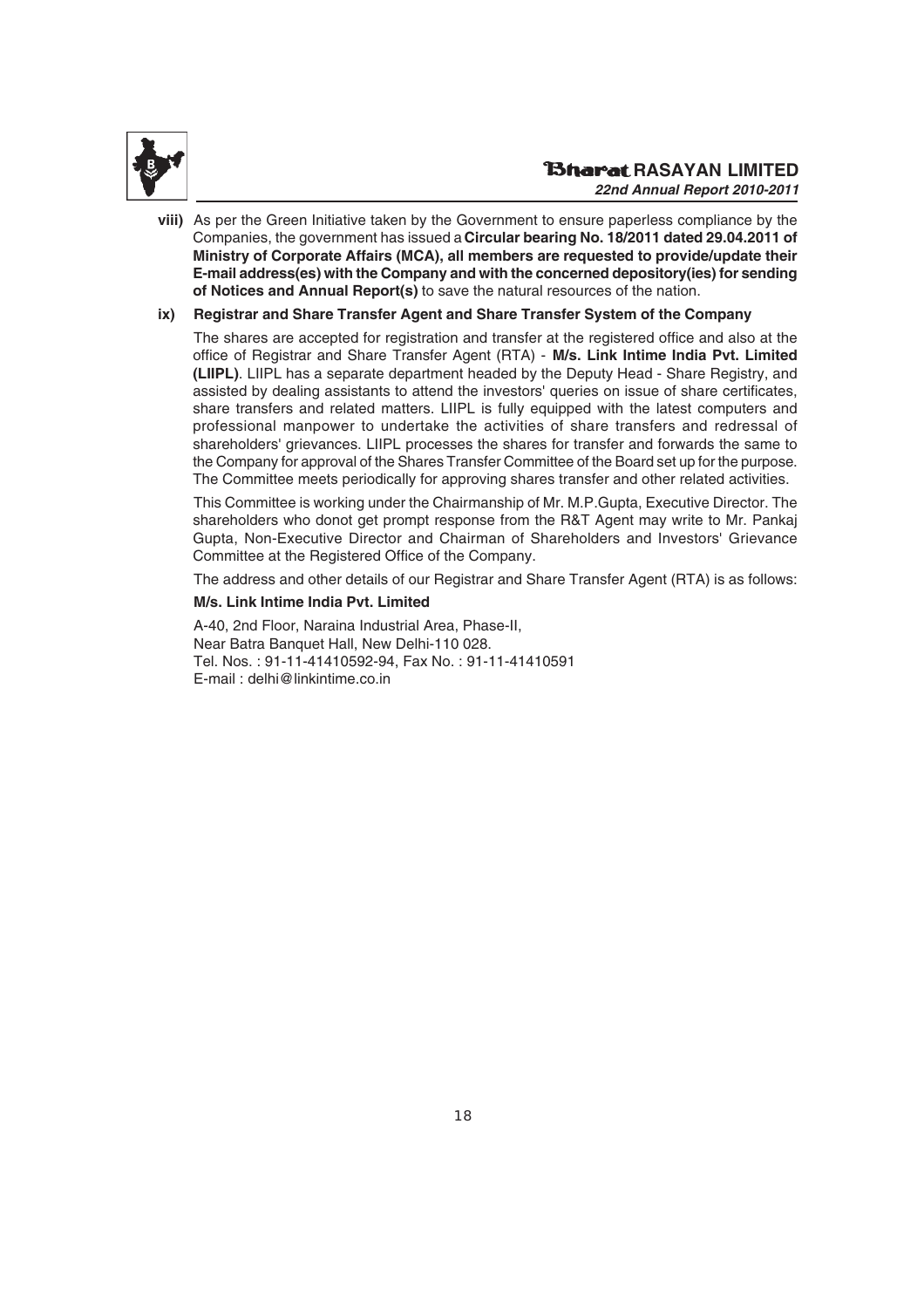**viii)** As per the Green Initiative taken by the Government to ensure paperless compliance by the Companies, the government has issued a **Circular bearing No. 18/2011 dated 29.04.2011 of Ministry of Corporate Affairs (MCA), all members are requested to provide/update their E-mail address(es) with the Company and with the concerned depository(ies) for sending of Notices and Annual Report(s)** to save the natural resources of the nation.

**ix) Registrar and Share Transfer Agent and Share Transfer System of the Company**

The shares are accepted for registration and transfer at the registered office and also at the office of Registrar and Share Transfer Agent (RTA) - **M/s. Link Intime India Pvt. Limited (LIIPL)**. LIIPL has a separate department headed by the Deputy Head - Share Registry, and assisted by dealing assistants to attend the investors' queries on issue of share certificates, share transfers and related matters. LIIPL is fully equipped with the latest computers and professional manpower to undertake the activities of share transfers and redressal of shareholders' grievances. LIIPL processes the shares for transfer and forwards the same to the Company for approval of the Shares Transfer Committee of the Board set up for the purpose. The Committee meets periodically for approving shares transfer and other related activities.

This Committee is working under the Chairmanship of Mr. M.P.Gupta, Executive Director. The shareholders who donot get prompt response from the R&T Agent may write to Mr. Pankaj Gupta, Non-Executive Director and Chairman of Shareholders and Investors' Grievance Committee at the Registered Office of the Company.

The address and other details of our Registrar and Share Transfer Agent (RTA) is as follows:

**M/s. Link Intime India Pvt. Limited**

A-40, 2nd Floor, Naraina Industrial Area, Phase-II,
Near Batra Banquet Hall, New Delhi-110 028.
Tel. Nos. : 91-11-41410592-94, Fax No. : 91-11-41410591
E-mail : delhi@linkintime.co.in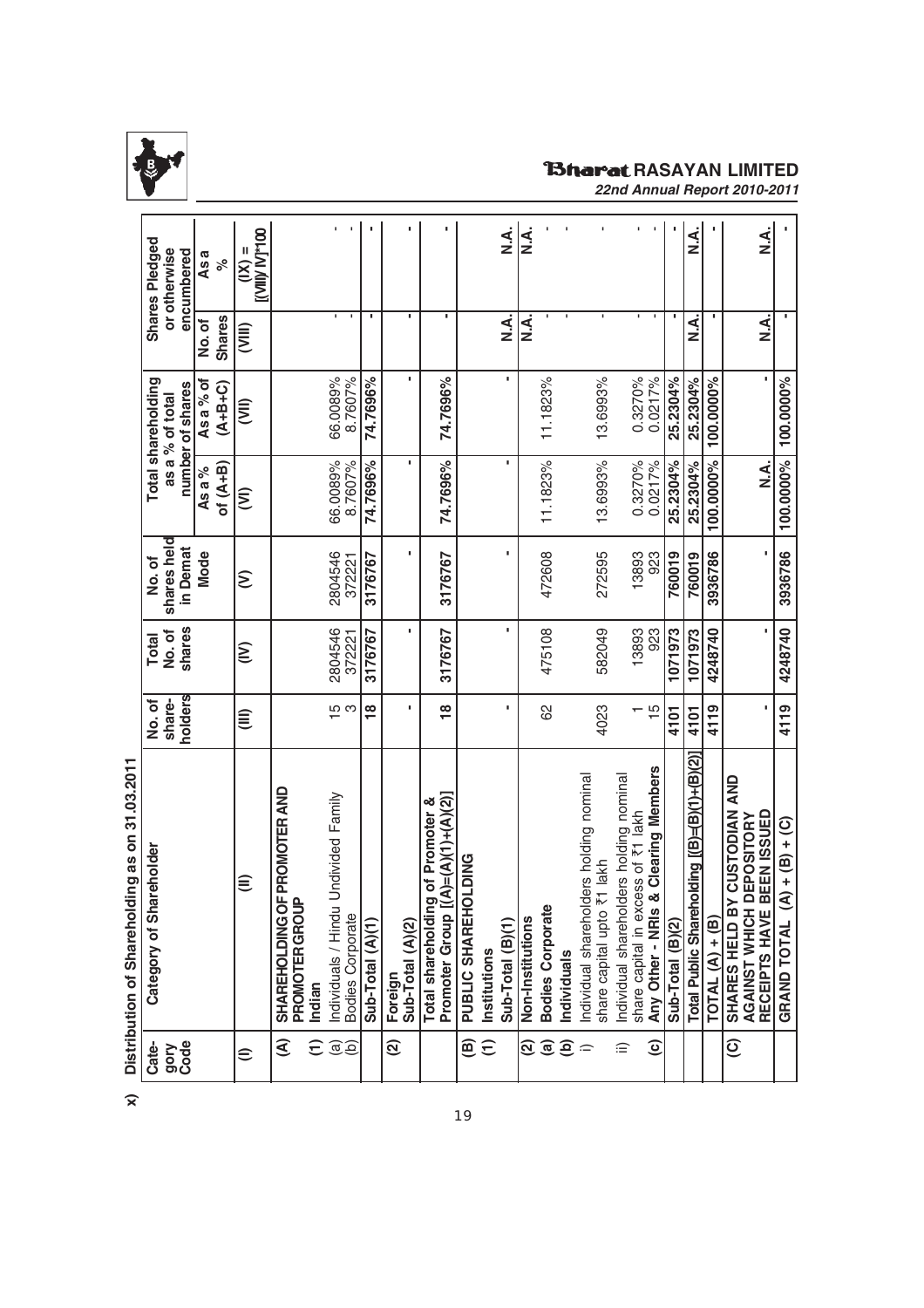x) **Distribution of Shareholding as on 31.03.2011**

| Category Code | Category of Shareholder | No. of shareholders | Total No. of shares | No. of shares held in Demat Mode | Total shareholding as a % of total number of shares | | Shares Pledged or otherwise encumbered | |
|---|---|---|---|---|---|---|---|---|
| | | | | | As a % of (A+B) | As a % of (A+B+C) | No. of Shares | As a % |
| (I) | (II) | (III) | (IV) | (V) | (VI) | (VII) | (VIII) | (IX) = [(VIII)/ IV]*100 |
| **(A)** | **SHAREHOLDING OF PROMOTER AND PROMOTER GROUP** | | | | | | | |
| **(1)** | **Indian** | | | | | | | |
| (a) | Individuals / Hindu Undivided Family | 15 | 2804546 | 2804546 | 66.0089% | 66.0089% | - | - |
| (b) | Bodies Corporate | 3 | 372221 | 372221 | 8.7607% | 8.7607% | - | - |
| | **Sub-Total (A)(1)** | **18** | **3176767** | **3176767** | **74.7696%** | **74.7696%** | **-** | **-** |
| **(2)** | **Foreign** **Sub-Total (A)(2)** | **-** | **-** | **-** | **-** | **-** | **-** | **-** |
| | **Total shareholding of Promoter & Promoter Group [(A)=(A)(1)+(A)(2)]** | **18** | **3176767** | **3176767** | **74.7696%** | **74.7696%** | **-** | **-** |
| **(B)** | **PUBLIC SHAREHOLDING** | | | | | | | |
| **(1)** | **Institutions** | | | | | | | |
| | **Sub-Total (B)(1)** | **-** | **-** | **-** | **-** | **-** | **N.A.** | **N.A.** |
| **(2)** | **Non-Institutions** | | | | | | **N.A.** | **N.A.** |
| **(a)** | **Bodies Corporate** | 62 | 475108 | 472608 | 11.1823% | 11.1823% | - | - |
| **(b)** | **Individuals** | | | | | | | |
| i) | Individual shareholders holding nominal share capital upto ₹1 lakh | 4023 | 582049 | 272595 | 13.6993% | 13.6993% | - | - |
| ii) | Individual shareholders holding nominal share capital in excess of ₹1 lakh | 1 | 13893 | 13893 | 0.3270% | 0.3270% | - | - |
| **(c)** | **Any Other - NRIs & Clearing Members** | 15 | 923 | 923 | 0.0217% | 0.0217% | - | - |
| | **Sub-Total (B)(2)** | **4101** | **1071973** | **760019** | **25.2304%** | **25.2304%** | **-** | **-** |
| | **Total Public Shareholding [(B)=(B)(1)+(B)(2)]** | **4101** | **1071973** | **760019** | **25.2304%** | **25.2304%** | **N.A.** | **N.A.** |
| | **TOTAL (A) + (B)** | **4119** | **4248740** | **3936786** | **100.0000%** | **100.0000%** | **-** | **-** |
| **(C)** | **SHARES HELD BY CUSTODIAN AND AGAINST WHICH DEPOSITORY RECEIPTS HAVE BEEN ISSUED** | **-** | **-** | **-** | **N.A.** | **-** | **N.A.** | **N.A.** |
| | **GRAND TOTAL (A) + (B) + (C)** | **4119** | **4248740** | **3936786** | **100.0000%** | **100.0000%** | **-** | **-** |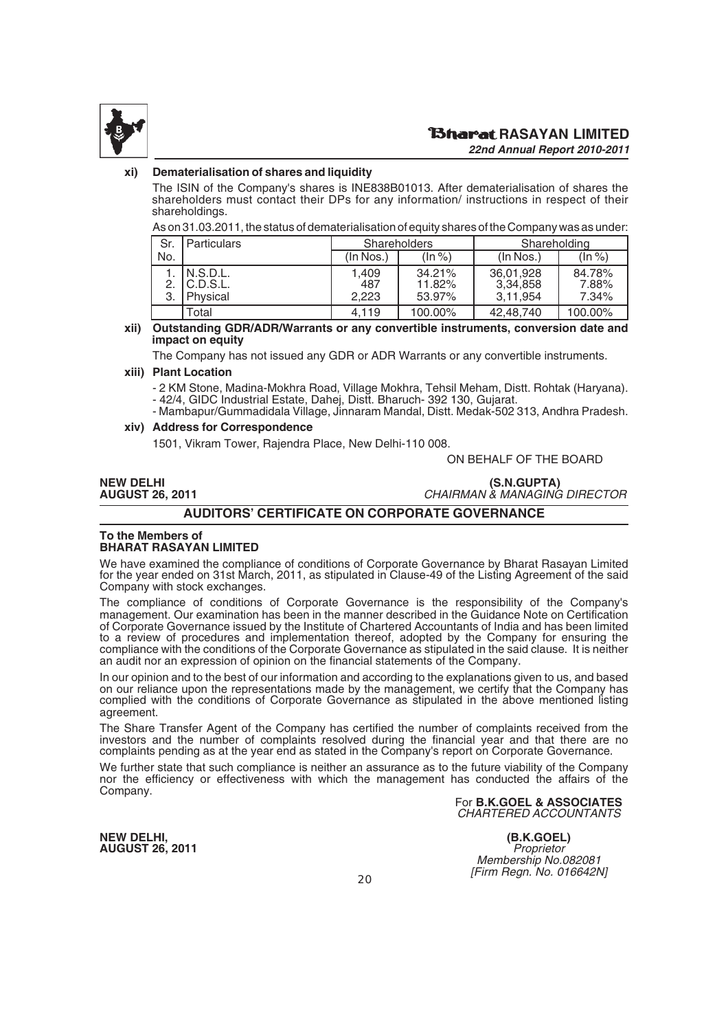### xi) Dematerialisation of shares and liquidity

The ISIN of the Company's shares is INE838B01013. After dematerialisation of shares the shareholders must contact their DPs for any information/ instructions in respect of their shareholdings.

As on 31.03.2011, the status of dematerialisation of equity shares of the Company was as under:

| Sr. No. | Particulars | Shareholders | | Shareholding | |
|---|---|---|---|---|---|
| | | (In Nos.) | (In %) | (In Nos.) | (In %) |
| 1. | N.S.D.L. | 1,409 | 34.21% | 36,01,928 | 84.78% |
| 2. | C.D.S.L. | 487 | 11.82% | 3,34,858 | 7.88% |
| 3. | Physical | 2,223 | 53.97% | 3,11,954 | 7.34% |
| | Total | 4,119 | 100.00% | 42,48,740 | 100.00% |

### xii) Outstanding GDR/ADR/Warrants or any convertible instruments, conversion date and impact on equity

The Company has not issued any GDR or ADR Warrants or any convertible instruments.

### xiii) Plant Location

- 2 KM Stone, Madina-Mokhra Road, Village Mokhra, Tehsil Meham, Distt. Rohtak (Haryana).
- 42/4, GIDC Industrial Estate, Dahej, Distt. Bharuch- 392 130, Gujarat.
- Mambapur/Gummadidala Village, Jinnaram Mandal, Distt. Medak-502 313, Andhra Pradesh.

### xiv) Address for Correspondence

1501, Vikram Tower, Rajendra Place, New Delhi-110 008.

ON BEHALF OF THE BOARD

**NEW DELHI**
**AUGUST 26, 2011**

**(S.N.GUPTA)**
*CHAIRMAN & MANAGING DIRECTOR*

## AUDITORS' CERTIFICATE ON CORPORATE GOVERNANCE

**To the Members of**
**BHARAT RASAYAN LIMITED**

We have examined the compliance of conditions of Corporate Governance by Bharat Rasayan Limited for the year ended on 31st March, 2011, as stipulated in Clause-49 of the Listing Agreement of the said Company with stock exchanges.

The compliance of conditions of Corporate Governance is the responsibility of the Company's management. Our examination has been in the manner described in the Guidance Note on Certification of Corporate Governance issued by the Institute of Chartered Accountants of India and has been limited to a review of procedures and implementation thereof, adopted by the Company for ensuring the compliance with the conditions of the Corporate Governance as stipulated in the said clause. It is neither an audit nor an expression of opinion on the financial statements of the Company.

In our opinion and to the best of our information and according to the explanations given to us, and based on our reliance upon the representations made by the management, we certify that the Company has complied with the conditions of Corporate Governance as stipulated in the above mentioned listing agreement.

The Share Transfer Agent of the Company has certified the number of complaints received from the investors and the number of complaints resolved during the financial year and that there are no complaints pending as at the year end as stated in the Company's report on Corporate Governance.

We further state that such compliance is neither an assurance as to the future viability of the Company nor the efficiency or effectiveness with which the management has conducted the affairs of the Company.

For **B.K.GOEL & ASSOCIATES**
*CHARTERED ACCOUNTANTS*

**NEW DELHI,**
**AUGUST 26, 2011**

**(B.K.GOEL)**
*Proprietor*
*Membership No.082081*
*[Firm Regn. No. 016642N]*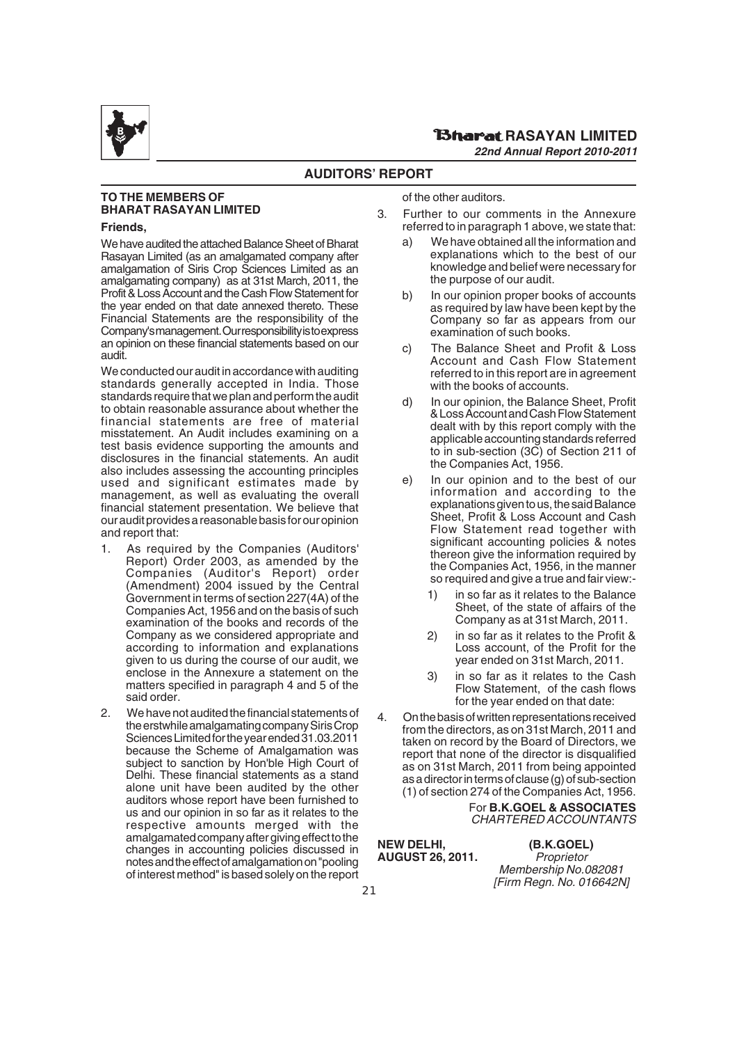## AUDITORS' REPORT

**TO THE MEMBERS OF BHARAT RASAYAN LIMITED**

**Friends,**

We have audited the attached Balance Sheet of Bharat Rasayan Limited (as an amalgamated company after amalgamation of Siris Crop Sciences Limited as an amalgamating company) as at 31st March, 2011, the Profit & Loss Account and the Cash Flow Statement for the year ended on that date annexed thereto. These Financial Statements are the responsibility of the Company's management. Our responsibility is to express an opinion on these financial statements based on our audit.

We conducted our audit in accordance with auditing standards generally accepted in India. Those standards require that we plan and perform the audit to obtain reasonable assurance about whether the financial statements are free of material misstatement. An Audit includes examining on a test basis evidence supporting the amounts and disclosures in the financial statements. An audit also includes assessing the accounting principles used and significant estimates made by management, as well as evaluating the overall financial statement presentation. We believe that our audit provides a reasonable basis for our opinion and report that:

1. As required by the Companies (Auditors' Report) Order 2003, as amended by the Companies (Auditor's Report) order (Amendment) 2004 issued by the Central Government in terms of section 227(4A) of the Companies Act, 1956 and on the basis of such examination of the books and records of the Company as we considered appropriate and according to information and explanations given to us during the course of our audit, we enclose in the Annexure a statement on the matters specified in paragraph 4 and 5 of the said order.

2. We have not audited the financial statements of the erstwhile amalgamating company Siris Crop Sciences Limited for the year ended 31.03.2011 because the Scheme of Amalgamation was subject to sanction by Hon'ble High Court of Delhi. These financial statements as a stand alone unit have been audited by the other auditors whose report have been furnished to us and our opinion in so far as it relates to the respective amounts merged with the amalgamated company after giving effect to the changes in accounting policies discussed in notes and the effect of amalgamation on "pooling of interest method" is based solely on the report of the other auditors.

3. Further to our comments in the Annexure referred to in paragraph 1 above, we state that:

   a) We have obtained all the information and explanations which to the best of our knowledge and belief were necessary for the purpose of our audit.

   b) In our opinion proper books of accounts as required by law have been kept by the Company so far as appears from our examination of such books.

   c) The Balance Sheet and Profit & Loss Account and Cash Flow Statement referred to in this report are in agreement with the books of accounts.

   d) In our opinion, the Balance Sheet, Profit & Loss Account and Cash Flow Statement dealt with by this report comply with the applicable accounting standards referred to in sub-section (3C) of Section 211 of the Companies Act, 1956.

   e) In our opinion and to the best of our information and according to the explanations given to us, the said Balance Sheet, Profit & Loss Account and Cash Flow Statement read together with significant accounting policies & notes thereon give the information required by the Companies Act, 1956, in the manner so required and give a true and fair view:-

      1) in so far as it relates to the Balance Sheet, of the state of affairs of the Company as at 31st March, 2011.

      2) in so far as it relates to the Profit & Loss account, of the Profit for the year ended on 31st March, 2011.

      3) in so far as it relates to the Cash Flow Statement, of the cash flows for the year ended on that date:

4. On the basis of written representations received from the directors, as on 31st March, 2011 and taken on record by the Board of Directors, we report that none of the director is disqualified as on 31st March, 2011 from being appointed as a director in terms of clause (g) of sub-section (1) of section 274 of the Companies Act, 1956.

For **B.K.GOEL & ASSOCIATES**
*CHARTERED ACCOUNTANTS*

**NEW DELHI,**
**AUGUST 26, 2011.**

**(B.K.GOEL)**
*Proprietor*
*Membership No.082081*
*[Firm Regn. No. 016642N]*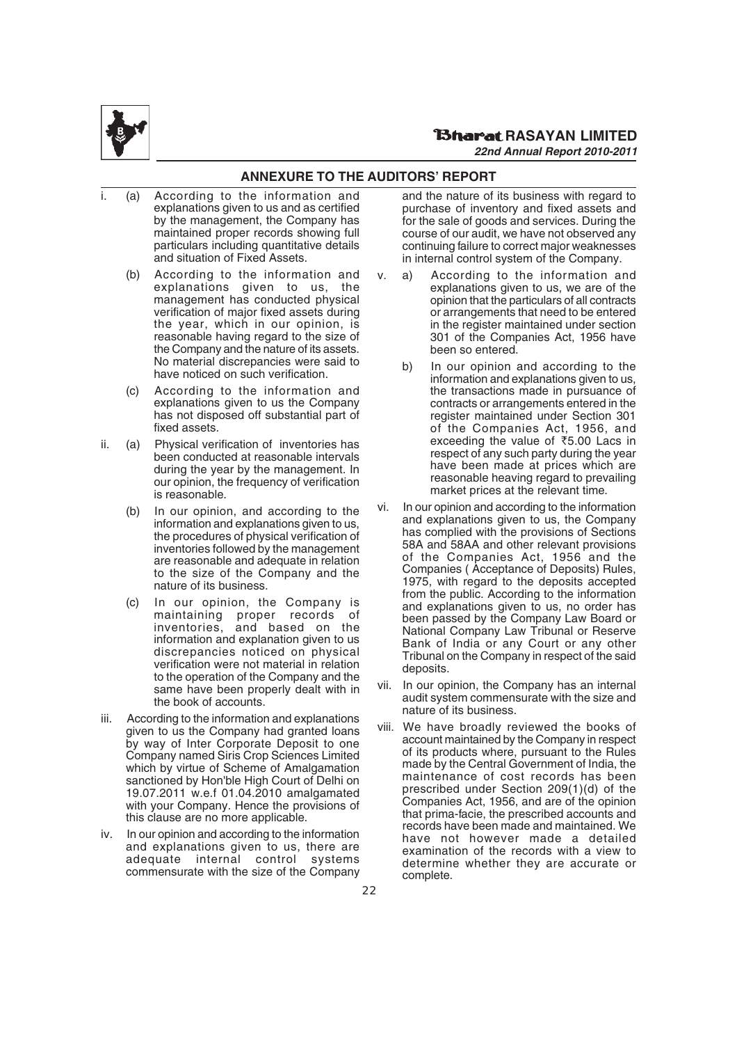## ANNEXURE TO THE AUDITORS' REPORT

i. (a) According to the information and explanations given to us and as certified by the management, the Company has maintained proper records showing full particulars including quantitative details and situation of Fixed Assets.

(b) According to the information and explanations given to us, the management has conducted physical verification of major fixed assets during the year, which in our opinion, is reasonable having regard to the size of the Company and the nature of its assets. No material discrepancies were said to have noticed on such verification.

(c) According to the information and explanations given to us the Company has not disposed off substantial part of fixed assets.

ii. (a) Physical verification of inventories has been conducted at reasonable intervals during the year by the management. In our opinion, the frequency of verification is reasonable.

(b) In our opinion, and according to the information and explanations given to us, the procedures of physical verification of inventories followed by the management are reasonable and adequate in relation to the size of the Company and the nature of its business.

(c) In our opinion, the Company is maintaining proper records of inventories, and based on the information and explanation given to us discrepancies noticed on physical verification were not material in relation to the operation of the Company and the same have been properly dealt with in the book of accounts.

iii. According to the information and explanations given to us the Company had granted loans by way of Inter Corporate Deposit to one Company named Siris Crop Sciences Limited which by virtue of Scheme of Amalgamation sanctioned by Hon'ble High Court of Delhi on 19.07.2011 w.e.f 01.04.2010 amalgamated with your Company. Hence the provisions of this clause are no more applicable.

iv. In our opinion and according to the information and explanations given to us, there are adequate internal control systems commensurate with the size of the Company and the nature of its business with regard to purchase of inventory and fixed assets and for the sale of goods and services. During the course of our audit, we have not observed any continuing failure to correct major weaknesses in internal control system of the Company.

v. a) According to the information and explanations given to us, we are of the opinion that the particulars of all contracts or arrangements that need to be entered in the register maintained under section 301 of the Companies Act, 1956 have been so entered.

b) In our opinion and according to the information and explanations given to us, the transactions made in pursuance of contracts or arrangements entered in the register maintained under Section 301 of the Companies Act, 1956, and exceeding the value of ₹5.00 Lacs in respect of any such party during the year have been made at prices which are reasonable heaving regard to prevailing market prices at the relevant time.

vi. In our opinion and according to the information and explanations given to us, the Company has complied with the provisions of Sections 58A and 58AA and other relevant provisions of the Companies Act, 1956 and the Companies ( Acceptance of Deposits) Rules, 1975, with regard to the deposits accepted from the public. According to the information and explanations given to us, no order has been passed by the Company Law Board or National Company Law Tribunal or Reserve Bank of India or any Court or any other Tribunal on the Company in respect of the said deposits.

vii. In our opinion, the Company has an internal audit system commensurate with the size and nature of its business.

viii. We have broadly reviewed the books of account maintained by the Company in respect of its products where, pursuant to the Rules made by the Central Government of India, the maintenance of cost records has been prescribed under Section 209(1)(d) of the Companies Act, 1956, and are of the opinion that prima-facie, the prescribed accounts and records have been made and maintained. We have not however made a detailed examination of the records with a view to determine whether they are accurate or complete.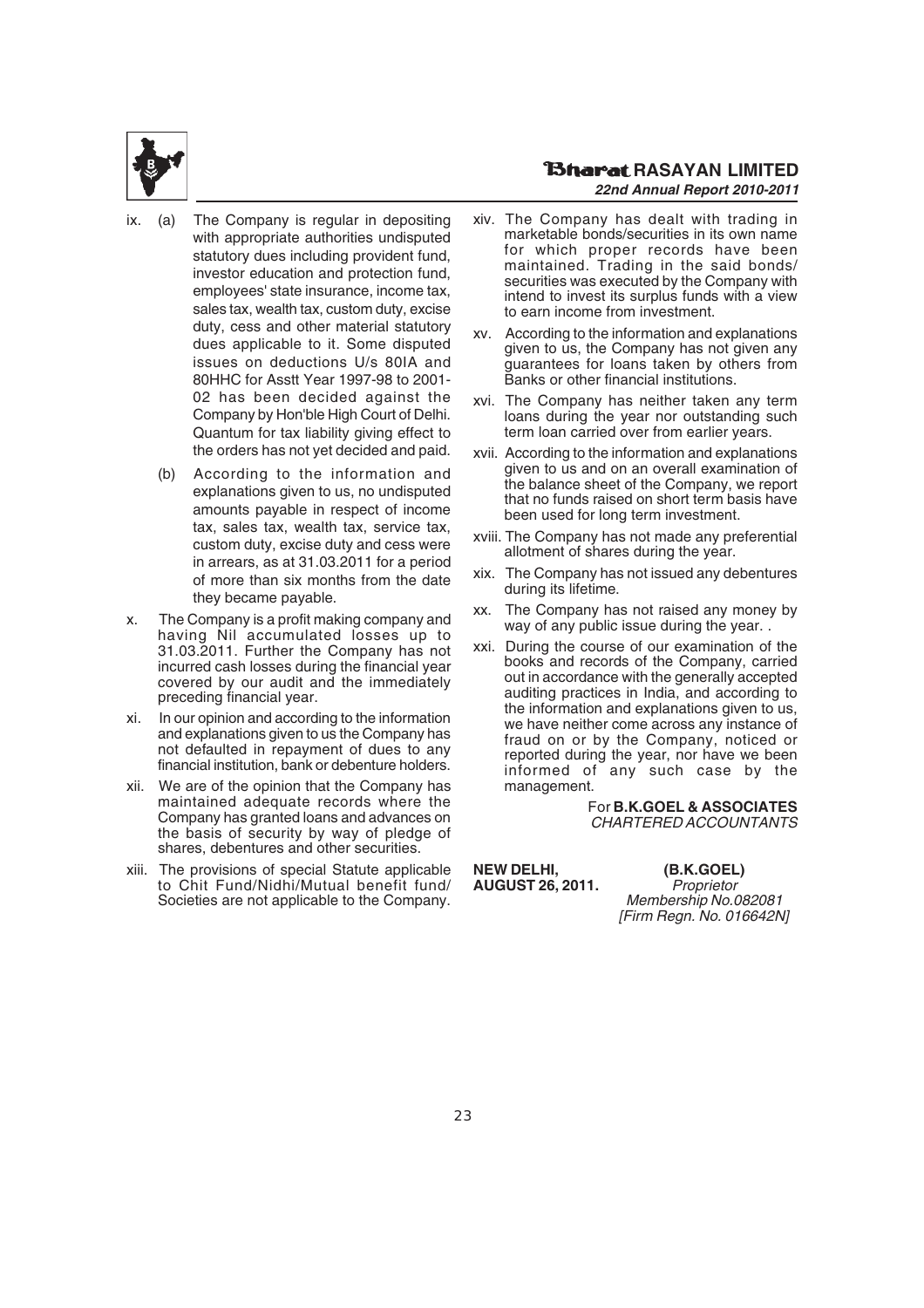ix. (a) The Company is regular in depositing with appropriate authorities undisputed statutory dues including provident fund, investor education and protection fund, employees' state insurance, income tax, sales tax, wealth tax, custom duty, excise duty, cess and other material statutory dues applicable to it. Some disputed issues on deductions U/s 80IA and 80HHC for Asstt Year 1997-98 to 2001-02 has been decided against the Company by Hon'ble High Court of Delhi. Quantum for tax liability giving effect to the orders has not yet decided and paid.

(b) According to the information and explanations given to us, no undisputed amounts payable in respect of income tax, sales tax, wealth tax, service tax, custom duty, excise duty and cess were in arrears, as at 31.03.2011 for a period of more than six months from the date they became payable.

x. The Company is a profit making company and having Nil accumulated losses up to 31.03.2011. Further the Company has not incurred cash losses during the financial year covered by our audit and the immediately preceding financial year.

xi. In our opinion and according to the information and explanations given to us the Company has not defaulted in repayment of dues to any financial institution, bank or debenture holders.

xii. We are of the opinion that the Company has maintained adequate records where the Company has granted loans and advances on the basis of security by way of pledge of shares, debentures and other securities.

xiii. The provisions of special Statute applicable to Chit Fund/Nidhi/Mutual benefit fund/ Societies are not applicable to the Company.

xiv. The Company has dealt with trading in marketable bonds/securities in its own name for which proper records have been maintained. Trading in the said bonds/ securities was executed by the Company with intend to invest its surplus funds with a view to earn income from investment.

xv. According to the information and explanations given to us, the Company has not given any guarantees for loans taken by others from Banks or other financial institutions.

xvi. The Company has neither taken any term loans during the year nor outstanding such term loan carried over from earlier years.

xvii. According to the information and explanations given to us and on an overall examination of the balance sheet of the Company, we report that no funds raised on short term basis have been used for long term investment.

xviii. The Company has not made any preferential allotment of shares during the year.

xix. The Company has not issued any debentures during its lifetime.

xx. The Company has not raised any money by way of any public issue during the year. .

xxi. During the course of our examination of the books and records of the Company, carried out in accordance with the generally accepted auditing practices in India, and according to the information and explanations given to us, we have neither come across any instance of fraud on or by the Company, noticed or reported during the year, nor have we been informed of any such case by the management.

For **B.K.GOEL & ASSOCIATES**
*CHARTERED ACCOUNTANTS*

**NEW DELHI,**
**AUGUST 26, 2011.**

**(B.K.GOEL)**
*Proprietor*
*Membership No.082081*
*[Firm Regn. No. 016642N]*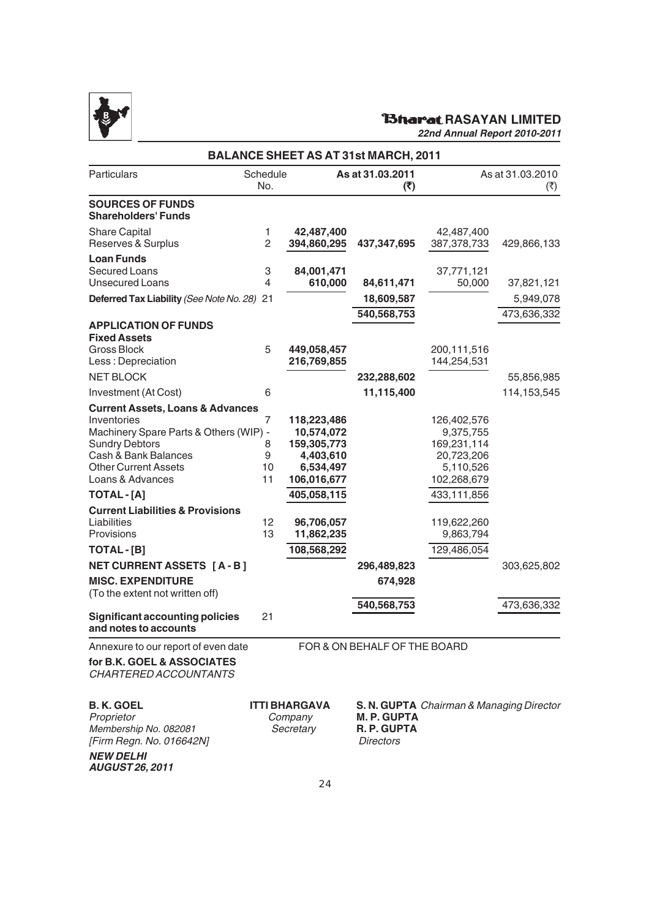# BALANCE SHEET AS AT 31st MARCH, 2011

| Particulars | Schedule No. | | As at 31.03.2011 (₹) | | As at 31.03.2010 (₹) |
|---|---|---|---|---|---|
| **SOURCES OF FUNDS** | | | | | |
| **Shareholders' Funds** | | | | | |
| Share Capital | 1 | **42,487,400** | | 42,487,400 | |
| Reserves & Surplus | 2 | **394,860,295** | **437,347,695** | 387,378,733 | 429,866,133 |
| **Loan Funds** | | | | | |
| Secured Loans | 3 | **84,001,471** | | 37,771,121 | |
| Unsecured Loans | 4 | **610,000** | **84,611,471** | 50,000 | 37,821,121 |
| **Deferred Tax Liability** *(See Note No. 28)* | 21 | | **18,609,587** | | 5,949,078 |
| | | | **540,568,753** | | 473,636,332 |
| **APPLICATION OF FUNDS** | | | | | |
| **Fixed Assets** | | | | | |
| Gross Block | 5 | **449,058,457** | | 200,111,516 | |
| Less : Depreciation | | **216,769,855** | | 144,254,531 | |
| NET BLOCK | | | **232,288,602** | | 55,856,985 |
| Investment (At Cost) | 6 | | **11,115,400** | | 114,153,545 |
| **Current Assets, Loans & Advances** | | | | | |
| Inventories | 7 | **118,223,486** | | 126,402,576 | |
| Machinery Spare Parts & Others (WIP) | - | **10,574,072** | | 9,375,755 | |
| Sundry Debtors | 8 | **159,305,773** | | 169,231,114 | |
| Cash & Bank Balances | 9 | **4,403,610** | | 20,723,206 | |
| Other Current Assets | 10 | **6,534,497** | | 5,110,526 | |
| Loans & Advances | 11 | **106,016,677** | | 102,268,679 | |
| **TOTAL - [A]** | | **405,058,115** | | 433,111,856 | |
| **Current Liabilities & Provisions** | | | | | |
| Liabilities | 12 | **96,706,057** | | 119,622,260 | |
| Provisions | 13 | **11,862,235** | | 9,863,794 | |
| **TOTAL - [B]** | | **108,568,292** | | 129,486,054 | |
| **NET CURRENT ASSETS [ A - B ]** | | | **296,489,823** | | 303,625,802 |
| **MISC. EXPENDITURE** (To the extent not written off) | | | **674,928** | | |
| | | | **540,568,753** | | 473,636,332 |
| **Significant accounting policies and notes to accounts** | 21 | | | | |

Annexure to our report of even date

FOR & ON BEHALF OF THE BOARD

**for B.K. GOEL & ASSOCIATES**
*CHARTERED ACCOUNTANTS*

**B. K. GOEL**
*Proprietor*
*Membership No. 082081*
*[Firm Regn. No. 016642N]*

**ITTI BHARGAVA**
*Company Secretary*

**S. N. GUPTA** *Chairman & Managing Director*
**M. P. GUPTA**
**R. P. GUPTA**
*Directors*

***NEW DELHI***
***AUGUST 26, 2011***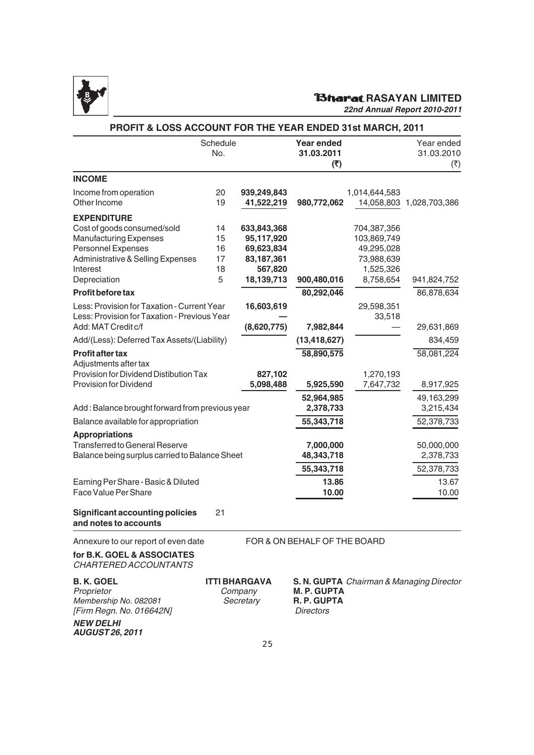# PROFIT & LOSS ACCOUNT FOR THE YEAR ENDED 31st MARCH, 2011

| | Schedule No. | | **Year ended 31.03.2011 (₹)** | | Year ended 31.03.2010 (₹) |
|---|---|---|---|---|---|
| **INCOME** | | | | | |
| Income from operation | 20 | **939,249,843** | | 1,014,644,583 | |
| Other Income | 19 | **41,522,219** | **980,772,062** | 14,058,803 | 1,028,703,386 |
| **EXPENDITURE** | | | | | |
| Cost of goods consumed/sold | 14 | **633,843,368** | | 704,387,356 | |
| Manufacturing Expenses | 15 | **95,117,920** | | 103,869,749 | |
| Personnel Expenses | 16 | **69,623,834** | | 49,295,028 | |
| Administrative & Selling Expenses | 17 | **83,187,361** | | 73,988,639 | |
| Interest | 18 | **567,820** | | 1,525,326 | |
| Depreciation | 5 | **18,139,713** | **900,480,016** | 8,758,654 | 941,824,752 |
| **Profit before tax** | | | **80,292,046** | | 86,878,634 |
| Less: Provision for Taxation - Current Year | | **16,603,619** | | 29,598,351 | |
| Less: Provision for Taxation - Previous Year | | **—** | | 33,518 | |
| Add: MAT Credit c/f | | **(8,620,775)** | **7,982,844** | — | 29,631,869 |
| Add/(Less): Deferred Tax Assets/(Liability) | | | **(13,418,627)** | | 834,459 |
| **Profit after tax** | | | **58,890,575** | | 58,081,224 |
| Adjustments after tax | | | | | |
| Provision for Dividend Distibution Tax | | **827,102** | | 1,270,193 | |
| Provision for Dividend | | **5,098,488** | **5,925,590** | 7,647,732 | 8,917,925 |
| | | | **52,964,985** | | 49,163,299 |
| Add : Balance brought forward from previous year | | | **2,378,733** | | 3,215,434 |
| Balance available for appropriation | | | **55,343,718** | | 52,378,733 |
| **Appropriations** | | | | | |
| Transferred to General Reserve | | | **7,000,000** | | 50,000,000 |
| Balance being surplus carried to Balance Sheet | | | **48,343,718** | | 2,378,733 |
| | | | **55,343,718** | | 52,378,733 |
| Earning Per Share - Basic & Diluted | | | **13.86** | | 13.67 |
| Face Value Per Share | | | **10.00** | | 10.00 |
| **Significant accounting policies and notes to accounts** | 21 | | | | |

Annexure to our report of even date

FOR & ON BEHALF OF THE BOARD

**for B.K. GOEL & ASSOCIATES**
*CHARTERED ACCOUNTANTS*

**B. K. GOEL**
*Proprietor*
*Membership No. 082081*
*[Firm Regn. No. 016642N]*

**ITTI BHARGAVA**
*Company Secretary*

**S. N. GUPTA** *Chairman & Managing Director*
**M. P. GUPTA**
**R. P. GUPTA**
*Directors*

***NEW DELHI***
***AUGUST 26, 2011***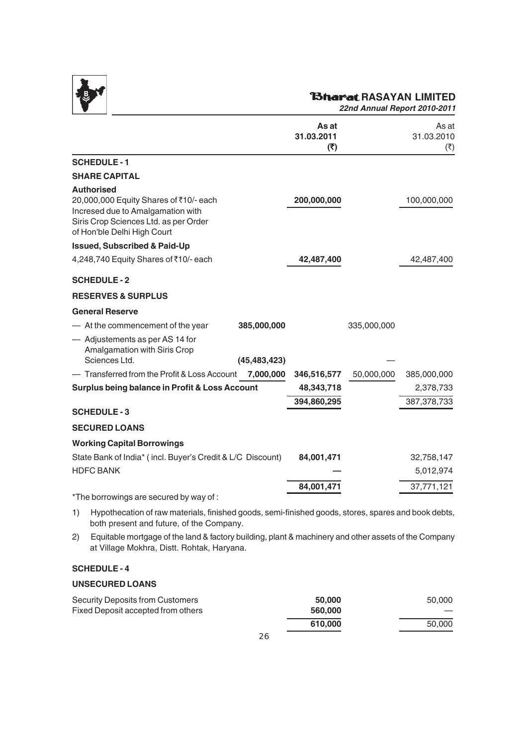| | | As at 31.03.2011 (₹) | | As at 31.03.2010 (₹) |
|---|---|---|---|---|
| **SCHEDULE - 1** | | | | |
| **SHARE CAPITAL** | | | | |
| **Authorised** | | | | |
| 20,000,000 Equity Shares of ₹10/- each Incresed due to Amalgamation with Siris Crop Sciences Ltd. as per Order of Hon'ble Delhi High Court | | **200,000,000** | | 100,000,000 |
| **Issued, Subscribed & Paid-Up** | | | | |
| 4,248,740 Equity Shares of ₹10/- each | | **42,487,400** | | 42,487,400 |
| **SCHEDULE - 2** | | | | |
| **RESERVES & SURPLUS** | | | | |
| **General Reserve** | | | | |
| — At the commencement of the year | **385,000,000** | | 335,000,000 | |
| — Adjustements as per AS 14 for Amalgamation with Siris Crop Sciences Ltd. | **(45,483,423)** | | — | |
| — Transferred from the Profit & Loss Account | **7,000,000** | **346,516,577** | 50,000,000 | 385,000,000 |
| **Surplus being balance in Profit & Loss Account** | | **48,343,718** | | 2,378,733 |
| | | **394,860,295** | | 387,378,733 |
| **SCHEDULE - 3** | | | | |
| **SECURED LOANS** | | | | |
| **Working Capital Borrowings** | | | | |
| State Bank of India* ( incl. Buyer's Credit & L/C Discount) | | **84,001,471** | | 32,758,147 |
| HDFC BANK | | **—** | | 5,012,974 |
| | | **84,001,471** | | 37,771,121 |

*The borrowings are secured by way of :

1) Hypothecation of raw materials, finished goods, semi-finished goods, stores, spares and book debts, both present and future, of the Company.

2) Equitable mortgage of the land & factory building, plant & machinery and other assets of the Company at Village Mokhra, Distt. Rohtak, Haryana.

**SCHEDULE - 4**

**UNSECURED LOANS**

| | As at 31.03.2011 (₹) | As at 31.03.2010 (₹) |
|---|---|---|
| Security Deposits from Customers | **50,000** | 50,000 |
| Fixed Deposit accepted from others | **560,000** | — |
| | **610,000** | 50,000 |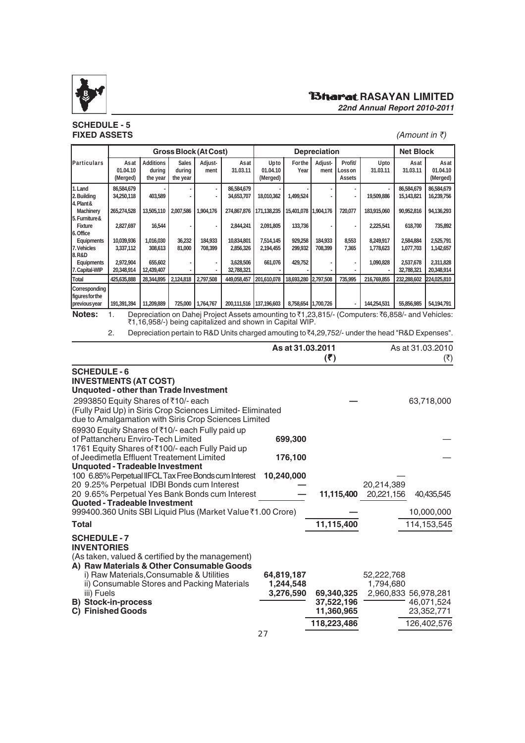## SCHEDULE - 5
## FIXED ASSETS

*(Amount in ₹)*

| Particulars | Gross Block (At Cost) | | | | | Depreciation | | | | | Net Block | |
|---|---|---|---|---|---|---|---|---|---|---|---|---|
| | As at 01.04.10 (Merged) | Additions during the year | Sales during the year | Adjust-ment | As at 31.03.11 | Upto 01.04.10 (Merged) | For the Year | Adjust-ment | Profit/ Loss on Assets | Upto 31.03.11 | As at 31.03.11 | As at 01.04.10 (Merged) |
| 1. Land | 86,584,679 | - | - | - | 86,584,679 | - | - | - | - | - | 86,584,679 | 86,584,679 |
| 2. Building | 34,250,118 | 403,589 | - | - | 34,653,707 | 18,010,362 | 1,499,524 | - | - | 19,509,886 | 15,143,821 | 16,239,756 |
| 4. Plant & Machinery | 265,274,528 | 13,505,110 | 2,007,586 | 1,904,176 | 274,867,876 | 171,138,235 | 15,401,078 | 1,904,176 | 720,077 | 183,915,060 | 90,952,816 | 94,136,293 |
| 5. Furniture & Fixture | 2,827,697 | 16,544 | - | - | 2,844,241 | 2,091,805 | 133,736 | - | - | 2,225,541 | 618,700 | 735,892 |
| 6. Office Equipments | 10,039,936 | 1,016,030 | 36,232 | 184,933 | 10,834,801 | 7,514,145 | 929,258 | 184,933 | 8,553 | 8,249,917 | 2,584,884 | 2,525,791 |
| 7. Vehicles | 3,337,112 | 308,613 | 81,000 | 708,399 | 2,856,326 | 2,194,455 | 299,932 | 708,399 | 7,365 | 1,778,623 | 1,077,703 | 1,142,657 |
| 8. R&D Equipments | 2,972,904 | 655,602 | - | - | 3,628,506 | 661,076 | 429,752 | - | - | 1,090,828 | 2,537,678 | 2,311,828 |
| 7. Capital-WIP | 20,348,914 | 12,439,407 | - | - | 32,788,321 | - | - | - | - | - | 32,788,321 | 20,348,914 |
| Total | 425,635,888 | 28,344,895 | 2,124,818 | 2,797,508 | 449,058,457 | 201,610,078 | 18,693,280 | 2,797,508 | 735,995 | 216,769,855 | 232,288,602 | 224,025,810 |
| Corresponding figures for the previous year | 191,391,394 | 11,209,889 | 725,000 | 1,764,767 | 200,111,516 | 137,196,603 | 8,758,654 | 1,700,726 | - | 144,254,531 | 55,856,985 | 54,194,791 |

**Notes:**
1. Depreciation on Dahej Project Assets amounting to ₹1,23,815/- (Computers: ₹6,858/- and Vehicles: ₹1,16,958/-) being capitalized and shown in Capital WIP.
2. Depreciation pertain to R&D Units charged amouting to ₹4,29,752/- under the head "R&D Expenses".

| | | As at 31.03.2011 (₹) | | As at 31.03.2010 (₹) |
|---|---|---|---|---|
| **SCHEDULE - 6** | | | | |
| **INVESTMENTS (AT COST)** | | | | |
| **Unquoted - other than Trade Investment** | | | | |
| 2993850 Equity Shares of ₹10/- each (Fully Paid Up) in Siris Crop Sciences Limited- Eliminated due to Amalgamation with Siris Crop Sciences Limited | | — | | 63,718,000 |
| 69930 Equity Shares of ₹10/- each Fully paid up of Pattancheru Enviro-Tech Limited | 699,300 | | | — |
| 1761 Equity Shares of ₹100/- each Fully Paid up of Jeedimetla Effluent Treatement Limited | 176,100 | | | — |
| **Unquoted - Tradeable Investment** | | | | |
| 100 6.85% Perpetual IIFCL Tax Free Bonds cum Interest | 10,240,000 | | | — |
| 20 9.25% Perpetual IDBI Bonds cum Interest | — | | 20,214,389 | |
| 20 9.65% Perpetual Yes Bank Bonds cum Interest | — | 11,115,400 | 20,221,156 | 40,435,545 |
| **Quoted - Tradeable Investment** | | | | |
| 999400.360 Units SBI Liquid Plus (Market Value ₹1.00 Crore) | | — | | 10,000,000 |
| **Total** | | 11,115,400 | | 114,153,545 |
| **SCHEDULE - 7** | | | | |
| **INVENTORIES** | | | | |
| (As taken, valued & certified by the management) | | | | |
| **A) Raw Materials & Other Consumable Goods** | | | | |
| i) Raw Materials, Consumable & Utilities | 64,819,187 | | 52,222,768 | |
| ii) Consumable Stores and Packing Materials | 1,244,548 | | 1,794,680 | |
| iii) Fuels | 3,276,590 | 69,340,325 | 2,960,833 | 56,978,281 |
| **B) Stock-in-process** | | 37,522,196 | | 46,071,524 |
| **C) Finished Goods** | | 11,360,965 | | 23,352,771 |
| | | 118,223,486 | | 126,402,576 |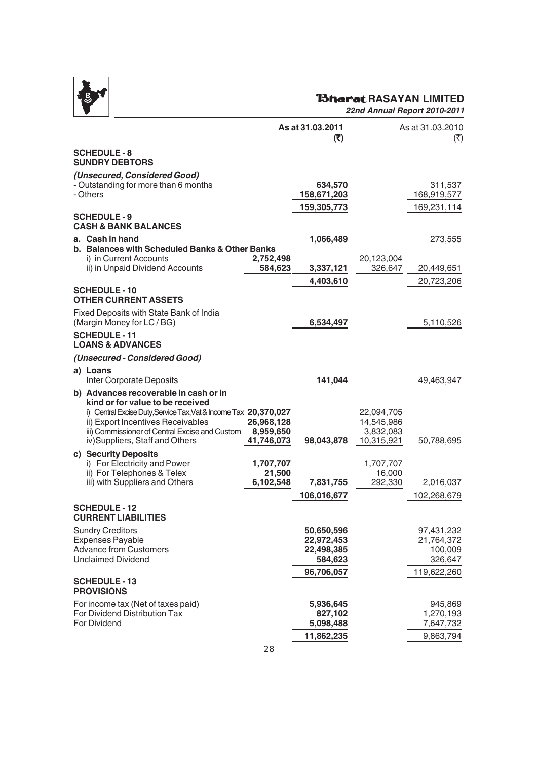| | | As at 31.03.2011 (₹) | | As at 31.03.2010 (₹) |
|---|---|---|---|---|
| **SCHEDULE - 8** | | | | |
| **SUNDRY DEBTORS** | | | | |
| ***(Unsecured, Considered Good)*** | | | | |
| - Outstanding for more than 6 months | | **634,570** | | 311,537 |
| - Others | | **158,671,203** | | 168,919,577 |
| | | **159,305,773** | | 169,231,114 |
| **SCHEDULE - 9** | | | | |
| **CASH & BANK BALANCES** | | | | |
| **a. Cash in hand** | | **1,066,489** | | 273,555 |
| **b. Balances with Scheduled Banks & Other Banks** | | | | |
| i) in Current Accounts | **2,752,498** | | 20,123,004 | |
| ii) in Unpaid Dividend Accounts | **584,623** | **3,337,121** | 326,647 | 20,449,651 |
| | | **4,403,610** | | 20,723,206 |
| **SCHEDULE - 10** | | | | |
| **OTHER CURRENT ASSETS** | | | | |
| Fixed Deposits with State Bank of India (Margin Money for LC / BG) | | **6,534,497** | | 5,110,526 |
| **SCHEDULE - 11** | | | | |
| **LOANS & ADVANCES** | | | | |
| ***(Unsecured - Considered Good)*** | | | | |
| **a) Loans** | | | | |
| Inter Corporate Deposits | | **141,044** | | 49,463,947 |
| **b) Advances recoverable in cash or in kind or for value to be received** | | | | |
| i) Central Excise Duty, Service Tax, Vat & Income Tax | **20,370,027** | | 22,094,705 | |
| ii) Export Incentives Receivables | **26,968,128** | | 14,545,986 | |
| iii) Commissioner of Central Excise and Custom | **8,959,650** | | 3,832,083 | |
| iv) Suppliers, Staff and Others | **41,746,073** | **98,043,878** | 10,315,921 | 50,788,695 |
| **c) Security Deposits** | | | | |
| i) For Electricity and Power | **1,707,707** | | 1,707,707 | |
| ii) For Telephones & Telex | **21,500** | | 16,000 | |
| iii) with Suppliers and Others | **6,102,548** | **7,831,755** | 292,330 | 2,016,037 |
| | | **106,016,677** | | 102,268,679 |
| **SCHEDULE - 12** | | | | |
| **CURRENT LIABILITIES** | | | | |
| Sundry Creditors | | **50,650,596** | | 97,431,232 |
| Expenses Payable | | **22,972,453** | | 21,764,372 |
| Advance from Customers | | **22,498,385** | | 100,009 |
| Unclaimed Dividend | | **584,623** | | 326,647 |
| | | **96,706,057** | | 119,622,260 |
| **SCHEDULE - 13** | | | | |
| **PROVISIONS** | | | | |
| For income tax (Net of taxes paid) | | **5,936,645** | | 945,869 |
| For Dividend Distribution Tax | | **827,102** | | 1,270,193 |
| For Dividend | | **5,098,488** | | 7,647,732 |
| | | **11,862,235** | | 9,863,794 |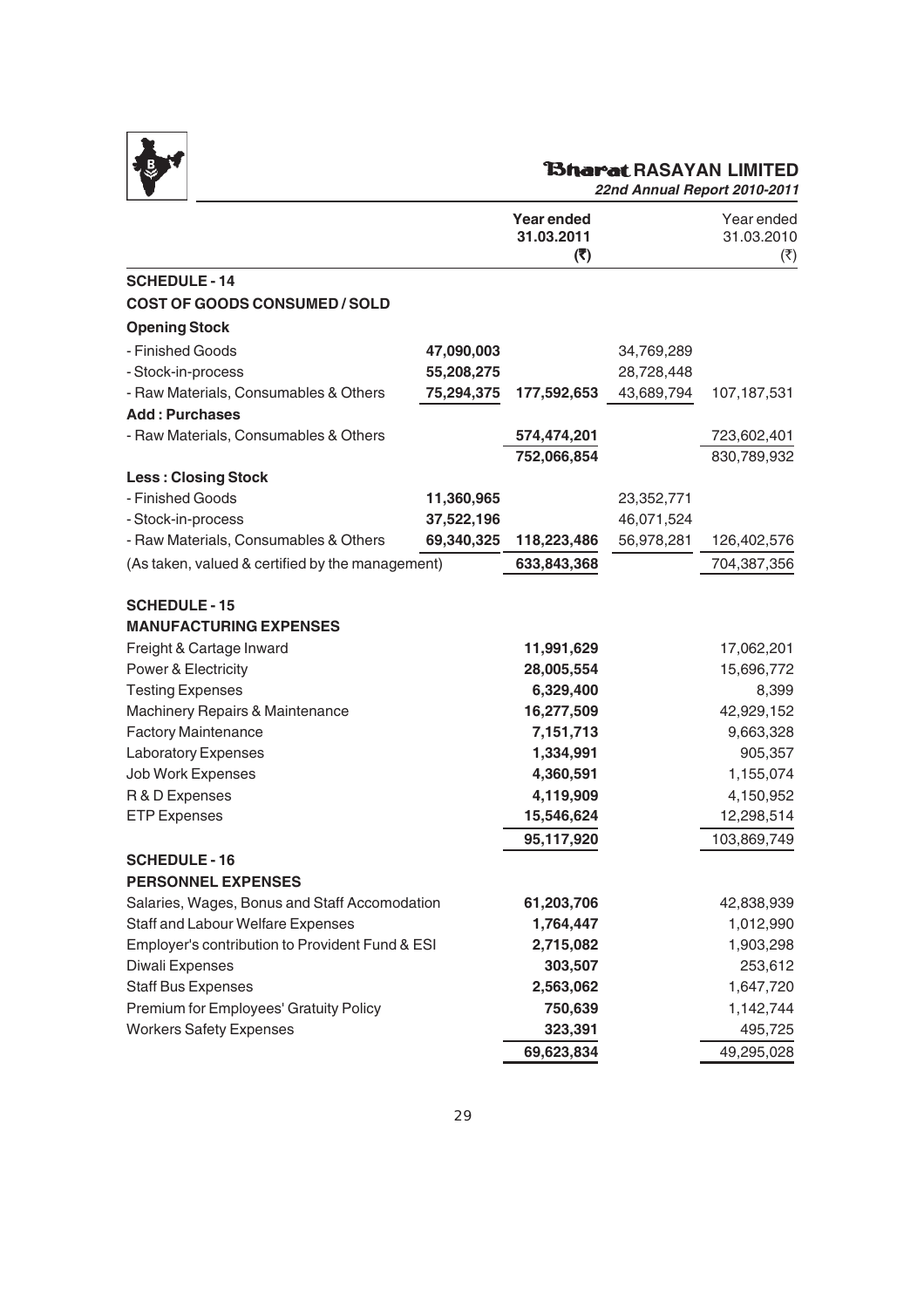| | | Year ended 31.03.2011 (₹) | | Year ended 31.03.2010 (₹) |
|---|---|---|---|---|
| **SCHEDULE - 14** | | | | |
| **COST OF GOODS CONSUMED / SOLD** | | | | |
| **Opening Stock** | | | | |
| - Finished Goods | **47,090,003** | | 34,769,289 | |
| - Stock-in-process | **55,208,275** | | 28,728,448 | |
| - Raw Materials, Consumables & Others | **75,294,375** | **177,592,653** | 43,689,794 | 107,187,531 |
| **Add : Purchases** | | | | |
| - Raw Materials, Consumables & Others | | **574,474,201** | | 723,602,401 |
| | | **752,066,854** | | 830,789,932 |
| **Less : Closing Stock** | | | | |
| - Finished Goods | **11,360,965** | | 23,352,771 | |
| - Stock-in-process | **37,522,196** | | 46,071,524 | |
| - Raw Materials, Consumables & Others | **69,340,325** | **118,223,486** | 56,978,281 | 126,402,576 |
| (As taken, valued & certified by the management) | | **633,843,368** | | 704,387,356 |
| **SCHEDULE - 15** | | | | |
| **MANUFACTURING EXPENSES** | | | | |
| Freight & Cartage Inward | | **11,991,629** | | 17,062,201 |
| Power & Electricity | | **28,005,554** | | 15,696,772 |
| Testing Expenses | | **6,329,400** | | 8,399 |
| Machinery Repairs & Maintenance | | **16,277,509** | | 42,929,152 |
| Factory Maintenance | | **7,151,713** | | 9,663,328 |
| Laboratory Expenses | | **1,334,991** | | 905,357 |
| Job Work Expenses | | **4,360,591** | | 1,155,074 |
| R & D Expenses | | **4,119,909** | | 4,150,952 |
| ETP Expenses | | **15,546,624** | | 12,298,514 |
| | | **95,117,920** | | 103,869,749 |
| **SCHEDULE - 16** | | | | |
| **PERSONNEL EXPENSES** | | | | |
| Salaries, Wages, Bonus and Staff Accomodation | | **61,203,706** | | 42,838,939 |
| Staff and Labour Welfare Expenses | | **1,764,447** | | 1,012,990 |
| Employer's contribution to Provident Fund & ESI | | **2,715,082** | | 1,903,298 |
| Diwali Expenses | | **303,507** | | 253,612 |
| Staff Bus Expenses | | **2,563,062** | | 1,647,720 |
| Premium for Employees' Gratuity Policy | | **750,639** | | 1,142,744 |
| Workers Safety Expenses | | **323,391** | | 495,725 |
| | | **69,623,834** | | 49,295,028 |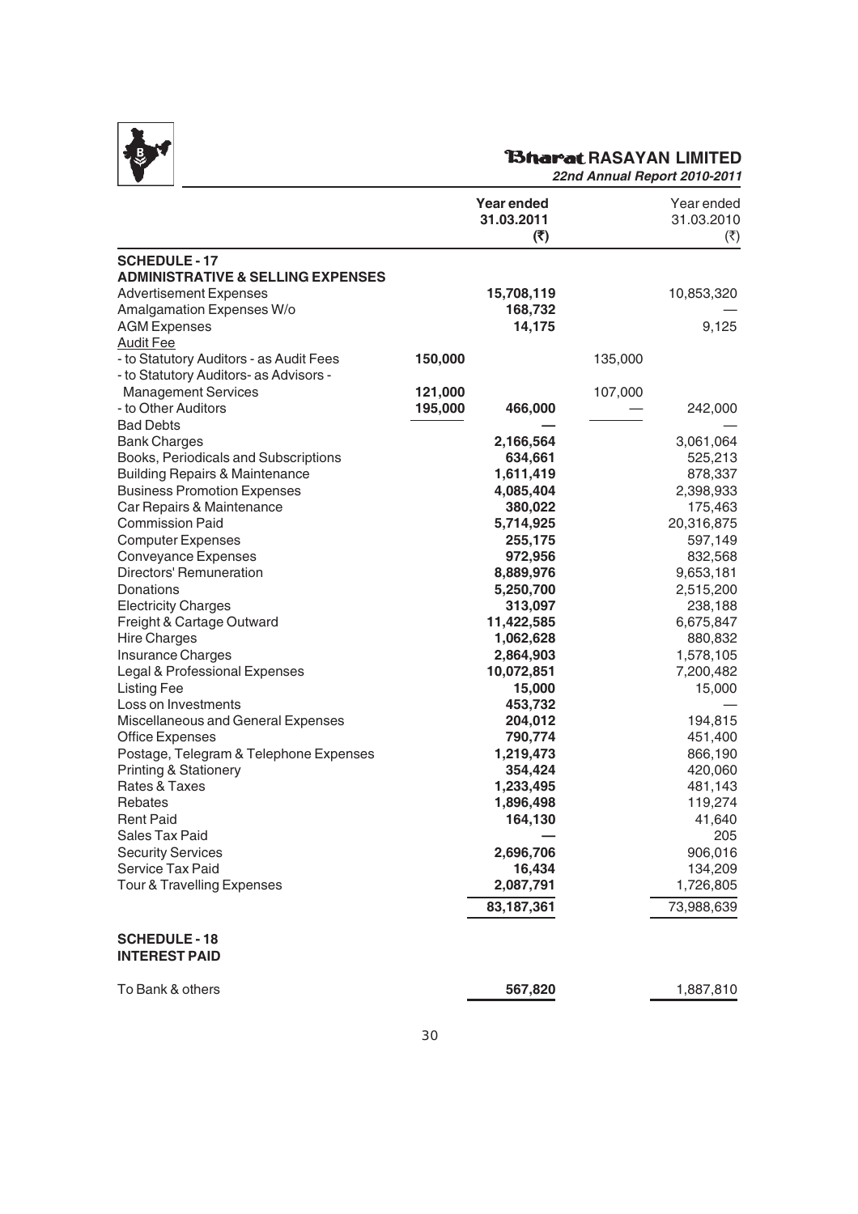| | | Year ended 31.03.2011 (₹) | | Year ended 31.03.2010 (₹) |
|---|---|---|---|---|
| **SCHEDULE - 17** | | | | |
| **ADMINISTRATIVE & SELLING EXPENSES** | | | | |
| Advertisement Expenses | | **15,708,119** | | 10,853,320 |
| Amalgamation Expenses W/o | | **168,732** | | — |
| AGM Expenses | | **14,175** | | 9,125 |
| Audit Fee | | | | |
| - to Statutory Auditors - as Audit Fees | **150,000** | | 135,000 | |
| - to Statutory Auditors- as Advisors - Management Services | **121,000** | | 107,000 | |
| - to Other Auditors | **195,000** | **466,000** | — | 242,000 |
| Bad Debts | | **—** | | — |
| Bank Charges | | **2,166,564** | | 3,061,064 |
| Books, Periodicals and Subscriptions | | **634,661** | | 525,213 |
| Building Repairs & Maintenance | | **1,611,419** | | 878,337 |
| Business Promotion Expenses | | **4,085,404** | | 2,398,933 |
| Car Repairs & Maintenance | | **380,022** | | 175,463 |
| Commission Paid | | **5,714,925** | | 20,316,875 |
| Computer Expenses | | **255,175** | | 597,149 |
| Conveyance Expenses | | **972,956** | | 832,568 |
| Directors' Remuneration | | **8,889,976** | | 9,653,181 |
| Donations | | **5,250,700** | | 2,515,200 |
| Electricity Charges | | **313,097** | | 238,188 |
| Freight & Cartage Outward | | **11,422,585** | | 6,675,847 |
| Hire Charges | | **1,062,628** | | 880,832 |
| Insurance Charges | | **2,864,903** | | 1,578,105 |
| Legal & Professional Expenses | | **10,072,851** | | 7,200,482 |
| Listing Fee | | **15,000** | | 15,000 |
| Loss on Investments | | **453,732** | | — |
| Miscellaneous and General Expenses | | **204,012** | | 194,815 |
| Office Expenses | | **790,774** | | 451,400 |
| Postage, Telegram & Telephone Expenses | | **1,219,473** | | 866,190 |
| Printing & Stationery | | **354,424** | | 420,060 |
| Rates & Taxes | | **1,233,495** | | 481,143 |
| Rebates | | **1,896,498** | | 119,274 |
| Rent Paid | | **164,130** | | 41,640 |
| Sales Tax Paid | | **—** | | 205 |
| Security Services | | **2,696,706** | | 906,016 |
| Service Tax Paid | | **16,434** | | 134,209 |
| Tour & Travelling Expenses | | **2,087,791** | | 1,726,805 |
| | | **83,187,361** | | 73,988,639 |
| **SCHEDULE - 18** | | | | |
| **INTEREST PAID** | | | | |
| To Bank & others | | **567,820** | | 1,887,810 |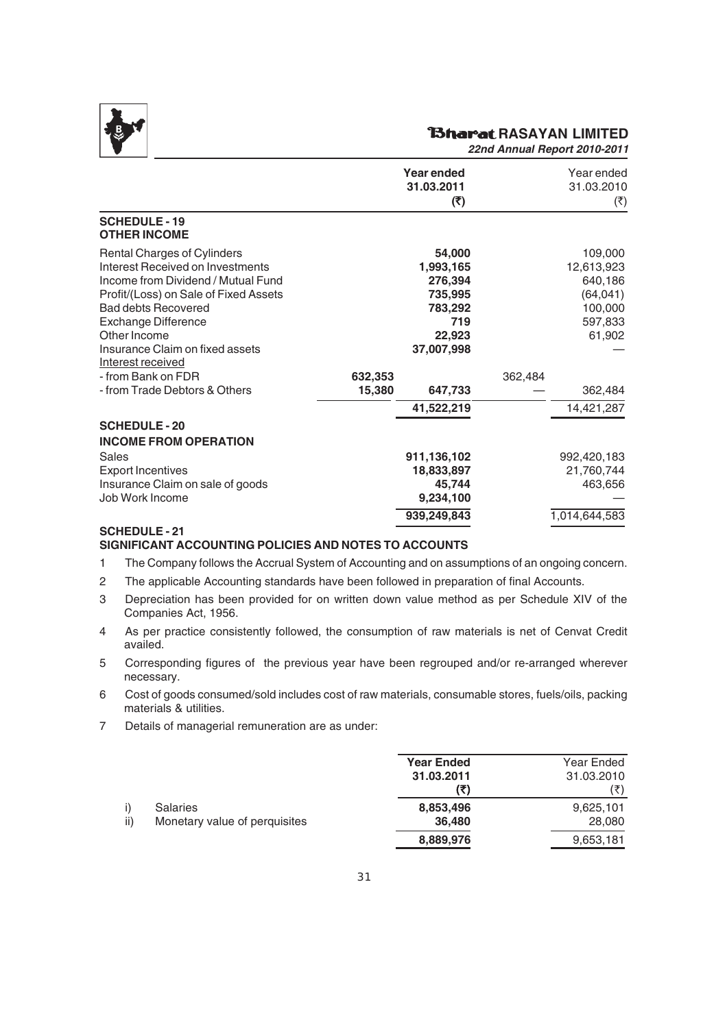| | | Year ended 31.03.2011 (₹) | | Year ended 31.03.2010 (₹) |
|---|---|---|---|---|
| **SCHEDULE - 19** | | | | |
| **OTHER INCOME** | | | | |
| Rental Charges of Cylinders | | **54,000** | | 109,000 |
| Interest Received on Investments | | **1,993,165** | | 12,613,923 |
| Income from Dividend / Mutual Fund | | **276,394** | | 640,186 |
| Profit/(Loss) on Sale of Fixed Assets | | **735,995** | | (64,041) |
| Bad debts Recovered | | **783,292** | | 100,000 |
| Exchange Difference | | **719** | | 597,833 |
| Other Income | | **22,923** | | 61,902 |
| Insurance Claim on fixed assets | | **37,007,998** | | — |
| Interest received | | | | |
| - from Bank on FDR | **632,353** | | 362,484 | |
| - from Trade Debtors & Others | **15,380** | **647,733** | — | 362,484 |
| | | **41,522,219** | | 14,421,287 |
| **SCHEDULE - 20** | | | | |
| **INCOME FROM OPERATION** | | | | |
| Sales | | **911,136,102** | | 992,420,183 |
| Export Incentives | | **18,833,897** | | 21,760,744 |
| Insurance Claim on sale of goods | | **45,744** | | 463,656 |
| Job Work Income | | **9,234,100** | | — |
| | | **939,249,843** | | 1,014,644,583 |

**SCHEDULE - 21**

**SIGNIFICANT ACCOUNTING POLICIES AND NOTES TO ACCOUNTS**

1. The Company follows the Accrual System of Accounting and on assumptions of an ongoing concern.
2. The applicable Accounting standards have been followed in preparation of final Accounts.
3. Depreciation has been provided for on written down value method as per Schedule XIV of the Companies Act, 1956.
4. As per practice consistently followed, the consumption of raw materials is net of Cenvat Credit availed.
5. Corresponding figures of the previous year have been regrouped and/or re-arranged wherever necessary.
6. Cost of goods consumed/sold includes cost of raw materials, consumable stores, fuels/oils, packing materials & utilities.
7. Details of managerial remuneration are as under:

| | | Year Ended 31.03.2011 (₹) | Year Ended 31.03.2010 (₹) |
|---|---|---|---|
| i) | Salaries | **8,853,496** | 9,625,101 |
| ii) | Monetary value of perquisites | **36,480** | 28,080 |
| | | **8,889,976** | 9,653,181 |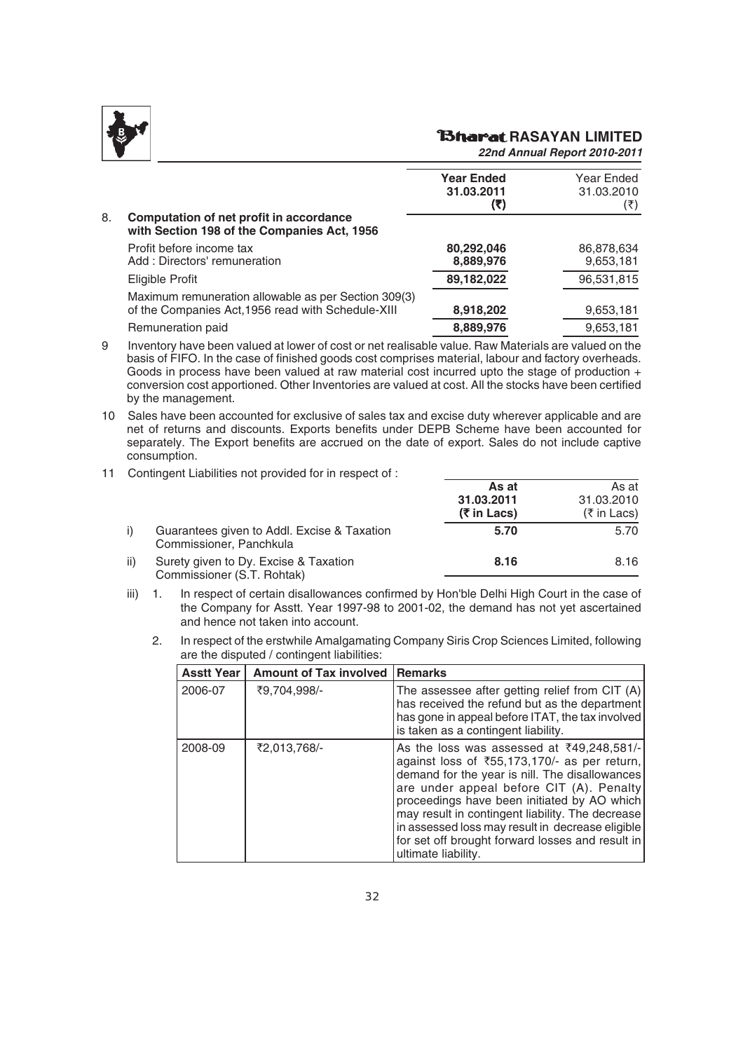| | Year Ended 31.03.2011 (₹) | Year Ended 31.03.2010 (₹) |
|---|---|---|
| **8. Computation of net profit in accordance with Section 198 of the Companies Act, 1956** | | |
| Profit before income tax | **80,292,046** | 86,878,634 |
| Add : Directors' remuneration | **8,889,976** | 9,653,181 |
| Eligible Profit | **89,182,022** | 96,531,815 |
| Maximum remuneration allowable as per Section 309(3) of the Companies Act,1956 read with Schedule-XIII | **8,918,202** | 9,653,181 |
| Remuneration paid | **8,889,976** | 9,653,181 |

9 Inventory have been valued at lower of cost or net realisable value. Raw Materials are valued on the basis of FIFO. In the case of finished goods cost comprises material, labour and factory overheads. Goods in process have been valued at raw material cost incurred upto the stage of production + conversion cost apportioned. Other Inventories are valued at cost. All the stocks have been certified by the management.

10 Sales have been accounted for exclusive of sales tax and excise duty wherever applicable and are net of returns and discounts. Exports benefits under DEPB Scheme have been accounted for separately. The Export benefits are accrued on the date of export. Sales do not include captive consumption.

11 Contingent Liabilities not provided for in respect of :

| | | As at 31.03.2011 (₹ in Lacs) | As at 31.03.2010 (₹ in Lacs) |
|---|---|---|---|
| i) | Guarantees given to Addl. Excise & Taxation Commissioner, Panchkula | **5.70** | 5.70 |
| ii) | Surety given to Dy. Excise & Taxation Commissioner (S.T. Rohtak) | **8.16** | 8.16 |

iii) 1. In respect of certain disallowances confirmed by Hon'ble Delhi High Court in the case of the Company for Asstt. Year 1997-98 to 2001-02, the demand has not yet ascertained and hence not taken into account.

2. In respect of the erstwhile Amalgamating Company Siris Crop Sciences Limited, following are the disputed / contingent liabilities:

| Asstt Year | Amount of Tax involved | Remarks |
|---|---|---|
| 2006-07 | ₹9,704,998/- | The assessee after getting relief from CIT (A) has received the refund but as the department has gone in appeal before ITAT, the tax involved is taken as a contingent liability. |
| 2008-09 | ₹2,013,768/- | As the loss was assessed at ₹49,248,581/- against loss of ₹55,173,170/- as per return, demand for the year is nill. The disallowances are under appeal before CIT (A). Penalty proceedings have been initiated by AO which may result in contingent liability. The decrease in assessed loss may result in decrease eligible for set off brought forward losses and result in ultimate liability. |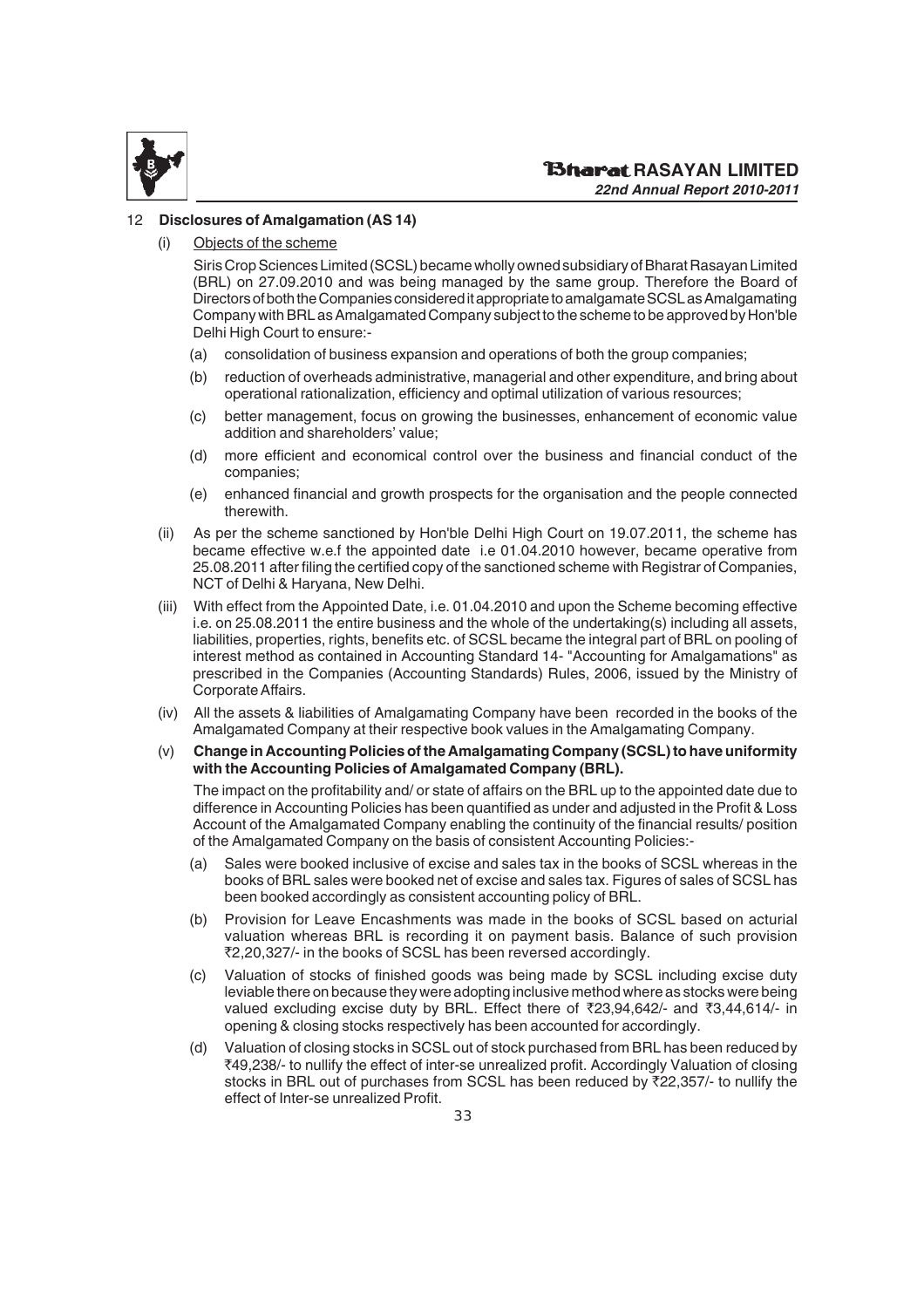## 12 Disclosures of Amalgamation (AS 14)

(i) Objects of the scheme

Siris Crop Sciences Limited (SCSL) became wholly owned subsidiary of Bharat Rasayan Limited (BRL) on 27.09.2010 and was being managed by the same group. Therefore the Board of Directors of both the Companies considered it appropriate to amalgamate SCSL as Amalgamating Company with BRL as Amalgamated Company subject to the scheme to be approved by Hon'ble Delhi High Court to ensure:-

(a) consolidation of business expansion and operations of both the group companies;

(b) reduction of overheads administrative, managerial and other expenditure, and bring about operational rationalization, efficiency and optimal utilization of various resources;

(c) better management, focus on growing the businesses, enhancement of economic value addition and shareholders' value;

(d) more efficient and economical control over the business and financial conduct of the companies;

(e) enhanced financial and growth prospects for the organisation and the people connected therewith.

(ii) As per the scheme sanctioned by Hon'ble Delhi High Court on 19.07.2011, the scheme has became effective w.e.f the appointed date i.e 01.04.2010 however, became operative from 25.08.2011 after filing the certified copy of the sanctioned scheme with Registrar of Companies, NCT of Delhi & Haryana, New Delhi.

(iii) With effect from the Appointed Date, i.e. 01.04.2010 and upon the Scheme becoming effective i.e. on 25.08.2011 the entire business and the whole of the undertaking(s) including all assets, liabilities, properties, rights, benefits etc. of SCSL became the integral part of BRL on pooling of interest method as contained in Accounting Standard 14- "Accounting for Amalgamations" as prescribed in the Companies (Accounting Standards) Rules, 2006, issued by the Ministry of Corporate Affairs.

(iv) All the assets & liabilities of Amalgamating Company have been recorded in the books of the Amalgamated Company at their respective book values in the Amalgamating Company.

(v) **Change in Accounting Policies of the Amalgamating Company (SCSL) to have uniformity with the Accounting Policies of Amalgamated Company (BRL).**

The impact on the profitability and/ or state of affairs on the BRL up to the appointed date due to difference in Accounting Policies has been quantified as under and adjusted in the Profit & Loss Account of the Amalgamated Company enabling the continuity of the financial results/ position of the Amalgamated Company on the basis of consistent Accounting Policies:-

(a) Sales were booked inclusive of excise and sales tax in the books of SCSL whereas in the books of BRL sales were booked net of excise and sales tax. Figures of sales of SCSL has been booked accordingly as consistent accounting policy of BRL.

(b) Provision for Leave Encashments was made in the books of SCSL based on acturial valuation whereas BRL is recording it on payment basis. Balance of such provision ₹2,20,327/- in the books of SCSL has been reversed accordingly.

(c) Valuation of stocks of finished goods was being made by SCSL including excise duty leviable there on because they were adopting inclusive method where as stocks were being valued excluding excise duty by BRL. Effect there of ₹23,94,642/- and ₹3,44,614/- in opening & closing stocks respectively has been accounted for accordingly.

(d) Valuation of closing stocks in SCSL out of stock purchased from BRL has been reduced by ₹49,238/- to nullify the effect of inter-se unrealized profit. Accordingly Valuation of closing stocks in BRL out of purchases from SCSL has been reduced by ₹22,357/- to nullify the effect of Inter-se unrealized Profit.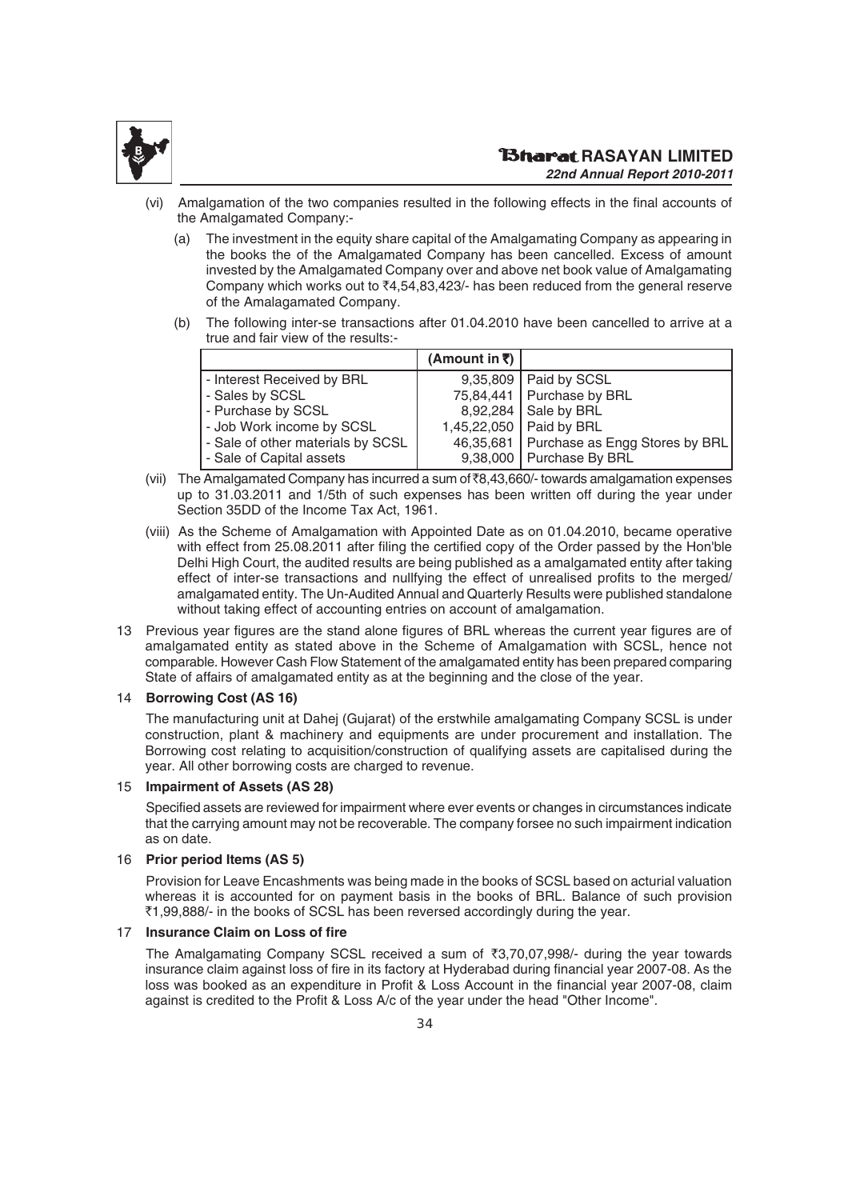(vi) Amalgamation of the two companies resulted in the following effects in the final accounts of the Amalgamated Company:-

   (a) The investment in the equity share capital of the Amalgamating Company as appearing in the books the of the Amalgamated Company has been cancelled. Excess of amount invested by the Amalgamated Company over and above net book value of Amalgamating Company which works out to ₹4,54,83,423/- has been reduced from the general reserve of the Amalagamated Company.

   (b) The following inter-se transactions after 01.04.2010 have been cancelled to arrive at a true and fair view of the results:-

| | (Amount in ₹) | |
|---|---|---|
| - Interest Received by BRL | 9,35,809 | Paid by SCSL |
| - Sales by SCSL | 75,84,441 | Purchase by BRL |
| - Purchase by SCSL | 8,92,284 | Sale by BRL |
| - Job Work income by SCSL | 1,45,22,050 | Paid by BRL |
| - Sale of other materials by SCSL | 46,35,681 | Purchase as Engg Stores by BRL |
| - Sale of Capital assets | 9,38,000 | Purchase By BRL |

(vii) The Amalgamated Company has incurred a sum of ₹8,43,660/- towards amalgamation expenses up to 31.03.2011 and 1/5th of such expenses has been written off during the year under Section 35DD of the Income Tax Act, 1961.

(viii) As the Scheme of Amalgamation with Appointed Date as on 01.04.2010, became operative with effect from 25.08.2011 after filing the certified copy of the Order passed by the Hon'ble Delhi High Court, the audited results are being published as a amalgamated entity after taking effect of inter-se transactions and nullfying the effect of unrealised profits to the merged/ amalgamated entity. The Un-Audited Annual and Quarterly Results were published standalone without taking effect of accounting entries on account of amalgamation.

13 Previous year figures are the stand alone figures of BRL whereas the current year figures are of amalgamated entity as stated above in the Scheme of Amalgamation with SCSL, hence not comparable. However Cash Flow Statement of the amalgamated entity has been prepared comparing State of affairs of amalgamated entity as at the beginning and the close of the year.

14 **Borrowing Cost (AS 16)**

The manufacturing unit at Dahej (Gujarat) of the erstwhile amalgamating Company SCSL is under construction, plant & machinery and equipments are under procurement and installation. The Borrowing cost relating to acquisition/construction of qualifying assets are capitalised during the year. All other borrowing costs are charged to revenue.

15 **Impairment of Assets (AS 28)**

Specified assets are reviewed for impairment where ever events or changes in circumstances indicate that the carrying amount may not be recoverable. The company forsee no such impairment indication as on date.

16 **Prior period Items (AS 5)**

Provision for Leave Encashments was being made in the books of SCSL based on acturial valuation whereas it is accounted for on payment basis in the books of BRL. Balance of such provision ₹1,99,888/- in the books of SCSL has been reversed accordingly during the year.

17 **Insurance Claim on Loss of fire**

The Amalgamating Company SCSL received a sum of ₹3,70,07,998/- during the year towards insurance claim against loss of fire in its factory at Hyderabad during financial year 2007-08. As the loss was booked as an expenditure in Profit & Loss Account in the financial year 2007-08, claim against is credited to the Profit & Loss A/c of the year under the head "Other Income".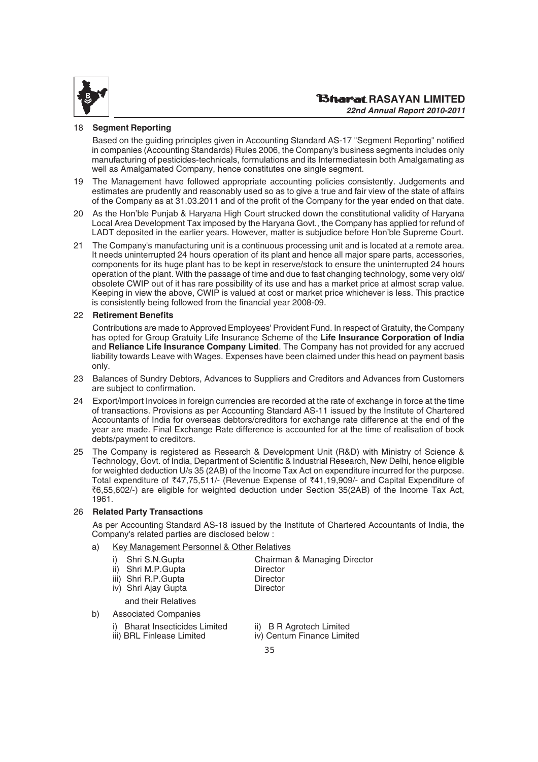18 **Segment Reporting**

Based on the guiding principles given in Accounting Standard AS-17 "Segment Reporting" notified in companies (Accounting Standards) Rules 2006, the Company's business segments includes only manufacturing of pesticides-technicals, formulations and its Intermediatesin both Amalgamating as well as Amalgamated Company, hence constitutes one single segment.

19 The Management have followed appropriate accounting policies consistently. Judgements and estimates are prudently and reasonably used so as to give a true and fair view of the state of affairs of the Company as at 31.03.2011 and of the profit of the Company for the year ended on that date.

20 As the Hon'ble Punjab & Haryana High Court strucked down the constitutional validity of Haryana Local Area Development Tax imposed by the Haryana Govt., the Company has applied for refund of LADT deposited in the earlier years. However, matter is subjudice before Hon'ble Supreme Court.

21 The Company's manufacturing unit is a continuous processing unit and is located at a remote area. It needs uninterrupted 24 hours operation of its plant and hence all major spare parts, accessories, components for its huge plant has to be kept in reserve/stock to ensure the uninterrupted 24 hours operation of the plant. With the passage of time and due to fast changing technology, some very old/obsolete CWIP out of it has rare possibility of its use and has a market price at almost scrap value. Keeping in view the above, CWIP is valued at cost or market price whichever is less. This practice is consistently being followed from the financial year 2008-09.

22 **Retirement Benefits**

Contributions are made to Approved Employees' Provident Fund. In respect of Gratuity, the Company has opted for Group Gratuity Life Insurance Scheme of the **Life Insurance Corporation of India** and **Reliance Life Insurance Company Limited**. The Company has not provided for any accrued liability towards Leave with Wages. Expenses have been claimed under this head on payment basis only.

23 Balances of Sundry Debtors, Advances to Suppliers and Creditors and Advances from Customers are subject to confirmation.

24 Export/import Invoices in foreign currencies are recorded at the rate of exchange in force at the time of transactions. Provisions as per Accounting Standard AS-11 issued by the Institute of Chartered Accountants of India for overseas debtors/creditors for exchange rate difference at the end of the year are made. Final Exchange Rate difference is accounted for at the time of realisation of book debts/payment to creditors.

25 The Company is registered as Research & Development Unit (R&D) with Ministry of Science & Technology, Govt. of India, Department of Scientific & Industrial Research, New Delhi, hence eligible for weighted deduction U/s 35 (2AB) of the Income Tax Act on expenditure incurred for the purpose. Total expenditure of ₹47,75,511/- (Revenue Expense of ₹41,19,909/- and Capital Expenditure of ₹6,55,602/-) are eligible for weighted deduction under Section 35(2AB) of the Income Tax Act, 1961.

26 **Related Party Transactions**

As per Accounting Standard AS-18 issued by the Institute of Chartered Accountants of India, the Company's related parties are disclosed below :

a) Key Management Personnel & Other Relatives

| | |
|---|---|
| i) Shri S.N.Gupta | Chairman & Managing Director |
| ii) Shri M.P.Gupta | Director |
| iii) Shri R.P.Gupta | Director |
| iv) Shri Ajay Gupta | Director |

and their Relatives

b) Associated Companies

| | |
|---|---|
| i) Bharat Insecticides Limited | ii) B R Agrotech Limited |
| iii) BRL Finlease Limited | iv) Centum Finance Limited |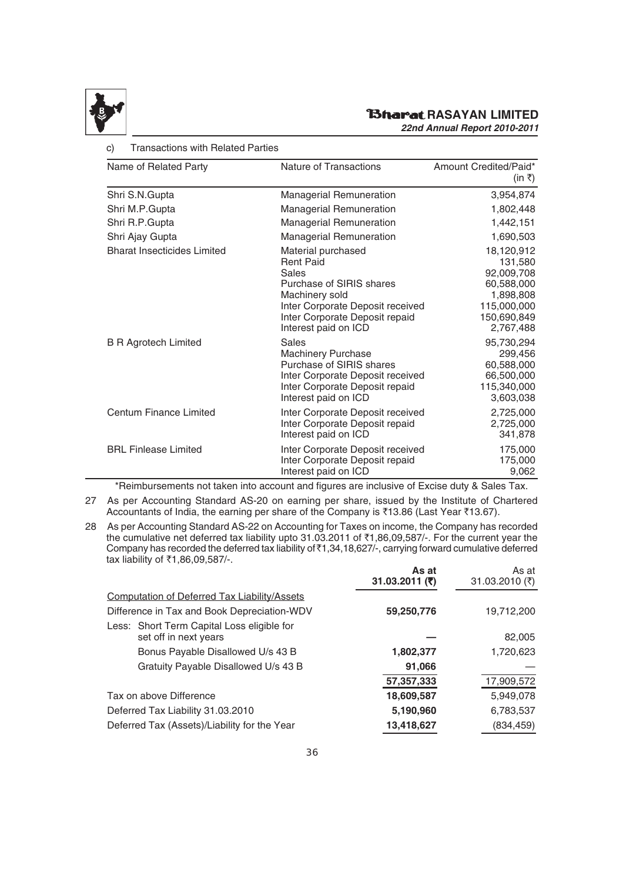c) Transactions with Related Parties

| Name of Related Party | Nature of Transactions | Amount Credited/Paid* (in ₹) |
|---|---|---|
| Shri S.N.Gupta | Managerial Remuneration | 3,954,874 |
| Shri M.P.Gupta | Managerial Remuneration | 1,802,448 |
| Shri R.P.Gupta | Managerial Remuneration | 1,442,151 |
| Shri Ajay Gupta | Managerial Remuneration | 1,690,503 |
| Bharat Insecticides Limited | Material purchased | 18,120,912 |
| | Rent Paid | 131,580 |
| | Sales | 92,009,708 |
| | Purchase of SIRIS shares | 60,588,000 |
| | Machinery sold | 1,898,808 |
| | Inter Corporate Deposit received | 115,000,000 |
| | Inter Corporate Deposit repaid | 150,690,849 |
| | Interest paid on ICD | 2,767,488 |
| B R Agrotech Limited | Sales | 95,730,294 |
| | Machinery Purchase | 299,456 |
| | Purchase of SIRIS shares | 60,588,000 |
| | Inter Corporate Deposit received | 66,500,000 |
| | Inter Corporate Deposit repaid | 115,340,000 |
| | Interest paid on ICD | 3,603,038 |
| Centum Finance Limited | Inter Corporate Deposit received | 2,725,000 |
| | Inter Corporate Deposit repaid | 2,725,000 |
| | Interest paid on ICD | 341,878 |
| BRL Finlease Limited | Inter Corporate Deposit received | 175,000 |
| | Inter Corporate Deposit repaid | 175,000 |
| | Interest paid on ICD | 9,062 |

*Reimbursements not taken into account and figures are inclusive of Excise duty & Sales Tax.

27 As per Accounting Standard AS-20 on earning per share, issued by the Institute of Chartered Accountants of India, the earning per share of the Company is ₹13.86 (Last Year ₹13.67).

28 As per Accounting Standard AS-22 on Accounting for Taxes on income, the Company has recorded the cumulative net deferred tax liability upto 31.03.2011 of ₹1,86,09,587/-. For the current year the Company has recorded the deferred tax liability of ₹1,34,18,627/-, carrying forward cumulative deferred tax liability of ₹1,86,09,587/-.

| | **As at 31.03.2011 (₹)** | As at 31.03.2010 (₹) |
|---|---|---|
| Computation of Deferred Tax Liability/Assets | | |
| Difference in Tax and Book Depreciation-WDV | **59,250,776** | 19,712,200 |
| Less: Short Term Capital Loss eligible for set off in next years | **—** | 82,005 |
| Bonus Payable Disallowed U/s 43 B | **1,802,377** | 1,720,623 |
| Gratuity Payable Disallowed U/s 43 B | **91,066** | — |
| | **57,357,333** | 17,909,572 |
| Tax on above Difference | **18,609,587** | 5,949,078 |
| Deferred Tax Liability 31.03.2010 | **5,190,960** | 6,783,537 |
| Deferred Tax (Assets)/Liability for the Year | **13,418,627** | (834,459) |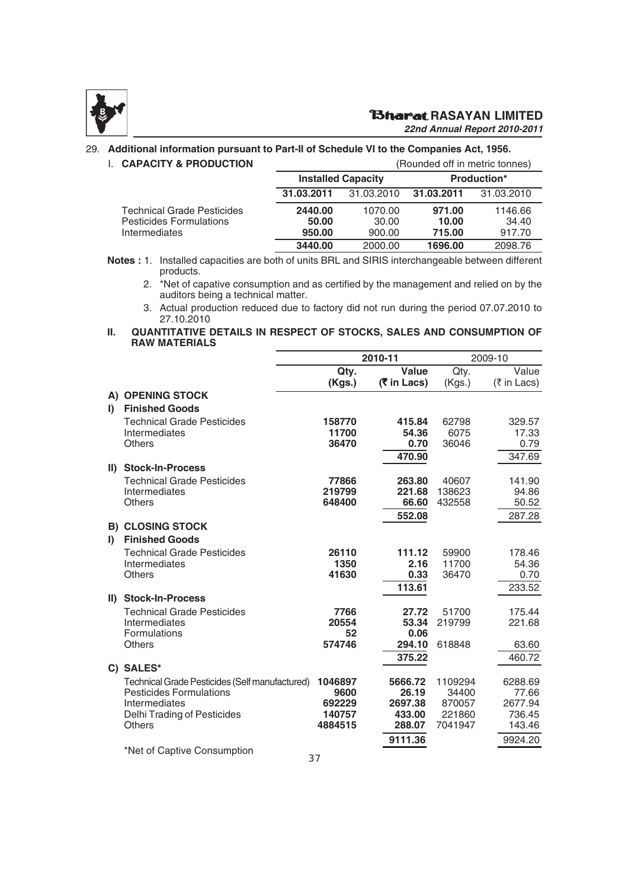29. **Additional information pursuant to Part-II of Schedule VI to the Companies Act, 1956.**

I. **CAPACITY & PRODUCTION** (Rounded off in metric tonnes)

| | Installed Capacity | | Production* | |
|---|---|---|---|---|
| | **31.03.2011** | 31.03.2010 | **31.03.2011** | 31.03.2010 |
| Technical Grade Pesticides | **2440.00** | 1070.00 | **971.00** | 1146.66 |
| Pesticides Formulations | **50.00** | 30.00 | **10.00** | 34.40 |
| Intermediates | **950.00** | 900.00 | **715.00** | 917.70 |
| | **3440.00** | 2000.00 | **1696.00** | 2098.76 |

**Notes :** 1. Installed capacities are both of units BRL and SIRIS interchangeable between different products.

2. *Net of capative consumption and as certified by the management and relied on by the auditors being a technical matter.

3. Actual production reduced due to factory did not run during the period 07.07.2010 to 27.10.2010

II. **QUANTITATIVE DETAILS IN RESPECT OF STOCKS, SALES AND CONSUMPTION OF RAW MATERIALS**

| | 2010-11 | | 2009-10 | |
|---|---|---|---|---|
| | **Qty. (Kgs.)** | **Value (₹ in Lacs)** | Qty. (Kgs.) | Value (₹ in Lacs) |
| **A) OPENING STOCK** | | | | |
| **I) Finished Goods** | | | | |
| Technical Grade Pesticides | **158770** | **415.84** | 62798 | 329.57 |
| Intermediates | **11700** | **54.36** | 6075 | 17.33 |
| Others | **36470** | **0.70** | 36046 | 0.79 |
| | | **470.90** | | 347.69 |
| **II) Stock-In-Process** | | | | |
| Technical Grade Pesticides | **77866** | **263.80** | 40607 | 141.90 |
| Intermediates | **219799** | **221.68** | 138623 | 94.86 |
| Others | **648400** | **66.60** | 432558 | 50.52 |
| | | **552.08** | | 287.28 |
| **B) CLOSING STOCK** | | | | |
| **I) Finished Goods** | | | | |
| Technical Grade Pesticides | **26110** | **111.12** | 59900 | 178.46 |
| Intermediates | **1350** | **2.16** | 11700 | 54.36 |
| Others | **41630** | **0.33** | 36470 | 0.70 |
| | | **113.61** | | 233.52 |
| **II) Stock-In-Process** | | | | |
| Technical Grade Pesticides | **7766** | **27.72** | 51700 | 175.44 |
| Intermediates | **20554** | **53.34** | 219799 | 221.68 |
| Formulations | **52** | **0.06** | | |
| Others | **574746** | **294.10** | 618848 | 63.60 |
| | | **375.22** | | 460.72 |
| **C) SALES*** | | | | |
| Technical Grade Pesticides (Self manufactured) | **1046897** | **5666.72** | 1109294 | 6288.69 |
| Pesticides Formulations | **9600** | **26.19** | 34400 | 77.66 |
| Intermediates | **692229** | **2697.38** | 870057 | 2677.94 |
| Delhi Trading of Pesticides | **140757** | **433.00** | 221860 | 736.45 |
| Others | **4884515** | **288.07** | 7041947 | 143.46 |
| | | **9111.36** | | 9924.20 |

*Net of Captive Consumption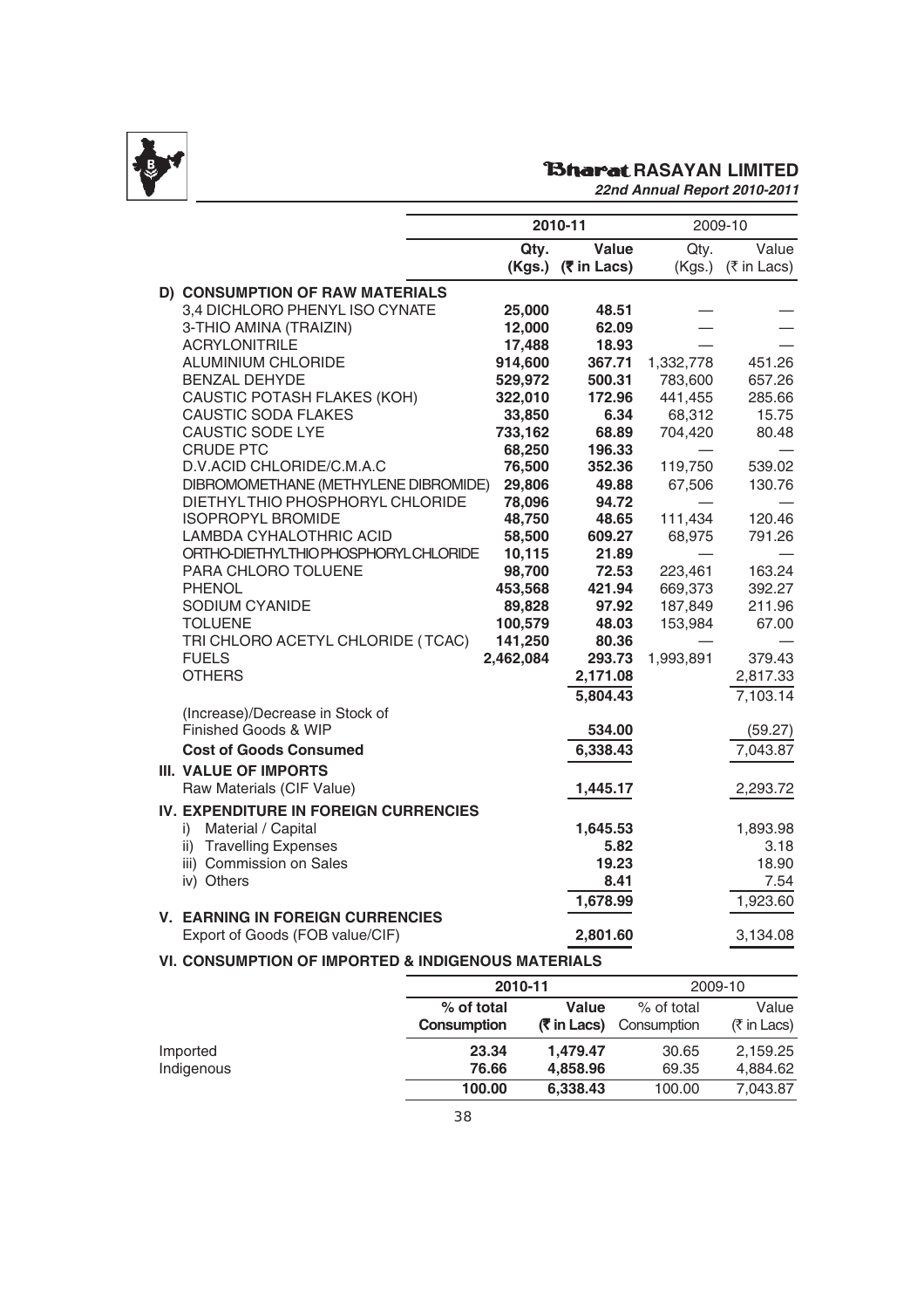| | 2010-11 | | 2009-10 | |
|---|---|---|---|---|
| | **Qty. (Kgs.)** | **Value (₹ in Lacs)** | Qty. (Kgs.) | Value (₹ in Lacs) |
| **D) CONSUMPTION OF RAW MATERIALS** | | | | |
| 3,4 DICHLORO PHENYL ISO CYNATE | **25,000** | **48.51** | — | — |
| 3-THIO AMINA (TRAIZIN) | **12,000** | **62.09** | — | — |
| ACRYLONITRILE | **17,488** | **18.93** | — | — |
| ALUMINIUM CHLORIDE | **914,600** | **367.71** | 1,332,778 | 451.26 |
| BENZAL DEHYDE | **529,972** | **500.31** | 783,600 | 657.26 |
| CAUSTIC POTASH FLAKES (KOH) | **322,010** | **172.96** | 441,455 | 285.66 |
| CAUSTIC SODA FLAKES | **33,850** | **6.34** | 68,312 | 15.75 |
| CAUSTIC SODE LYE | **733,162** | **68.89** | 704,420 | 80.48 |
| CRUDE PTC | **68,250** | **196.33** | — | — |
| D.V.ACID CHLORIDE/C.M.A.C | **76,500** | **352.36** | 119,750 | 539.02 |
| DIBROMOMETHANE (METHYLENE DIBROMIDE) | **29,806** | **49.88** | 67,506 | 130.76 |
| DIETHYLTHIO PHOSPHORYL CHLORIDE | **78,096** | **94.72** | — | — |
| ISOPROPYL BROMIDE | **48,750** | **48.65** | 111,434 | 120.46 |
| LAMBDA CYHALOTHRIC ACID | **58,500** | **609.27** | 68,975 | 791.26 |
| ORTHO-DIETHYLTHIO PHOSPHORYL CHLORIDE | **10,115** | **21.89** | — | — |
| PARA CHLORO TOLUENE | **98,700** | **72.53** | 223,461 | 163.24 |
| PHENOL | **453,568** | **421.94** | 669,373 | 392.27 |
| SODIUM CYANIDE | **89,828** | **97.92** | 187,849 | 211.96 |
| TOLUENE | **100,579** | **48.03** | 153,984 | 67.00 |
| TRI CHLORO ACETYL CHLORIDE (TCAC) | **141,250** | **80.36** | | — |
| FUELS | **2,462,084** | **293.73** | 1,993,891 | 379.43 |
| OTHERS | | **2,171.08** | | 2,817.33 |
| | | **5,804.43** | | 7,103.14 |
| (Increase)/Decrease in Stock of Finished Goods & WIP | | **534.00** | | (59.27) |
| **Cost of Goods Consumed** | | **6,338.43** | | 7,043.87 |
| **III. VALUE OF IMPORTS** | | | | |
| Raw Materials (CIF Value) | | **1,445.17** | | 2,293.72 |
| **IV. EXPENDITURE IN FOREIGN CURRENCIES** | | | | |
| i) Material / Capital | | **1,645.53** | | 1,893.98 |
| ii) Travelling Expenses | | **5.82** | | 3.18 |
| iii) Commission on Sales | | **19.23** | | 18.90 |
| iv) Others | | **8.41** | | 7.54 |
| | | **1,678.99** | | 1,923.60 |
| **V. EARNING IN FOREIGN CURRENCIES** | | | | |
| Export of Goods (FOB value/CIF) | | **2,801.60** | | 3,134.08 |

**VI. CONSUMPTION OF IMPORTED & INDIGENOUS MATERIALS**

| | 2010-11 | | 2009-10 | |
|---|---|---|---|---|
| | **% of total Consumption** | **Value (₹ in Lacs)** | % of total Consumption | Value (₹ in Lacs) |
| Imported | **23.34** | **1,479.47** | 30.65 | 2,159.25 |
| Indigenous | **76.66** | **4,858.96** | 69.35 | 4,884.62 |
| | **100.00** | **6,338.43** | 100.00 | 7,043.87 |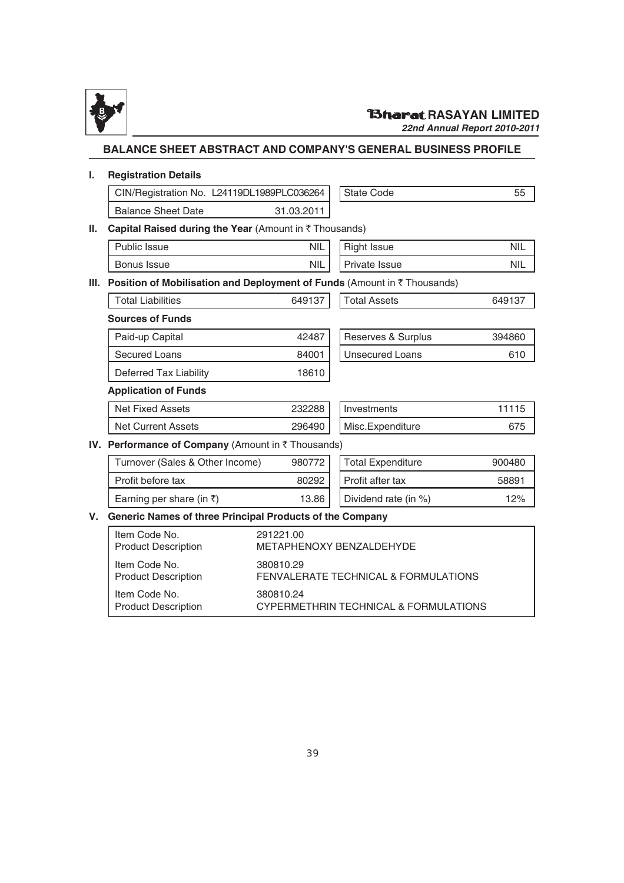## BALANCE SHEET ABSTRACT AND COMPANY'S GENERAL BUSINESS PROFILE

### I. Registration Details

| | | | |
|---|---|---|---|
| CIN/Registration No. | L24119DL1989PLC036264 | State Code | 55 |
| Balance Sheet Date | 31.03.2011 | | |

### II. Capital Raised during the Year (Amount in ₹ Thousands)

| | | | |
|---|---|---|---|
| Public Issue | NIL | Right Issue | NIL |
| Bonus Issue | NIL | Private Issue | NIL |

### III. Position of Mobilisation and Deployment of Funds (Amount in ₹ Thousands)

| | | | |
|---|---|---|---|
| Total Liabilities | 649137 | Total Assets | 649137 |

**Sources of Funds**

| | | | |
|---|---|---|---|
| Paid-up Capital | 42487 | Reserves & Surplus | 394860 |
| Secured Loans | 84001 | Unsecured Loans | 610 |
| Deferred Tax Liability | 18610 | | |

**Application of Funds**

| | | | |
|---|---|---|---|
| Net Fixed Assets | 232288 | Investments | 11115 |
| Net Current Assets | 296490 | Misc.Expenditure | 675 |

### IV. Performance of Company (Amount in ₹ Thousands)

| | | | |
|---|---|---|---|
| Turnover (Sales & Other Income) | 980772 | Total Expenditure | 900480 |
| Profit before tax | 80292 | Profit after tax | 58891 |
| Earning per share (in ₹) | 13.86 | Dividend rate (in %) | 12% |

### V. Generic Names of three Principal Products of the Company

| | |
|---|---|
| Item Code No. | 291221.00 |
| Product Description | METAPHENOXY BENZALDEHYDE |
| Item Code No. | 380810.29 |
| Product Description | FENVALERATE TECHNICAL & FORMULATIONS |
| Item Code No. | 380810.24 |
| Product Description | CYPERMETHRIN TECHNICAL & FORMULATIONS |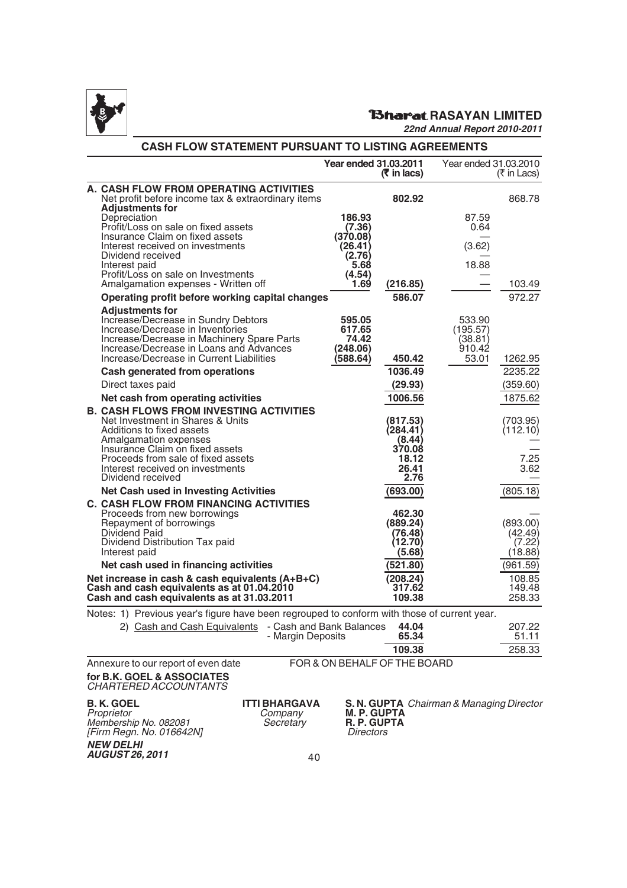**Bharat RASAYAN LIMITED**

***22nd Annual Report 2010-2011***

## CASH FLOW STATEMENT PURSUANT TO LISTING AGREEMENTS

| | Year ended 31.03.2011 | (₹ in lacs) | Year ended 31.03.2010 | (₹ in Lacs) |
|---|---|---|---|---|
| **A. CASH FLOW FROM OPERATING ACTIVITIES** | | | | |
| Net profit before income tax & extraordinary items | | **802.92** | | 868.78 |
| **Adjustments for** | | | | |
| Depreciation | **186.93** | | 87.59 | |
| Profit/Loss on sale on fixed assets | **(7.36)** | | 0.64 | |
| Insurance Claim on fixed assets | **(370.08)** | | — | |
| Interest received on investments | **(26.41)** | | (3.62) | |
| Dividend received | **(2.76)** | | — | |
| Interest paid | **5.68** | | 18.88 | |
| Profit/Loss on sale on Investments | **(4.54)** | | — | |
| Amalgamation expenses - Written off | **1.69** | **(216.85)** | — | 103.49 |
| **Operating profit before working capital changes** | | **586.07** | | 972.27 |
| **Adjustments for** | | | | |
| Increase/Decrease in Sundry Debtors | **595.05** | | 533.90 | |
| Increase/Decrease in Inventories | **617.65** | | (195.57) | |
| Increase/Decrease in Machinery Spare Parts | **74.42** | | (38.81) | |
| Increase/Decrease in Loans and Advances | **(248.06)** | | 910.42 | |
| Increase/Decrease in Current Liabilities | **(588.64)** | **450.42** | 53.01 | 1262.95 |
| **Cash generated from operations** | | **1036.49** | | 2235.22 |
| Direct taxes paid | | **(29.93)** | | (359.60) |
| **Net cash from operating activities** | | **1006.56** | | 1875.62 |
| **B. CASH FLOWS FROM INVESTING ACTIVITIES** | | | | |
| Net Investment in Shares & Units | | **(817.53)** | | (703.95) |
| Additions to fixed assets | | **(284.41)** | | (112.10) |
| Amalgamation expenses | | **(8.44)** | | — |
| Insurance Claim on fixed assets | | **370.08** | | — |
| Proceeds from sale of fixed assets | | **18.12** | | 7.25 |
| Interest received on investments | | **26.41** | | 3.62 |
| Dividend received | | **2.76** | | — |
| **Net Cash used in Investing Activities** | | **(693.00)** | | (805.18) |
| **C. CASH FLOW FROM FINANCING ACTIVITIES** | | | | |
| Proceeds from new borrowings | | **462.30** | | — |
| Repayment of borrowings | | **(889.24)** | | (893.00) |
| Dividend Paid | | **(76.48)** | | (42.49) |
| Dividend Distribution Tax paid | | **(12.70)** | | (7.22) |
| Interest paid | | **(5.68)** | | (18.88) |
| **Net cash used in financing activities** | | **(521.80)** | | (961.59) |
| **Net increase in cash & cash equivalents (A+B+C)** | | **(208.24)** | | 108.85 |
| **Cash and cash equivalents as at 01.04.2010** | | **317.62** | | 149.48 |
| **Cash and cash equivalents as at 31.03.2011** | | **109.38** | | 258.33 |

Notes: 1) Previous year's figure have been regrouped to conform with those of current year.

2) Cash and Cash Equivalents

| | | 2011 | 2010 |
|---|---|---|---|
| Cash and Cash Equivalents | - Cash and Bank Balances | **44.04** | 207.22 |
| | - Margin Deposits | **65.34** | 51.11 |
| | | **109.38** | 258.33 |

Annexure to our report of even date

**for B.K. GOEL & ASSOCIATES**
*CHARTERED ACCOUNTANTS*

**B. K. GOEL**
*Proprietor*
*Membership No. 082081*
*[Firm Regn. No. 016642N]*

***NEW DELHI***
***AUGUST 26, 2011***

FOR & ON BEHALF OF THE BOARD

**ITTI BHARGAVA**
*Company Secretary*

**S. N. GUPTA** *Chairman & Managing Director*
**M. P. GUPTA**
**R. P. GUPTA**
*Directors*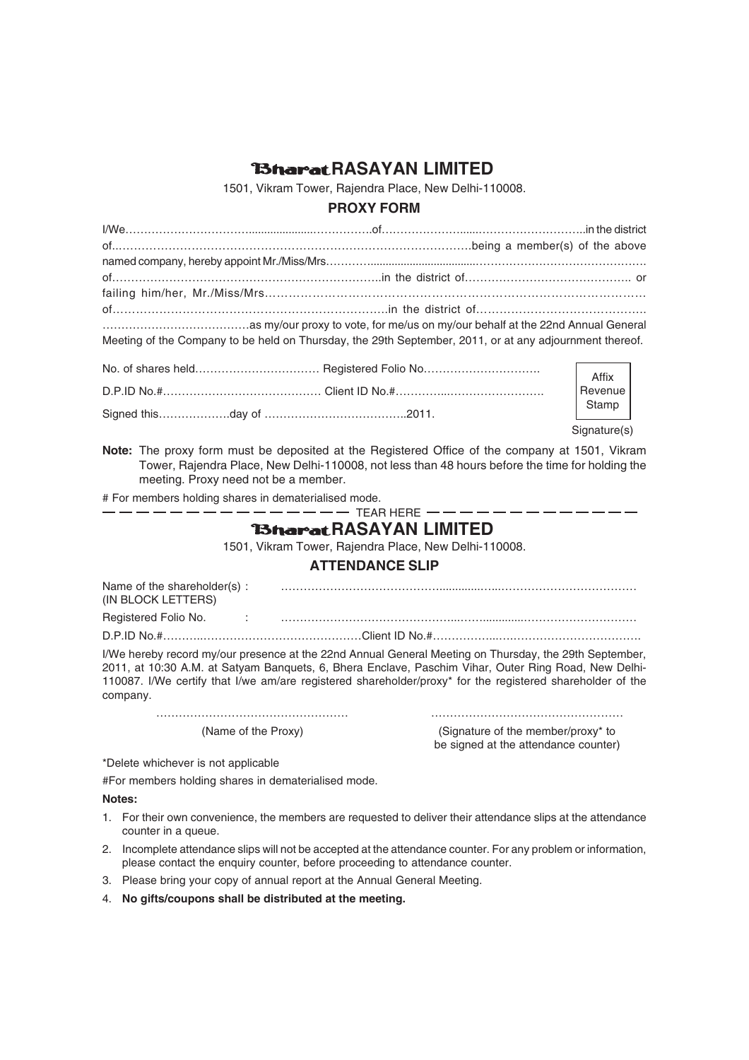# Bharat RASAYAN LIMITED

1501, Vikram Tower, Rajendra Place, New Delhi-110008.

## PROXY FORM

I/We……………………………………………………….of………………………………………………..in the district of..…………………………………………………………………………….being a member(s) of the above named company, hereby appoint Mr./Miss/Mrs……………………………………………………………………………. of……………………………………………………………..in the district of…………………………………….. or failing him/her, Mr./Miss/Mrs……………………………………………………………………………………… of……………………………………………………………..in the district of…………………………………….. ……………………………….as my/our proxy to vote, for me/us on my/our behalf at the 22nd Annual General Meeting of the Company to be held on Thursday, the 29th September, 2011, or at any adjournment thereof.

No. of shares held…………………………… Registered Folio No………………………….

D.P.ID No.#…………………………………… Client ID No.#…………………………………….

Signed this………………day of ………………………………..2011.

Affix Revenue Stamp

Signature(s)

**Note:** The proxy form must be deposited at the Registered Office of the company at 1501, Vikram Tower, Rajendra Place, New Delhi-110008, not less than 48 hours before the time for holding the meeting. Proxy need not be a member.

# For members holding shares in dematerialised mode.

— — — — — — — — — — — — — — TEAR HERE — — — — — — — — — — — — —

# Bharat RASAYAN LIMITED

1501, Vikram Tower, Rajendra Place, New Delhi-110008.

## ATTENDANCE SLIP

Name of the shareholder(s) : (IN BLOCK LETTERS) ……………………………………………………………………………

Registered Folio No. : ……………………………………………………………………………

D.P.ID No.#…………………………………………Client ID No.#…………………………………………….

I/We hereby record my/our presence at the 22nd Annual General Meeting on Thursday, the 29th September, 2011, at 10:30 A.M. at Satyam Banquets, 6, Bhera Enclave, Paschim Vihar, Outer Ring Road, New Delhi-110087. I/We certify that I/we am/are registered shareholder/proxy* for the registered shareholder of the company.

…………………………………………… (Name of the Proxy)

…………………………………………… (Signature of the member/proxy* to be signed at the attendance counter)

*Delete whichever is not applicable

#For members holding shares in dematerialised mode.

**Notes:**

1. For their own convenience, the members are requested to deliver their attendance slips at the attendance counter in a queue.
2. Incomplete attendance slips will not be accepted at the attendance counter. For any problem or information, please contact the enquiry counter, before proceeding to attendance counter.
3. Please bring your copy of annual report at the Annual General Meeting.
4. **No gifts/coupons shall be distributed at the meeting.**